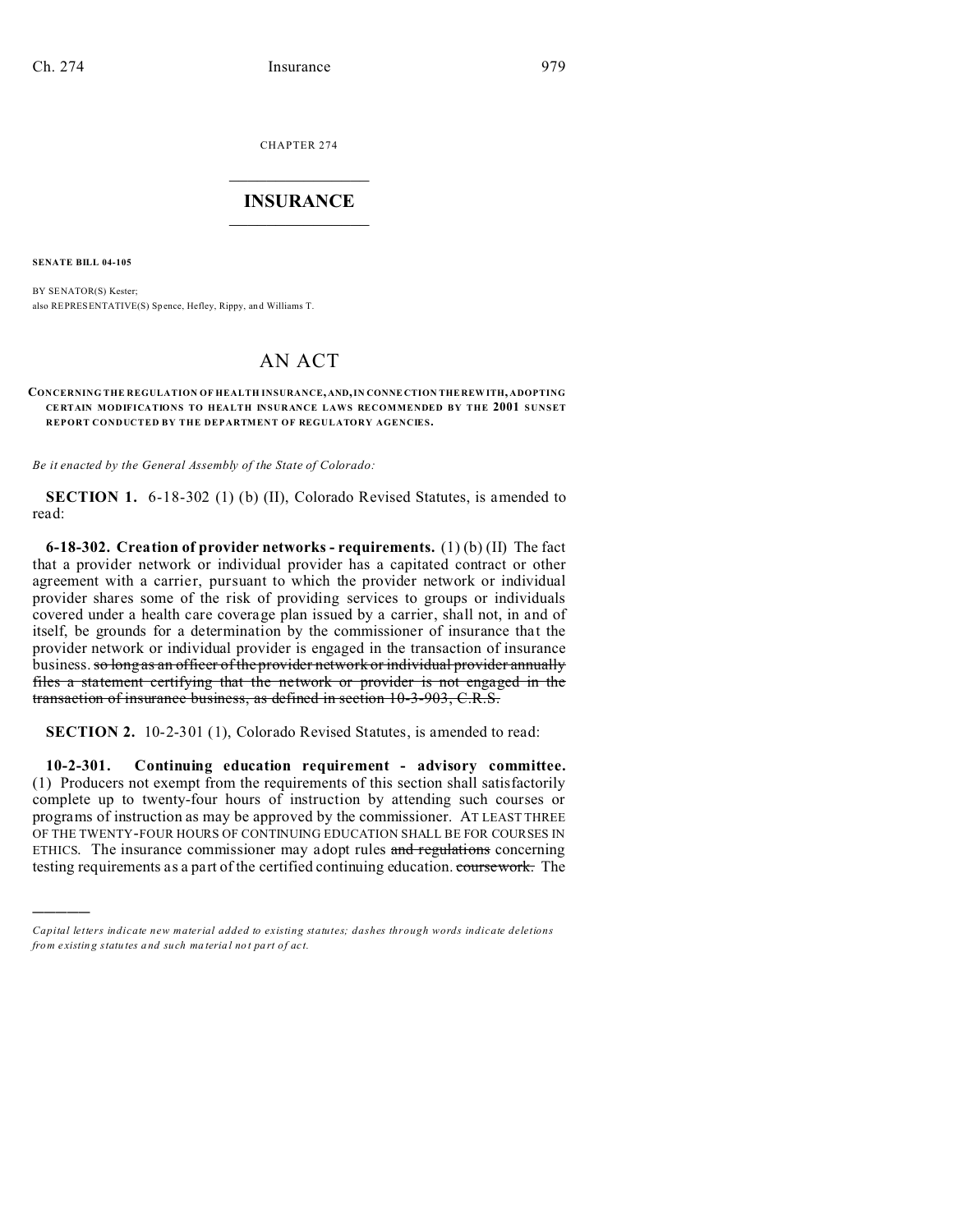CHAPTER 274

# INSURANCE

**SENATE BILL 04-105**

BY SENATOR(S) Kester;
also REPRESENTATIVE(S) Spence, Hefley, Rippy, and Williams T.

# AN ACT

**CONCERNING THE REGULATION OF HEALTH INSURANCE, AND, IN CONNECTION THEREWITH, ADOPTING CERTAIN MODIFICATIONS TO HEALTH INSURANCE LAWS RECOMMENDED BY THE 2001 SUNSET REPORT CONDUCTED BY THE DEPARTMENT OF REGULATORY AGENCIES.**

*Be it enacted by the General Assembly of the State of Colorado:*

**SECTION 1.** 6-18-302 (1) (b) (II), Colorado Revised Statutes, is amended to read:

**6-18-302. Creation of provider networks - requirements.** (1) (b) (II) The fact that a provider network or individual provider has a capitated contract or other agreement with a carrier, pursuant to which the provider network or individual provider shares some of the risk of providing services to groups or individuals covered under a health care coverage plan issued by a carrier, shall not, in and of itself, be grounds for a determination by the commissioner of insurance that the provider network or individual provider is engaged in the transaction of insurance business. ~~so long as an officer of the provider network or individual provider annually files a statement certifying that the network or provider is not engaged in the transaction of insurance business, as defined in section 10-3-903, C.R.S.~~

**SECTION 2.** 10-2-301 (1), Colorado Revised Statutes, is amended to read:

**10-2-301. Continuing education requirement - advisory committee.** (1) Producers not exempt from the requirements of this section shall satisfactorily complete up to twenty-four hours of instruction by attending such courses or programs of instruction as may be approved by the commissioner. AT LEAST THREE OF THE TWENTY-FOUR HOURS OF CONTINUING EDUCATION SHALL BE FOR COURSES IN ETHICS. The insurance commissioner may adopt rules ~~and regulations~~ concerning testing requirements as a part of the certified continuing education. ~~coursework.~~ The

---

*Capital letters indicate new material added to existing statutes; dashes through words indicate deletions from existing statutes and such material not part of act.*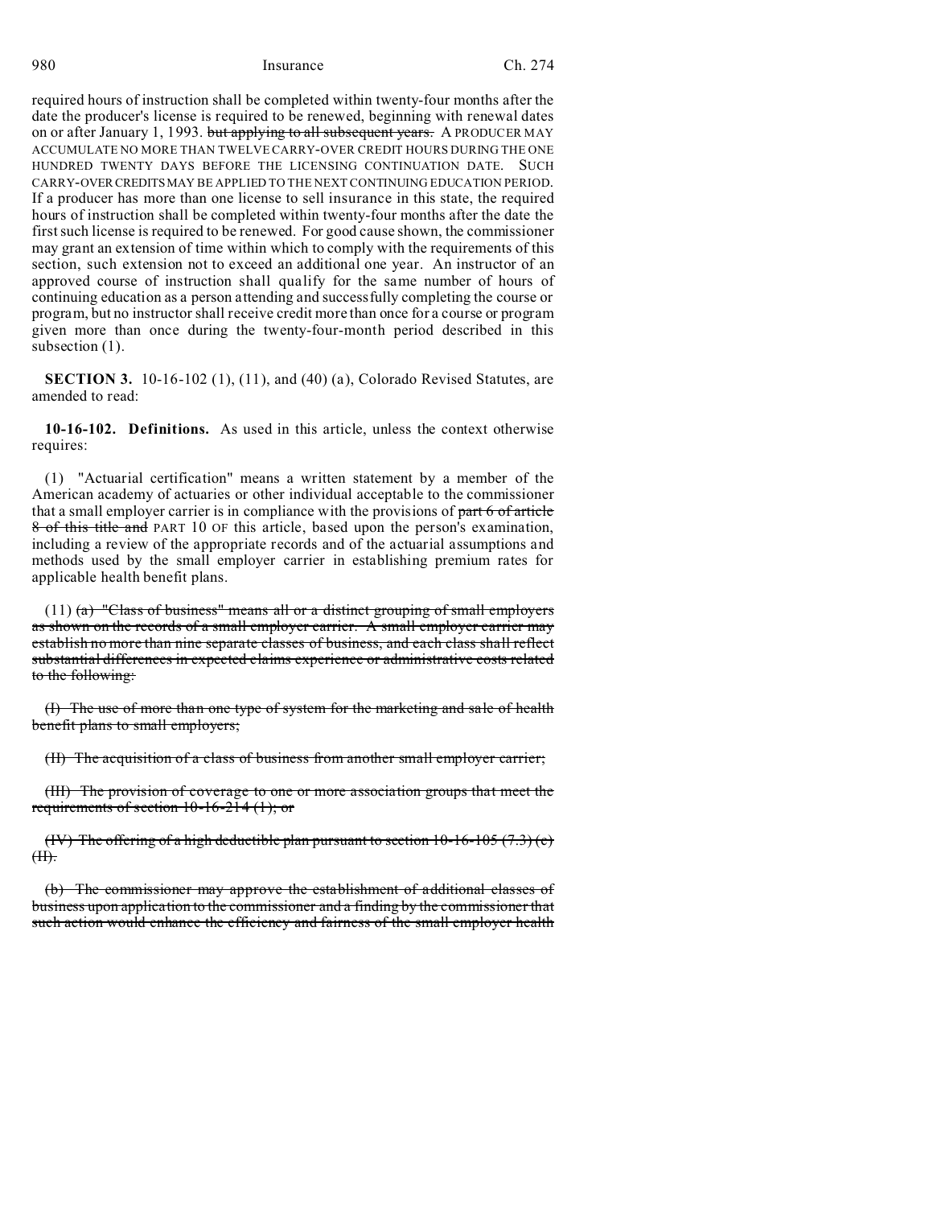required hours of instruction shall be completed within twenty-four months after the date the producer's license is required to be renewed, beginning with renewal dates on or after January 1, 1993. ~~but applying to all subsequent years.~~ A PRODUCER MAY ACCUMULATE NO MORE THAN TWELVE CARRY-OVER CREDIT HOURS DURING THE ONE HUNDRED TWENTY DAYS BEFORE THE LICENSING CONTINUATION DATE. SUCH CARRY-OVER CREDITS MAY BE APPLIED TO THE NEXT CONTINUING EDUCATION PERIOD. If a producer has more than one license to sell insurance in this state, the required hours of instruction shall be completed within twenty-four months after the date the first such license is required to be renewed. For good cause shown, the commissioner may grant an extension of time within which to comply with the requirements of this section, such extension not to exceed an additional one year. An instructor of an approved course of instruction shall qualify for the same number of hours of continuing education as a person attending and successfully completing the course or program, but no instructor shall receive credit more than once for a course or program given more than once during the twenty-four-month period described in this subsection (1).

**SECTION 3.** 10-16-102 (1), (11), and (40) (a), Colorado Revised Statutes, are amended to read:

**10-16-102. Definitions.** As used in this article, unless the context otherwise requires:

(1) "Actuarial certification" means a written statement by a member of the American academy of actuaries or other individual acceptable to the commissioner that a small employer carrier is in compliance with the provisions of ~~part 6 of article 8 of this title and~~ PART 10 OF this article, based upon the person's examination, including a review of the appropriate records and of the actuarial assumptions and methods used by the small employer carrier in establishing premium rates for applicable health benefit plans.

(11) ~~(a) "Class of business" means all or a distinct grouping of small employers as shown on the records of a small employer carrier. A small employer carrier may establish no more than nine separate classes of business, and each class shall reflect substantial differences in expected claims experience or administrative costs related to the following:~~

~~(I) The use of more than one type of system for the marketing and sale of health benefit plans to small employers;~~

~~(II) The acquisition of a class of business from another small employer carrier;~~

~~(III) The provision of coverage to one or more association groups that meet the requirements of section 10-16-214 (1); or~~

~~(IV) The offering of a high deductible plan pursuant to section 10-16-105 (7.3) (c) (II).~~

~~(b) The commissioner may approve the establishment of additional classes of business upon application to the commissioner and a finding by the commissioner that such action would enhance the efficiency and fairness of the small employer health~~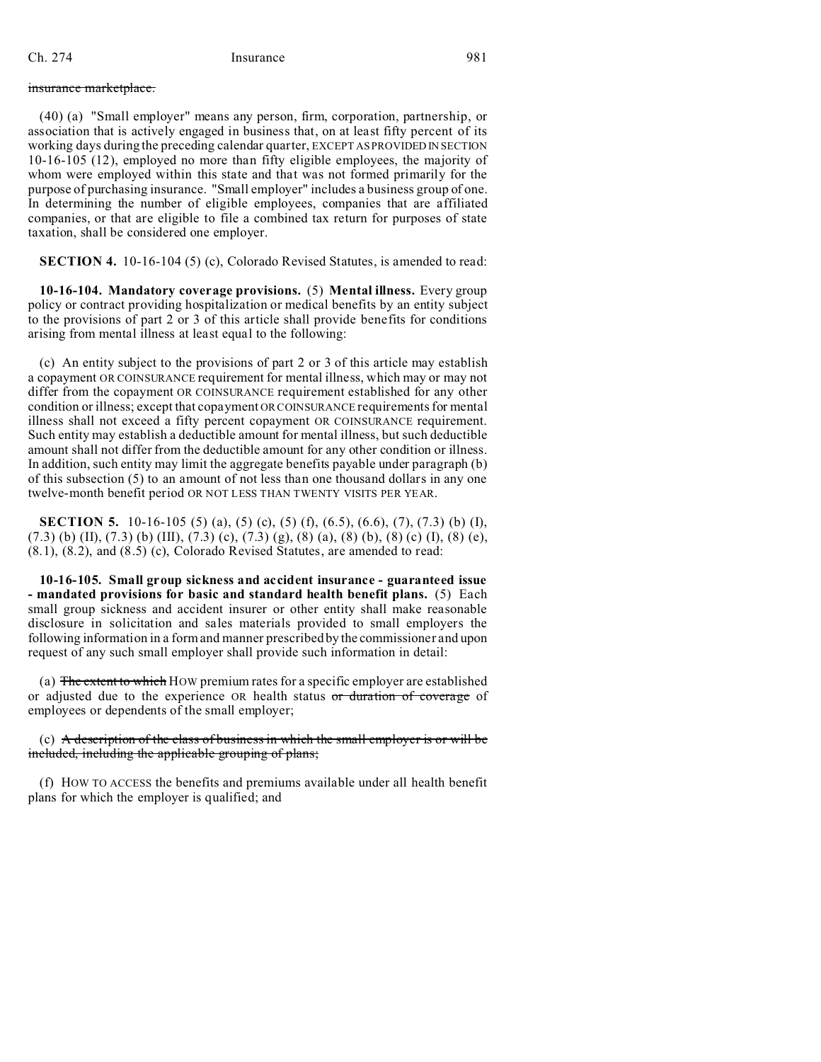~~insurance marketplace.~~

(40) (a) "Small employer" means any person, firm, corporation, partnership, or association that is actively engaged in business that, on at least fifty percent of its working days during the preceding calendar quarter, EXCEPT AS PROVIDED IN SECTION 10-16-105 (12), employed no more than fifty eligible employees, the majority of whom were employed within this state and that was not formed primarily for the purpose of purchasing insurance. "Small employer" includes a business group of one. In determining the number of eligible employees, companies that are affiliated companies, or that are eligible to file a combined tax return for purposes of state taxation, shall be considered one employer.

**SECTION 4.** 10-16-104 (5) (c), Colorado Revised Statutes, is amended to read:

**10-16-104. Mandatory coverage provisions.** (5) **Mental illness.** Every group policy or contract providing hospitalization or medical benefits by an entity subject to the provisions of part 2 or 3 of this article shall provide benefits for conditions arising from mental illness at least equal to the following:

(c) An entity subject to the provisions of part 2 or 3 of this article may establish a copayment OR COINSURANCE requirement for mental illness, which may or may not differ from the copayment OR COINSURANCE requirement established for any other condition or illness; except that copayment OR COINSURANCE requirements for mental illness shall not exceed a fifty percent copayment OR COINSURANCE requirement. Such entity may establish a deductible amount for mental illness, but such deductible amount shall not differ from the deductible amount for any other condition or illness. In addition, such entity may limit the aggregate benefits payable under paragraph (b) of this subsection (5) to an amount of not less than one thousand dollars in any one twelve-month benefit period OR NOT LESS THAN TWENTY VISITS PER YEAR.

**SECTION 5.** 10-16-105 (5) (a), (5) (c), (5) (f), (6.5), (6.6), (7), (7.3) (b) (I), (7.3) (b) (II), (7.3) (b) (III), (7.3) (c), (7.3) (g), (8) (a), (8) (b), (8) (c) (I), (8) (e), (8.1), (8.2), and (8.5) (c), Colorado Revised Statutes, are amended to read:

**10-16-105. Small group sickness and accident insurance - guaranteed issue - mandated provisions for basic and standard health benefit plans.** (5) Each small group sickness and accident insurer or other entity shall make reasonable disclosure in solicitation and sales materials provided to small employers the following information in a form and manner prescribed by the commissioner and upon request of any such small employer shall provide such information in detail:

(a) ~~The extent to which~~ HOW premium rates for a specific employer are established or adjusted due to the experience OR health status ~~or duration of coverage~~ of employees or dependents of the small employer;

(c) ~~A description of the class of business in which the small employer is or will be included, including the applicable grouping of plans;~~

(f) HOW TO ACCESS the benefits and premiums available under all health benefit plans for which the employer is qualified; and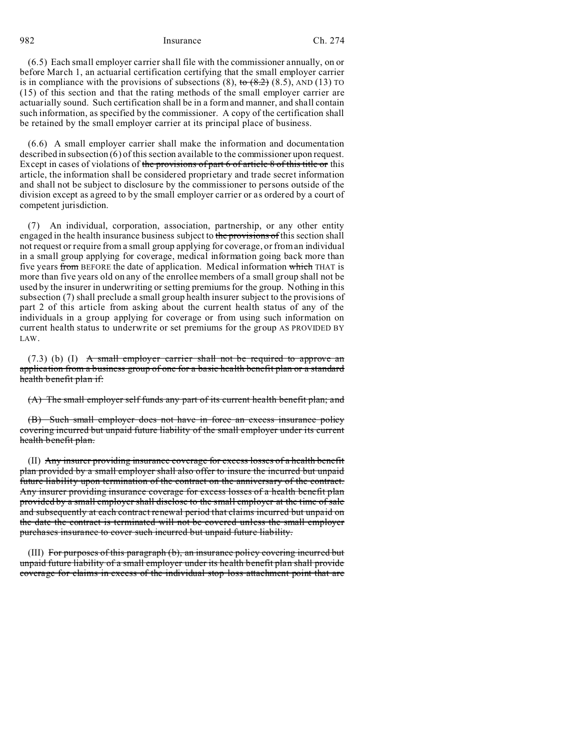(6.5) Each small employer carrier shall file with the commissioner annually, on or before March 1, an actuarial certification certifying that the small employer carrier is in compliance with the provisions of subsections (8), ~~to (8.2)~~ (8.5), AND (13) TO (15) of this section and that the rating methods of the small employer carrier are actuarially sound. Such certification shall be in a form and manner, and shall contain such information, as specified by the commissioner. A copy of the certification shall be retained by the small employer carrier at its principal place of business.

(6.6) A small employer carrier shall make the information and documentation described in subsection (6) of this section available to the commissioner upon request. Except in cases of violations of ~~the provisions of part 6 of article 8 of this title or~~ this article, the information shall be considered proprietary and trade secret information and shall not be subject to disclosure by the commissioner to persons outside of the division except as agreed to by the small employer carrier or as ordered by a court of competent jurisdiction.

(7) An individual, corporation, association, partnership, or any other entity engaged in the health insurance business subject to ~~the provisions of~~ this section shall not request or require from a small group applying for coverage, or from an individual in a small group applying for coverage, medical information going back more than five years ~~from~~ BEFORE the date of application. Medical information ~~which~~ THAT is more than five years old on any of the enrollee members of a small group shall not be used by the insurer in underwriting or setting premiums for the group. Nothing in this subsection (7) shall preclude a small group health insurer subject to the provisions of part 2 of this article from asking about the current health status of any of the individuals in a group applying for coverage or from using such information on current health status to underwrite or set premiums for the group AS PROVIDED BY LAW.

(7.3) (b) (I) ~~A small employer carrier shall not be required to approve an application from a business group of one for a basic health benefit plan or a standard health benefit plan if:~~

~~(A) The small employer self funds any part of its current health benefit plan; and~~

~~(B) Such small employer does not have in force an excess insurance policy covering incurred but unpaid future liability of the small employer under its current health benefit plan.~~

(II) ~~Any insurer providing insurance coverage for excess losses of a health benefit plan provided by a small employer shall also offer to insure the incurred but unpaid future liability upon termination of the contract on the anniversary of the contract. Any insurer providing insurance coverage for excess losses of a health benefit plan provided by a small employer shall disclose to the small employer at the time of sale and subsequently at each contract renewal period that claims incurred but unpaid on the date the contract is terminated will not be covered unless the small employer purchases insurance to cover such incurred but unpaid future liability.~~

(III) ~~For purposes of this paragraph (b), an insurance policy covering incurred but unpaid future liability of a small employer under its health benefit plan shall provide coverage for claims in excess of the individual stop-loss attachment point that are~~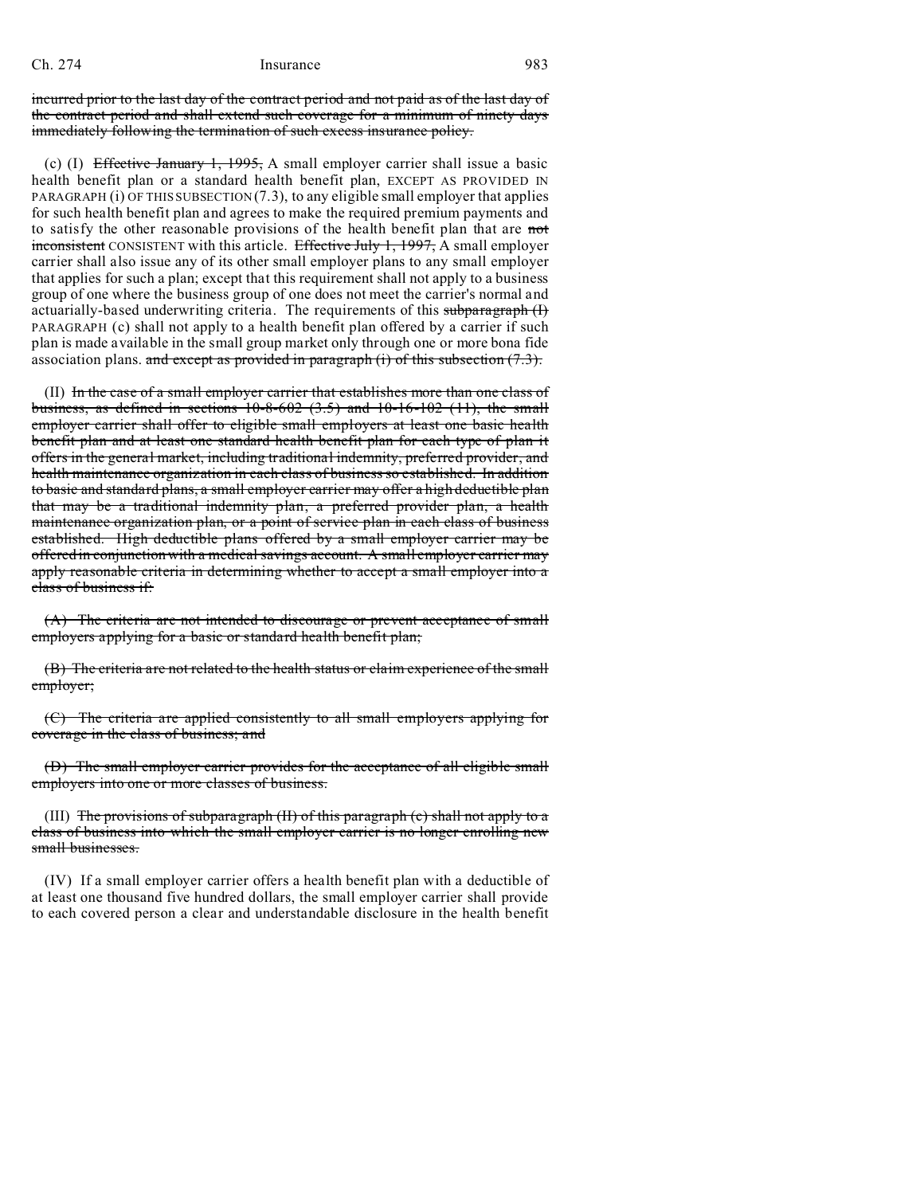~~incurred prior to the last day of the contract period and not paid as of the last day of the contract period and shall extend such coverage for a minimum of ninety days immediately following the termination of such excess insurance policy.~~

(c) (I) ~~Effective January 1, 1995,~~ A small employer carrier shall issue a basic health benefit plan or a standard health benefit plan, EXCEPT AS PROVIDED IN PARAGRAPH (i) OF THIS SUBSECTION (7.3), to any eligible small employer that applies for such health benefit plan and agrees to make the required premium payments and to satisfy the other reasonable provisions of the health benefit plan that are ~~not inconsistent~~ CONSISTENT with this article. ~~Effective July 1, 1997,~~ A small employer carrier shall also issue any of its other small employer plans to any small employer that applies for such a plan; except that this requirement shall not apply to a business group of one where the business group of one does not meet the carrier's normal and actuarially-based underwriting criteria. The requirements of this ~~subparagraph (I)~~ PARAGRAPH (c) shall not apply to a health benefit plan offered by a carrier if such plan is made available in the small group market only through one or more bona fide association plans. ~~and except as provided in paragraph (i) of this subsection (7.3).~~

(II) ~~In the case of a small employer carrier that establishes more than one class of business, as defined in sections 10-8-602 (3.5) and 10-16-102 (11), the small employer carrier shall offer to eligible small employers at least one basic health benefit plan and at least one standard health benefit plan for each type of plan it offers in the general market, including traditional indemnity, preferred provider, and health maintenance organization in each class of business so established. In addition to basic and standard plans, a small employer carrier may offer a high deductible plan that may be a traditional indemnity plan, a preferred provider plan, a health maintenance organization plan, or a point of service plan in each class of business established. High deductible plans offered by a small employer carrier may be offered in conjunction with a medical savings account. A small employer carrier may apply reasonable criteria in determining whether to accept a small employer into a class of business if:~~

~~(A) The criteria are not intended to discourage or prevent acceptance of small employers applying for a basic or standard health benefit plan;~~

~~(B) The criteria are not related to the health status or claim experience of the small employer;~~

~~(C) The criteria are applied consistently to all small employers applying for coverage in the class of business; and~~

~~(D) The small employer carrier provides for the acceptance of all eligible small employers into one or more classes of business.~~

(III) ~~The provisions of subparagraph (II) of this paragraph (c) shall not apply to a class of business into which the small employer carrier is no longer enrolling new small businesses.~~

(IV) If a small employer carrier offers a health benefit plan with a deductible of at least one thousand five hundred dollars, the small employer carrier shall provide to each covered person a clear and understandable disclosure in the health benefit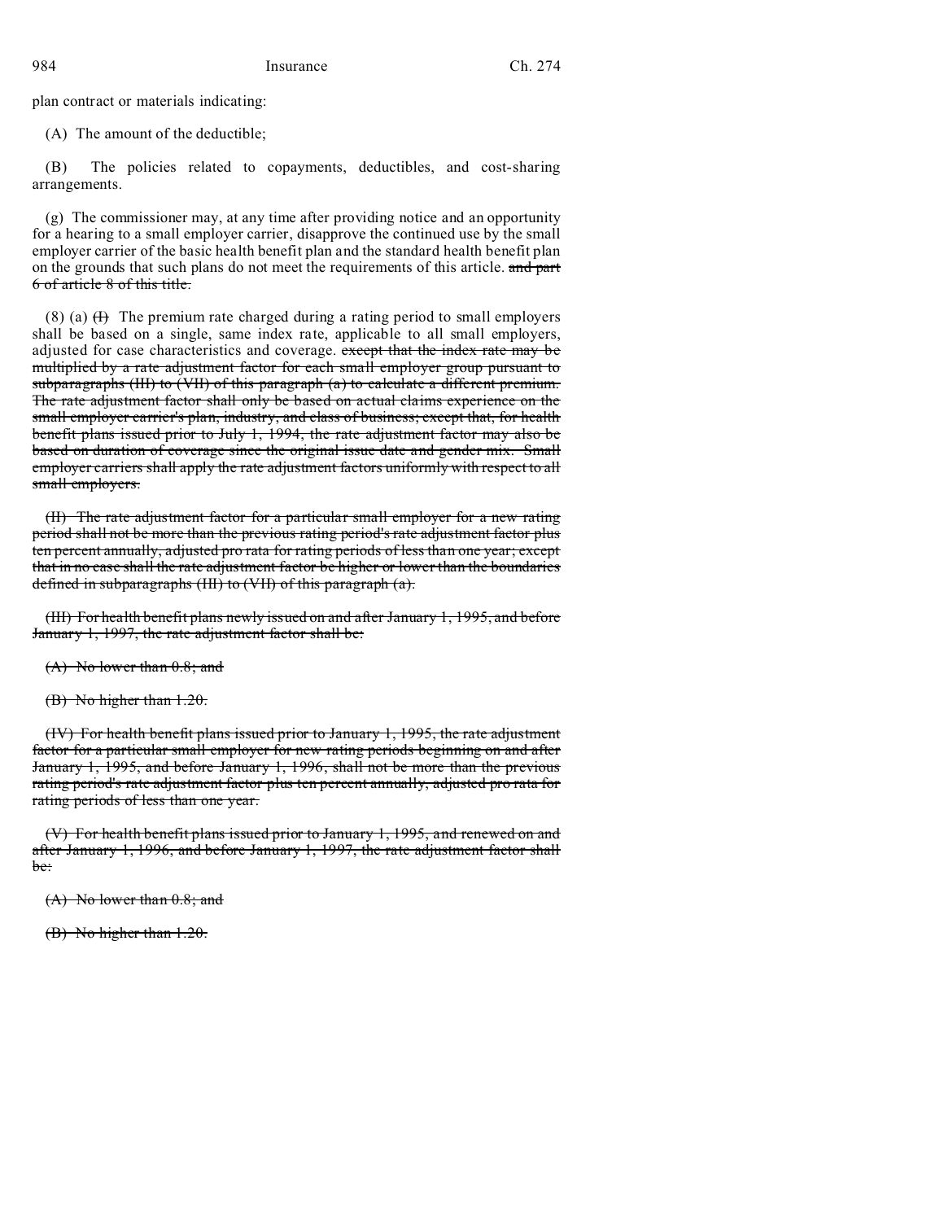plan contract or materials indicating:

(A) The amount of the deductible;

(B) The policies related to copayments, deductibles, and cost-sharing arrangements.

(g) The commissioner may, at any time after providing notice and an opportunity for a hearing to a small employer carrier, disapprove the continued use by the small employer carrier of the basic health benefit plan and the standard health benefit plan on the grounds that such plans do not meet the requirements of this article. ~~and part 6 of article 8 of this title.~~

(8) (a) ~~(I)~~ The premium rate charged during a rating period to small employers shall be based on a single, same index rate, applicable to all small employers, adjusted for case characteristics and coverage. ~~except that the index rate may be multiplied by a rate adjustment factor for each small employer group pursuant to subparagraphs (III) to (VII) of this paragraph (a) to calculate a different premium. The rate adjustment factor shall only be based on actual claims experience on the small employer carrier's plan, industry, and class of business; except that, for health benefit plans issued prior to July 1, 1994, the rate adjustment factor may also be based on duration of coverage since the original issue date and gender mix. Small employer carriers shall apply the rate adjustment factors uniformly with respect to all small employers.~~

~~(II) The rate adjustment factor for a particular small employer for a new rating period shall not be more than the previous rating period's rate adjustment factor plus ten percent annually, adjusted pro rata for rating periods of less than one year; except that in no case shall the rate adjustment factor be higher or lower than the boundaries defined in subparagraphs (III) to (VII) of this paragraph (a).~~

~~(III) For health benefit plans newly issued on and after January 1, 1995, and before January 1, 1997, the rate adjustment factor shall be:~~

~~(A) No lower than 0.8; and~~

~~(B) No higher than 1.20.~~

~~(IV) For health benefit plans issued prior to January 1, 1995, the rate adjustment factor for a particular small employer for new rating periods beginning on and after January 1, 1995, and before January 1, 1996, shall not be more than the previous rating period's rate adjustment factor plus ten percent annually, adjusted pro rata for rating periods of less than one year.~~

~~(V) For health benefit plans issued prior to January 1, 1995, and renewed on and after January 1, 1996, and before January 1, 1997, the rate adjustment factor shall be:~~

~~(A) No lower than 0.8; and~~

~~(B) No higher than 1.20.~~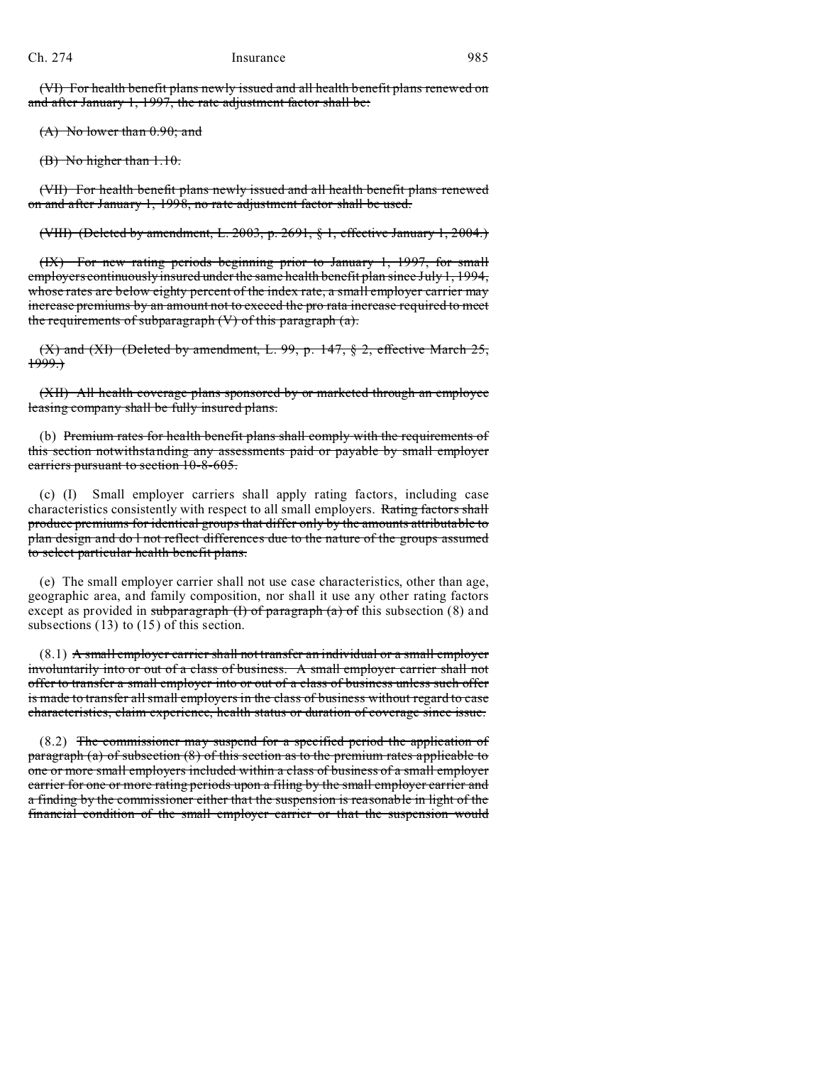~~(VI) For health benefit plans newly issued and all health benefit plans renewed on and after January 1, 1997, the rate adjustment factor shall be:~~

~~(A) No lower than 0.90; and~~

~~(B) No higher than 1.10.~~

~~(VII) For health benefit plans newly issued and all health benefit plans renewed on and after January 1, 1998, no rate adjustment factor shall be used.~~

~~(VIII) (Deleted by amendment, L. 2003, p. 2691, § 1, effective January 1, 2004.)~~

~~(IX) For new rating periods beginning prior to January 1, 1997, for small employers continuously insured under the same health benefit plan since July 1, 1994, whose rates are below eighty percent of the index rate, a small employer carrier may increase premiums by an amount not to exceed the pro rata increase required to meet the requirements of subparagraph (V) of this paragraph (a).~~

~~(X) and (XI) (Deleted by amendment, L. 99, p. 147, § 2, effective March 25, 1999.)~~

~~(XII) All health coverage plans sponsored by or marketed through an employee leasing company shall be fully insured plans.~~

(b) ~~Premium rates for health benefit plans shall comply with the requirements of this section notwithstanding any assessments paid or payable by small employer carriers pursuant to section 10-8-605.~~

(c) (I) Small employer carriers shall apply rating factors, including case characteristics consistently with respect to all small employers. ~~Rating factors shall produce premiums for identical groups that differ only by the amounts attributable to plan design and do l not reflect differences due to the nature of the groups assumed to select particular health benefit plans.~~

(e) The small employer carrier shall not use case characteristics, other than age, geographic area, and family composition, nor shall it use any other rating factors except as provided in ~~subparagraph (I) of paragraph (a) of~~ this subsection (8) and subsections (13) to (15) of this section.

(8.1) ~~A small employer carrier shall not transfer an individual or a small employer involuntarily into or out of a class of business. A small employer carrier shall not offer to transfer a small employer into or out of a class of business unless such offer is made to transfer all small employers in the class of business without regard to case characteristics, claim experience, health status or duration of coverage since issue.~~

(8.2) ~~The commissioner may suspend for a specified period the application of paragraph (a) of subsection (8) of this section as to the premium rates applicable to one or more small employers included within a class of business of a small employer carrier for one or more rating periods upon a filing by the small employer carrier and a finding by the commissioner either that the suspension is reasonable in light of the financial condition of the small employer carrier or that the suspension would~~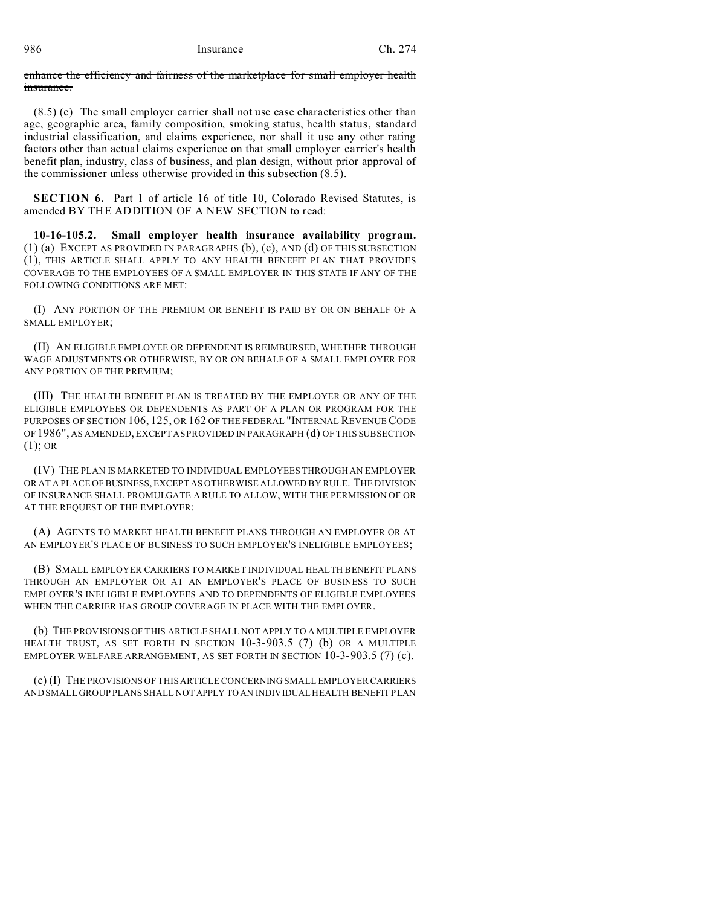~~enhance the efficiency and fairness of the marketplace for small employer health insurance.~~

(8.5) (c) The small employer carrier shall not use case characteristics other than age, geographic area, family composition, smoking status, health status, standard industrial classification, and claims experience, nor shall it use any other rating factors other than actual claims experience on that small employer carrier's health benefit plan, industry, ~~class of business,~~ and plan design, without prior approval of the commissioner unless otherwise provided in this subsection (8.5).

**SECTION 6.** Part 1 of article 16 of title 10, Colorado Revised Statutes, is amended BY THE ADDITION OF A NEW SECTION to read:

**10-16-105.2. Small employer health insurance availability program.** (1) (a) EXCEPT AS PROVIDED IN PARAGRAPHS (b), (c), AND (d) OF THIS SUBSECTION (1), THIS ARTICLE SHALL APPLY TO ANY HEALTH BENEFIT PLAN THAT PROVIDES COVERAGE TO THE EMPLOYEES OF A SMALL EMPLOYER IN THIS STATE IF ANY OF THE FOLLOWING CONDITIONS ARE MET:

(I) ANY PORTION OF THE PREMIUM OR BENEFIT IS PAID BY OR ON BEHALF OF A SMALL EMPLOYER;

(II) AN ELIGIBLE EMPLOYEE OR DEPENDENT IS REIMBURSED, WHETHER THROUGH WAGE ADJUSTMENTS OR OTHERWISE, BY OR ON BEHALF OF A SMALL EMPLOYER FOR ANY PORTION OF THE PREMIUM;

(III) THE HEALTH BENEFIT PLAN IS TREATED BY THE EMPLOYER OR ANY OF THE ELIGIBLE EMPLOYEES OR DEPENDENTS AS PART OF A PLAN OR PROGRAM FOR THE PURPOSES OF SECTION 106, 125, OR 162 OF THE FEDERAL "INTERNAL REVENUE CODE OF 1986", AS AMENDED, EXCEPT AS PROVIDED IN PARAGRAPH (d) OF THIS SUBSECTION (1); OR

(IV) THE PLAN IS MARKETED TO INDIVIDUAL EMPLOYEES THROUGH AN EMPLOYER OR AT A PLACE OF BUSINESS, EXCEPT AS OTHERWISE ALLOWED BY RULE. THE DIVISION OF INSURANCE SHALL PROMULGATE A RULE TO ALLOW, WITH THE PERMISSION OF OR AT THE REQUEST OF THE EMPLOYER:

(A) AGENTS TO MARKET HEALTH BENEFIT PLANS THROUGH AN EMPLOYER OR AT AN EMPLOYER'S PLACE OF BUSINESS TO SUCH EMPLOYER'S INELIGIBLE EMPLOYEES;

(B) SMALL EMPLOYER CARRIERS TO MARKET INDIVIDUAL HEALTH BENEFIT PLANS THROUGH AN EMPLOYER OR AT AN EMPLOYER'S PLACE OF BUSINESS TO SUCH EMPLOYER'S INELIGIBLE EMPLOYEES AND TO DEPENDENTS OF ELIGIBLE EMPLOYEES WHEN THE CARRIER HAS GROUP COVERAGE IN PLACE WITH THE EMPLOYER.

(b) THE PROVISIONS OF THIS ARTICLE SHALL NOT APPLY TO A MULTIPLE EMPLOYER HEALTH TRUST, AS SET FORTH IN SECTION 10-3-903.5 (7) (b) OR A MULTIPLE EMPLOYER WELFARE ARRANGEMENT, AS SET FORTH IN SECTION 10-3-903.5 (7) (c).

(c) (I) THE PROVISIONS OF THIS ARTICLE CONCERNING SMALL EMPLOYER CARRIERS AND SMALL GROUP PLANS SHALL NOT APPLY TO AN INDIVIDUAL HEALTH BENEFIT PLAN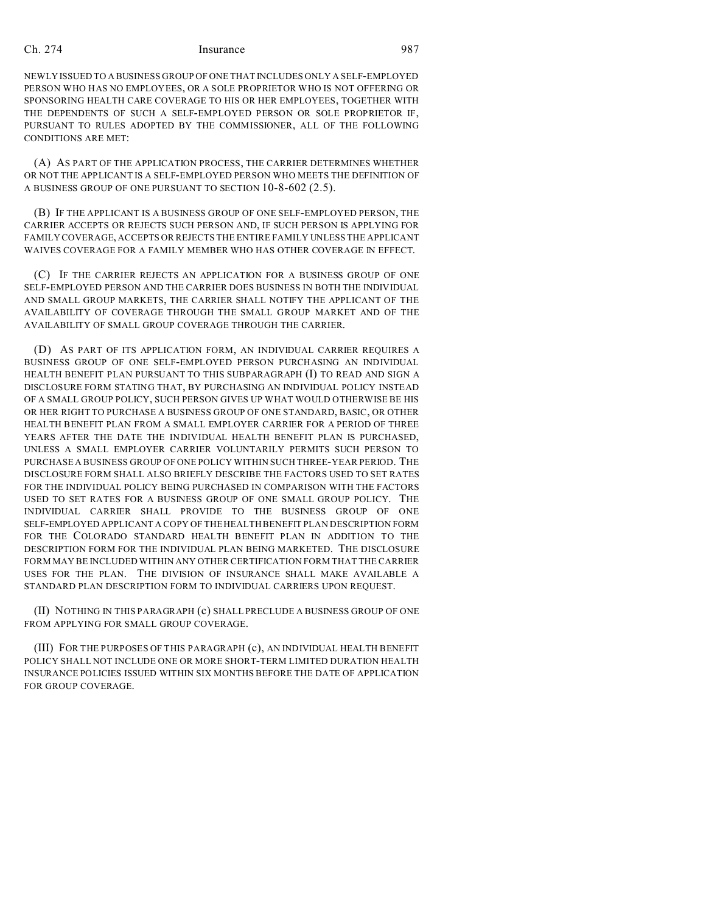NEWLY ISSUED TO A BUSINESS GROUP OF ONE THAT INCLUDES ONLY A SELF-EMPLOYED PERSON WHO HAS NO EMPLOYEES, OR A SOLE PROPRIETOR WHO IS NOT OFFERING OR SPONSORING HEALTH CARE COVERAGE TO HIS OR HER EMPLOYEES, TOGETHER WITH THE DEPENDENTS OF SUCH A SELF-EMPLOYED PERSON OR SOLE PROPRIETOR IF, PURSUANT TO RULES ADOPTED BY THE COMMISSIONER, ALL OF THE FOLLOWING CONDITIONS ARE MET:

(A) AS PART OF THE APPLICATION PROCESS, THE CARRIER DETERMINES WHETHER OR NOT THE APPLICANT IS A SELF-EMPLOYED PERSON WHO MEETS THE DEFINITION OF A BUSINESS GROUP OF ONE PURSUANT TO SECTION 10-8-602 (2.5).

(B) IF THE APPLICANT IS A BUSINESS GROUP OF ONE SELF-EMPLOYED PERSON, THE CARRIER ACCEPTS OR REJECTS SUCH PERSON AND, IF SUCH PERSON IS APPLYING FOR FAMILY COVERAGE, ACCEPTS OR REJECTS THE ENTIRE FAMILY UNLESS THE APPLICANT WAIVES COVERAGE FOR A FAMILY MEMBER WHO HAS OTHER COVERAGE IN EFFECT.

(C) IF THE CARRIER REJECTS AN APPLICATION FOR A BUSINESS GROUP OF ONE SELF-EMPLOYED PERSON AND THE CARRIER DOES BUSINESS IN BOTH THE INDIVIDUAL AND SMALL GROUP MARKETS, THE CARRIER SHALL NOTIFY THE APPLICANT OF THE AVAILABILITY OF COVERAGE THROUGH THE SMALL GROUP MARKET AND OF THE AVAILABILITY OF SMALL GROUP COVERAGE THROUGH THE CARRIER.

(D) AS PART OF ITS APPLICATION FORM, AN INDIVIDUAL CARRIER REQUIRES A BUSINESS GROUP OF ONE SELF-EMPLOYED PERSON PURCHASING AN INDIVIDUAL HEALTH BENEFIT PLAN PURSUANT TO THIS SUBPARAGRAPH (I) TO READ AND SIGN A DISCLOSURE FORM STATING THAT, BY PURCHASING AN INDIVIDUAL POLICY INSTEAD OF A SMALL GROUP POLICY, SUCH PERSON GIVES UP WHAT WOULD OTHERWISE BE HIS OR HER RIGHT TO PURCHASE A BUSINESS GROUP OF ONE STANDARD, BASIC, OR OTHER HEALTH BENEFIT PLAN FROM A SMALL EMPLOYER CARRIER FOR A PERIOD OF THREE YEARS AFTER THE DATE THE INDIVIDUAL HEALTH BENEFIT PLAN IS PURCHASED, UNLESS A SMALL EMPLOYER CARRIER VOLUNTARILY PERMITS SUCH PERSON TO PURCHASE A BUSINESS GROUP OF ONE POLICY WITHIN SUCH THREE-YEAR PERIOD. THE DISCLOSURE FORM SHALL ALSO BRIEFLY DESCRIBE THE FACTORS USED TO SET RATES FOR THE INDIVIDUAL POLICY BEING PURCHASED IN COMPARISON WITH THE FACTORS USED TO SET RATES FOR A BUSINESS GROUP OF ONE SMALL GROUP POLICY. THE INDIVIDUAL CARRIER SHALL PROVIDE TO THE BUSINESS GROUP OF ONE SELF-EMPLOYED APPLICANT A COPY OF THE HEALTH BENEFIT PLAN DESCRIPTION FORM FOR THE COLORADO STANDARD HEALTH BENEFIT PLAN IN ADDITION TO THE DESCRIPTION FORM FOR THE INDIVIDUAL PLAN BEING MARKETED. THE DISCLOSURE FORM MAY BE INCLUDED WITHIN ANY OTHER CERTIFICATION FORM THAT THE CARRIER USES FOR THE PLAN. THE DIVISION OF INSURANCE SHALL MAKE AVAILABLE A STANDARD PLAN DESCRIPTION FORM TO INDIVIDUAL CARRIERS UPON REQUEST.

(II) NOTHING IN THIS PARAGRAPH (c) SHALL PRECLUDE A BUSINESS GROUP OF ONE FROM APPLYING FOR SMALL GROUP COVERAGE.

(III) FOR THE PURPOSES OF THIS PARAGRAPH (c), AN INDIVIDUAL HEALTH BENEFIT POLICY SHALL NOT INCLUDE ONE OR MORE SHORT-TERM LIMITED DURATION HEALTH INSURANCE POLICIES ISSUED WITHIN SIX MONTHS BEFORE THE DATE OF APPLICATION FOR GROUP COVERAGE.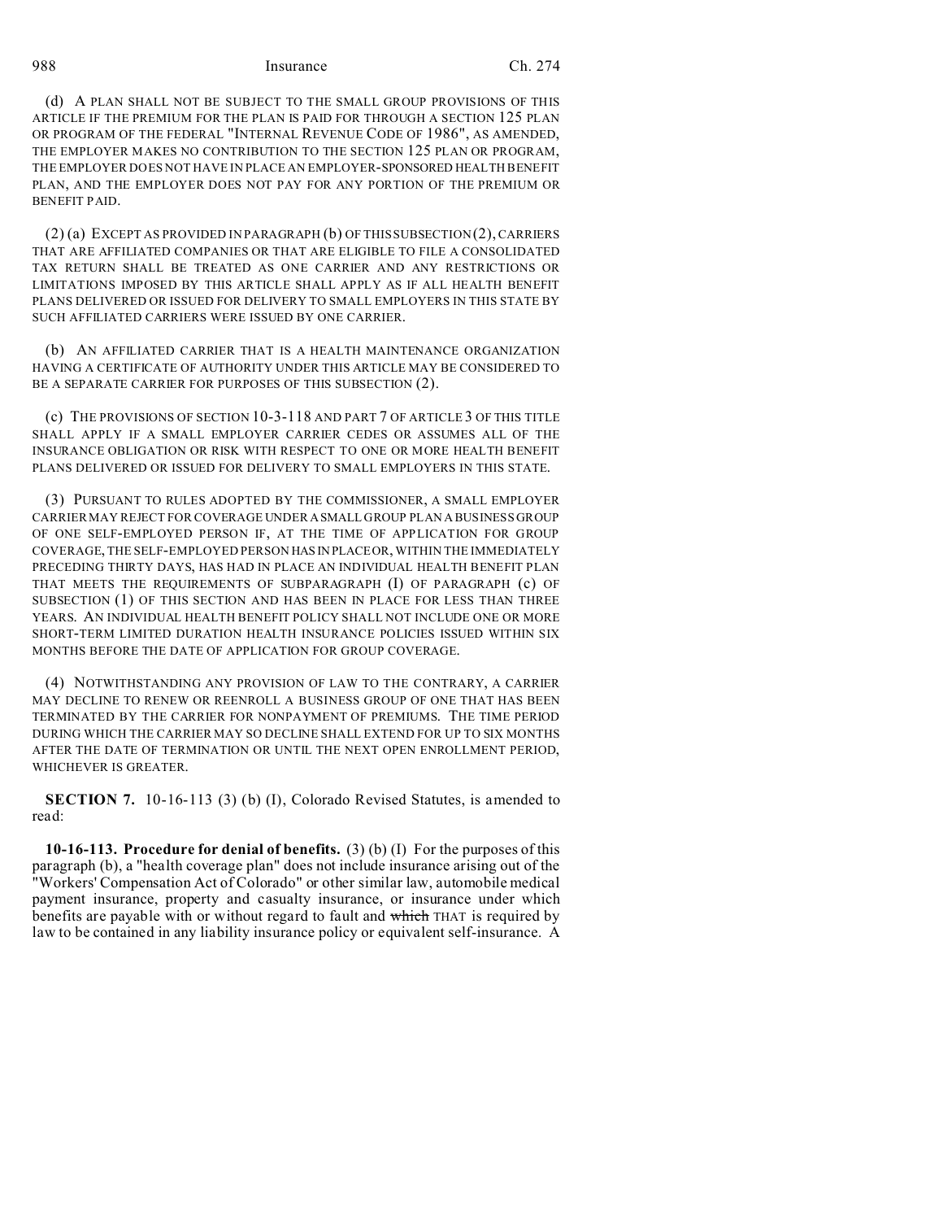(d) A PLAN SHALL NOT BE SUBJECT TO THE SMALL GROUP PROVISIONS OF THIS ARTICLE IF THE PREMIUM FOR THE PLAN IS PAID FOR THROUGH A SECTION 125 PLAN OR PROGRAM OF THE FEDERAL "INTERNAL REVENUE CODE OF 1986", AS AMENDED, THE EMPLOYER MAKES NO CONTRIBUTION TO THE SECTION 125 PLAN OR PROGRAM, THE EMPLOYER DOES NOT HAVE IN PLACE AN EMPLOYER-SPONSORED HEALTH BENEFIT PLAN, AND THE EMPLOYER DOES NOT PAY FOR ANY PORTION OF THE PREMIUM OR BENEFIT PAID.

(2) (a) EXCEPT AS PROVIDED IN PARAGRAPH (b) OF THIS SUBSECTION (2), CARRIERS THAT ARE AFFILIATED COMPANIES OR THAT ARE ELIGIBLE TO FILE A CONSOLIDATED TAX RETURN SHALL BE TREATED AS ONE CARRIER AND ANY RESTRICTIONS OR LIMITATIONS IMPOSED BY THIS ARTICLE SHALL APPLY AS IF ALL HEALTH BENEFIT PLANS DELIVERED OR ISSUED FOR DELIVERY TO SMALL EMPLOYERS IN THIS STATE BY SUCH AFFILIATED CARRIERS WERE ISSUED BY ONE CARRIER.

(b) AN AFFILIATED CARRIER THAT IS A HEALTH MAINTENANCE ORGANIZATION HAVING A CERTIFICATE OF AUTHORITY UNDER THIS ARTICLE MAY BE CONSIDERED TO BE A SEPARATE CARRIER FOR PURPOSES OF THIS SUBSECTION (2).

(c) THE PROVISIONS OF SECTION 10-3-118 AND PART 7 OF ARTICLE 3 OF THIS TITLE SHALL APPLY IF A SMALL EMPLOYER CARRIER CEDES OR ASSUMES ALL OF THE INSURANCE OBLIGATION OR RISK WITH RESPECT TO ONE OR MORE HEALTH BENEFIT PLANS DELIVERED OR ISSUED FOR DELIVERY TO SMALL EMPLOYERS IN THIS STATE.

(3) PURSUANT TO RULES ADOPTED BY THE COMMISSIONER, A SMALL EMPLOYER CARRIER MAY REJECT FOR COVERAGE UNDER A SMALL GROUP PLAN A BUSINESS GROUP OF ONE SELF-EMPLOYED PERSON IF, AT THE TIME OF APPLICATION FOR GROUP COVERAGE, THE SELF-EMPLOYED PERSON HAS IN PLACE OR, WITHIN THE IMMEDIATELY PRECEDING THIRTY DAYS, HAS HAD IN PLACE AN INDIVIDUAL HEALTH BENEFIT PLAN THAT MEETS THE REQUIREMENTS OF SUBPARAGRAPH (I) OF PARAGRAPH (c) OF SUBSECTION (1) OF THIS SECTION AND HAS BEEN IN PLACE FOR LESS THAN THREE YEARS. AN INDIVIDUAL HEALTH BENEFIT POLICY SHALL NOT INCLUDE ONE OR MORE SHORT-TERM LIMITED DURATION HEALTH INSURANCE POLICIES ISSUED WITHIN SIX MONTHS BEFORE THE DATE OF APPLICATION FOR GROUP COVERAGE.

(4) NOTWITHSTANDING ANY PROVISION OF LAW TO THE CONTRARY, A CARRIER MAY DECLINE TO RENEW OR REENROLL A BUSINESS GROUP OF ONE THAT HAS BEEN TERMINATED BY THE CARRIER FOR NONPAYMENT OF PREMIUMS. THE TIME PERIOD DURING WHICH THE CARRIER MAY SO DECLINE SHALL EXTEND FOR UP TO SIX MONTHS AFTER THE DATE OF TERMINATION OR UNTIL THE NEXT OPEN ENROLLMENT PERIOD, WHICHEVER IS GREATER.

**SECTION 7.** 10-16-113 (3) (b) (I), Colorado Revised Statutes, is amended to read:

**10-16-113. Procedure for denial of benefits.** (3) (b) (I) For the purposes of this paragraph (b), a "health coverage plan" does not include insurance arising out of the "Workers' Compensation Act of Colorado" or other similar law, automobile medical payment insurance, property and casualty insurance, or insurance under which benefits are payable with or without regard to fault and ~~which~~ THAT is required by law to be contained in any liability insurance policy or equivalent self-insurance. A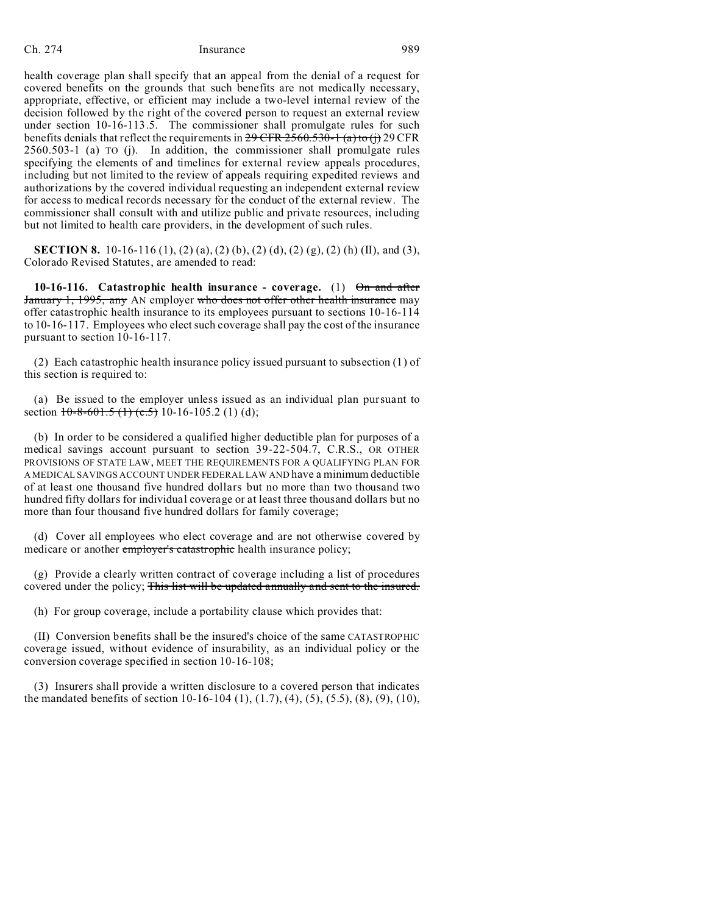health coverage plan shall specify that an appeal from the denial of a request for covered benefits on the grounds that such benefits are not medically necessary, appropriate, effective, or efficient may include a two-level internal review of the decision followed by the right of the covered person to request an external review under section 10-16-113.5. The commissioner shall promulgate rules for such benefits denials that reflect the requirements in ~~29 CFR 2560.530-1 (a) to (j)~~ 29 CFR 2560.503-1 (a) TO (j). In addition, the commissioner shall promulgate rules specifying the elements of and timelines for external review appeals procedures, including but not limited to the review of appeals requiring expedited reviews and authorizations by the covered individual requesting an independent external review for access to medical records necessary for the conduct of the external review. The commissioner shall consult with and utilize public and private resources, including but not limited to health care providers, in the development of such rules.

**SECTION 8.** 10-16-116 (1), (2) (a), (2) (b), (2) (d), (2) (g), (2) (h) (II), and (3), Colorado Revised Statutes, are amended to read:

**10-16-116. Catastrophic health insurance - coverage.** (1) ~~On and after January 1, 1995, any~~ AN employer ~~who does not offer other health insurance~~ may offer catastrophic health insurance to its employees pursuant to sections 10-16-114 to 10-16-117. Employees who elect such coverage shall pay the cost of the insurance pursuant to section 10-16-117.

(2) Each catastrophic health insurance policy issued pursuant to subsection (1) of this section is required to:

(a) Be issued to the employer unless issued as an individual plan pursuant to section ~~10-8-601.5 (1) (c.5)~~ 10-16-105.2 (1) (d);

(b) In order to be considered a qualified higher deductible plan for purposes of a medical savings account pursuant to section 39-22-504.7, C.R.S., OR OTHER PROVISIONS OF STATE LAW, MEET THE REQUIREMENTS FOR A QUALIFYING PLAN FOR A MEDICAL SAVINGS ACCOUNT UNDER FEDERAL LAW AND have a minimum deductible of at least one thousand five hundred dollars but no more than two thousand two hundred fifty dollars for individual coverage or at least three thousand dollars but no more than four thousand five hundred dollars for family coverage;

(d) Cover all employees who elect coverage and are not otherwise covered by medicare or another ~~employer's catastrophic~~ health insurance policy;

(g) Provide a clearly written contract of coverage including a list of procedures covered under the policy; ~~This list will be updated annually and sent to the insured.~~

(h) For group coverage, include a portability clause which provides that:

(II) Conversion benefits shall be the insured's choice of the same CATASTROPHIC coverage issued, without evidence of insurability, as an individual policy or the conversion coverage specified in section 10-16-108;

(3) Insurers shall provide a written disclosure to a covered person that indicates the mandated benefits of section 10-16-104 (1), (1.7), (4), (5), (5.5), (8), (9), (10),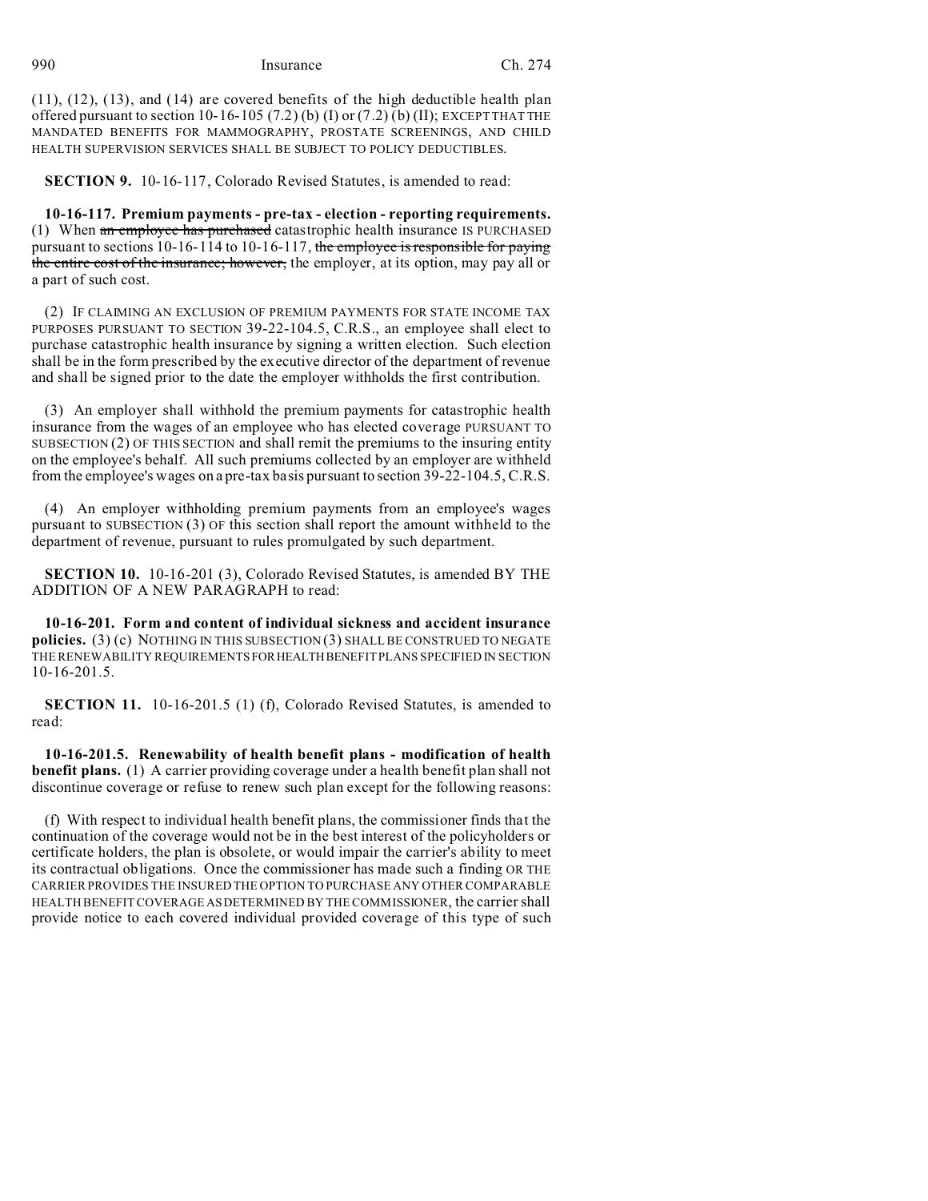(11), (12), (13), and (14) are covered benefits of the high deductible health plan offered pursuant to section 10-16-105 (7.2) (b) (I) or (7.2) (b) (II); EXCEPT THAT THE MANDATED BENEFITS FOR MAMMOGRAPHY, PROSTATE SCREENINGS, AND CHILD HEALTH SUPERVISION SERVICES SHALL BE SUBJECT TO POLICY DEDUCTIBLES.

**SECTION 9.** 10-16-117, Colorado Revised Statutes, is amended to read:

**10-16-117. Premium payments - pre-tax - election - reporting requirements.** (1) When ~~an employee has purchased~~ catastrophic health insurance IS PURCHASED pursuant to sections 10-16-114 to 10-16-117, ~~the employee is responsible for paying the entire cost of the insurance; however,~~ the employer, at its option, may pay all or a part of such cost.

(2) IF CLAIMING AN EXCLUSION OF PREMIUM PAYMENTS FOR STATE INCOME TAX PURPOSES PURSUANT TO SECTION 39-22-104.5, C.R.S., an employee shall elect to purchase catastrophic health insurance by signing a written election. Such election shall be in the form prescribed by the executive director of the department of revenue and shall be signed prior to the date the employer withholds the first contribution.

(3) An employer shall withhold the premium payments for catastrophic health insurance from the wages of an employee who has elected coverage PURSUANT TO SUBSECTION (2) OF THIS SECTION and shall remit the premiums to the insuring entity on the employee's behalf. All such premiums collected by an employer are withheld from the employee's wages on a pre-tax basis pursuant to section 39-22-104.5, C.R.S.

(4) An employer withholding premium payments from an employee's wages pursuant to SUBSECTION (3) OF this section shall report the amount withheld to the department of revenue, pursuant to rules promulgated by such department.

**SECTION 10.** 10-16-201 (3), Colorado Revised Statutes, is amended BY THE ADDITION OF A NEW PARAGRAPH to read:

**10-16-201. Form and content of individual sickness and accident insurance policies.** (3) (c) NOTHING IN THIS SUBSECTION (3) SHALL BE CONSTRUED TO NEGATE THE RENEWABILITY REQUIREMENTS FOR HEALTH BENEFIT PLANS SPECIFIED IN SECTION 10-16-201.5.

**SECTION 11.** 10-16-201.5 (1) (f), Colorado Revised Statutes, is amended to read:

**10-16-201.5. Renewability of health benefit plans - modification of health benefit plans.** (1) A carrier providing coverage under a health benefit plan shall not discontinue coverage or refuse to renew such plan except for the following reasons:

(f) With respect to individual health benefit plans, the commissioner finds that the continuation of the coverage would not be in the best interest of the policyholders or certificate holders, the plan is obsolete, or would impair the carrier's ability to meet its contractual obligations. Once the commissioner has made such a finding OR THE CARRIER PROVIDES THE INSURED THE OPTION TO PURCHASE ANY OTHER COMPARABLE HEALTH BENEFIT COVERAGE AS DETERMINED BY THE COMMISSIONER, the carrier shall provide notice to each covered individual provided coverage of this type of such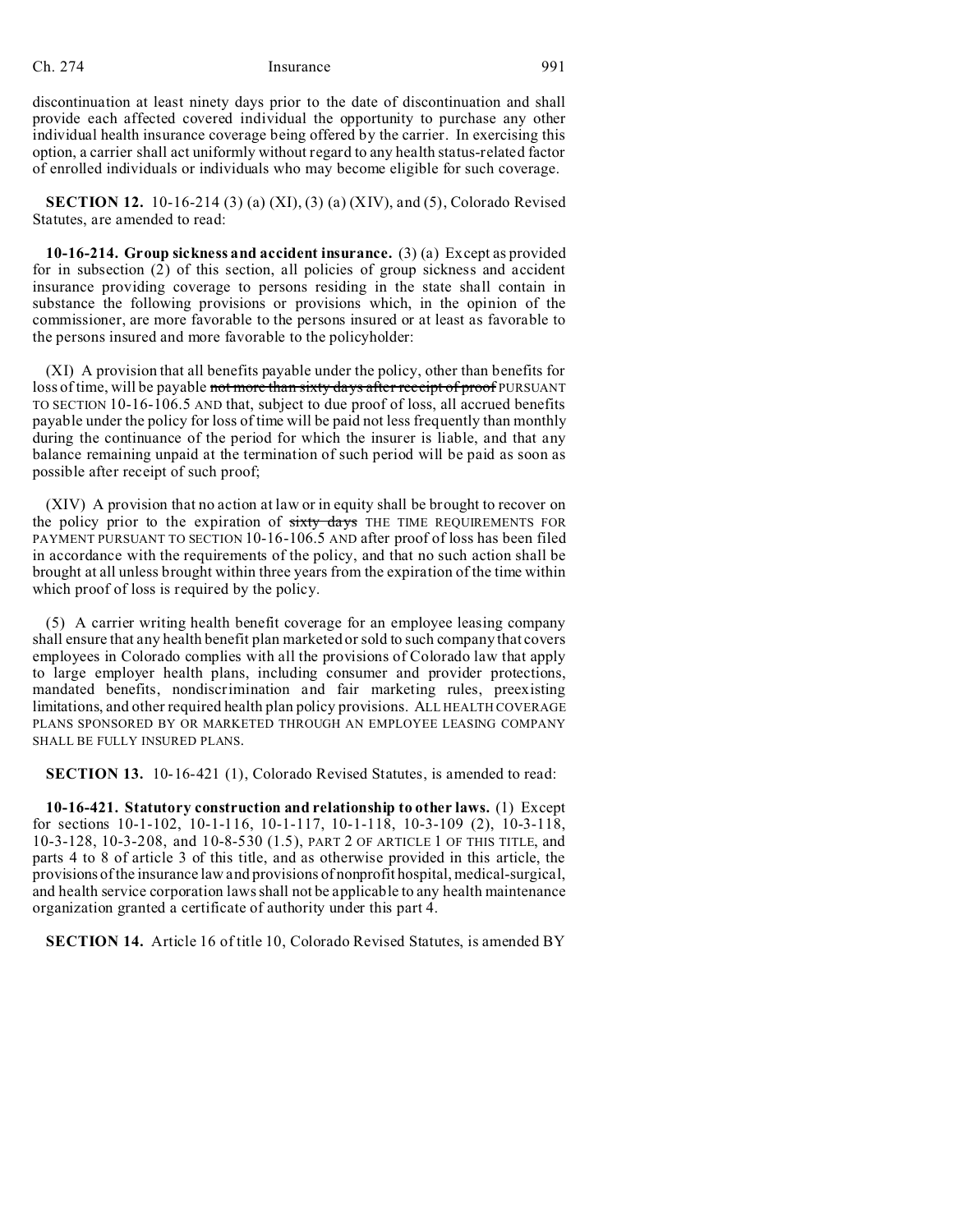discontinuation at least ninety days prior to the date of discontinuation and shall provide each affected covered individual the opportunity to purchase any other individual health insurance coverage being offered by the carrier. In exercising this option, a carrier shall act uniformly without regard to any health status-related factor of enrolled individuals or individuals who may become eligible for such coverage.

**SECTION 12.** 10-16-214 (3) (a) (XI), (3) (a) (XIV), and (5), Colorado Revised Statutes, are amended to read:

**10-16-214. Group sickness and accident insurance.** (3) (a) Except as provided for in subsection (2) of this section, all policies of group sickness and accident insurance providing coverage to persons residing in the state shall contain in substance the following provisions or provisions which, in the opinion of the commissioner, are more favorable to the persons insured or at least as favorable to the persons insured and more favorable to the policyholder:

(XI) A provision that all benefits payable under the policy, other than benefits for loss of time, will be payable ~~not more than sixty days after receipt of proof~~ PURSUANT TO SECTION 10-16-106.5 AND that, subject to due proof of loss, all accrued benefits payable under the policy for loss of time will be paid not less frequently than monthly during the continuance of the period for which the insurer is liable, and that any balance remaining unpaid at the termination of such period will be paid as soon as possible after receipt of such proof;

(XIV) A provision that no action at law or in equity shall be brought to recover on the policy prior to the expiration of ~~sixty days~~ THE TIME REQUIREMENTS FOR PAYMENT PURSUANT TO SECTION 10-16-106.5 AND after proof of loss has been filed in accordance with the requirements of the policy, and that no such action shall be brought at all unless brought within three years from the expiration of the time within which proof of loss is required by the policy.

(5) A carrier writing health benefit coverage for an employee leasing company shall ensure that any health benefit plan marketed or sold to such company that covers employees in Colorado complies with all the provisions of Colorado law that apply to large employer health plans, including consumer and provider protections, mandated benefits, nondiscrimination and fair marketing rules, preexisting limitations, and other required health plan policy provisions. ALL HEALTH COVERAGE PLANS SPONSORED BY OR MARKETED THROUGH AN EMPLOYEE LEASING COMPANY SHALL BE FULLY INSURED PLANS.

**SECTION 13.** 10-16-421 (1), Colorado Revised Statutes, is amended to read:

**10-16-421. Statutory construction and relationship to other laws.** (1) Except for sections 10-1-102, 10-1-116, 10-1-117, 10-1-118, 10-3-109 (2), 10-3-118, 10-3-128, 10-3-208, and 10-8-530 (1.5), PART 2 OF ARTICLE 1 OF THIS TITLE, and parts 4 to 8 of article 3 of this title, and as otherwise provided in this article, the provisions of the insurance law and provisions of nonprofit hospital, medical-surgical, and health service corporation laws shall not be applicable to any health maintenance organization granted a certificate of authority under this part 4.

**SECTION 14.** Article 16 of title 10, Colorado Revised Statutes, is amended BY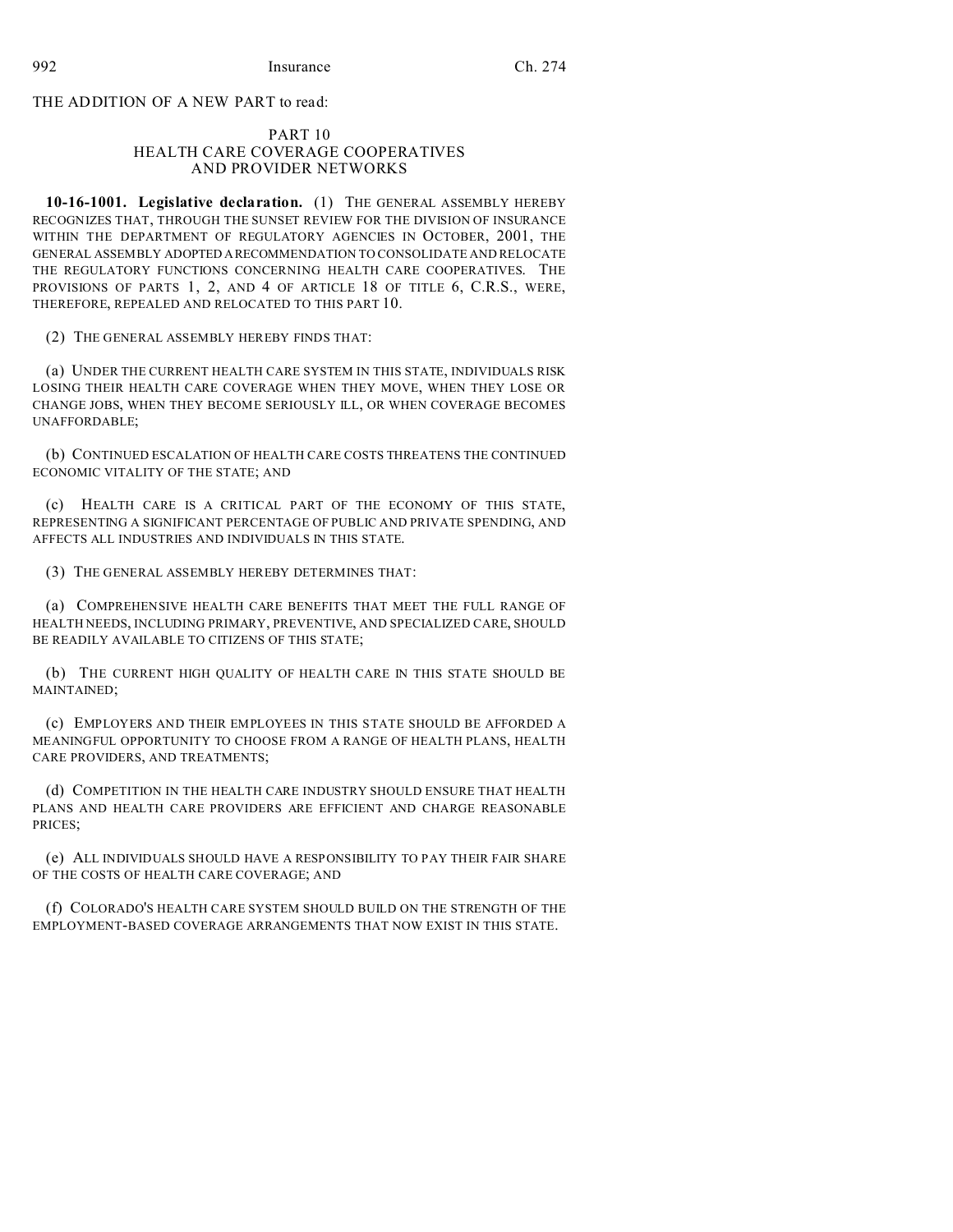THE ADDITION OF A NEW PART to read:

PART 10
HEALTH CARE COVERAGE COOPERATIVES
AND PROVIDER NETWORKS

**10-16-1001. Legislative declaration.** (1) THE GENERAL ASSEMBLY HEREBY RECOGNIZES THAT, THROUGH THE SUNSET REVIEW FOR THE DIVISION OF INSURANCE WITHIN THE DEPARTMENT OF REGULATORY AGENCIES IN OCTOBER, 2001, THE GENERAL ASSEMBLY ADOPTED A RECOMMENDATION TO CONSOLIDATE AND RELOCATE THE REGULATORY FUNCTIONS CONCERNING HEALTH CARE COOPERATIVES. THE PROVISIONS OF PARTS 1, 2, AND 4 OF ARTICLE 18 OF TITLE 6, C.R.S., WERE, THEREFORE, REPEALED AND RELOCATED TO THIS PART 10.

(2) THE GENERAL ASSEMBLY HEREBY FINDS THAT:

(a) UNDER THE CURRENT HEALTH CARE SYSTEM IN THIS STATE, INDIVIDUALS RISK LOSING THEIR HEALTH CARE COVERAGE WHEN THEY MOVE, WHEN THEY LOSE OR CHANGE JOBS, WHEN THEY BECOME SERIOUSLY ILL, OR WHEN COVERAGE BECOMES UNAFFORDABLE;

(b) CONTINUED ESCALATION OF HEALTH CARE COSTS THREATENS THE CONTINUED ECONOMIC VITALITY OF THE STATE; AND

(c) HEALTH CARE IS A CRITICAL PART OF THE ECONOMY OF THIS STATE, REPRESENTING A SIGNIFICANT PERCENTAGE OF PUBLIC AND PRIVATE SPENDING, AND AFFECTS ALL INDUSTRIES AND INDIVIDUALS IN THIS STATE.

(3) THE GENERAL ASSEMBLY HEREBY DETERMINES THAT:

(a) COMPREHENSIVE HEALTH CARE BENEFITS THAT MEET THE FULL RANGE OF HEALTH NEEDS, INCLUDING PRIMARY, PREVENTIVE, AND SPECIALIZED CARE, SHOULD BE READILY AVAILABLE TO CITIZENS OF THIS STATE;

(b) THE CURRENT HIGH QUALITY OF HEALTH CARE IN THIS STATE SHOULD BE MAINTAINED;

(c) EMPLOYERS AND THEIR EMPLOYEES IN THIS STATE SHOULD BE AFFORDED A MEANINGFUL OPPORTUNITY TO CHOOSE FROM A RANGE OF HEALTH PLANS, HEALTH CARE PROVIDERS, AND TREATMENTS;

(d) COMPETITION IN THE HEALTH CARE INDUSTRY SHOULD ENSURE THAT HEALTH PLANS AND HEALTH CARE PROVIDERS ARE EFFICIENT AND CHARGE REASONABLE PRICES;

(e) ALL INDIVIDUALS SHOULD HAVE A RESPONSIBILITY TO PAY THEIR FAIR SHARE OF THE COSTS OF HEALTH CARE COVERAGE; AND

(f) COLORADO'S HEALTH CARE SYSTEM SHOULD BUILD ON THE STRENGTH OF THE EMPLOYMENT-BASED COVERAGE ARRANGEMENTS THAT NOW EXIST IN THIS STATE.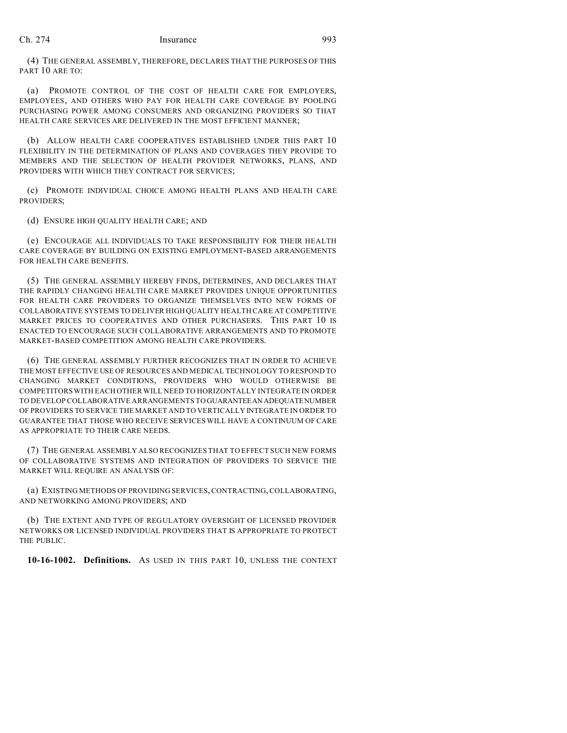(4) THE GENERAL ASSEMBLY, THEREFORE, DECLARES THAT THE PURPOSES OF THIS PART 10 ARE TO:

(a) PROMOTE CONTROL OF THE COST OF HEALTH CARE FOR EMPLOYERS, EMPLOYEES, AND OTHERS WHO PAY FOR HEALTH CARE COVERAGE BY POOLING PURCHASING POWER AMONG CONSUMERS AND ORGANIZING PROVIDERS SO THAT HEALTH CARE SERVICES ARE DELIVERED IN THE MOST EFFICIENT MANNER;

(b) ALLOW HEALTH CARE COOPERATIVES ESTABLISHED UNDER THIS PART 10 FLEXIBILITY IN THE DETERMINATION OF PLANS AND COVERAGES THEY PROVIDE TO MEMBERS AND THE SELECTION OF HEALTH PROVIDER NETWORKS, PLANS, AND PROVIDERS WITH WHICH THEY CONTRACT FOR SERVICES;

(c) PROMOTE INDIVIDUAL CHOICE AMONG HEALTH PLANS AND HEALTH CARE PROVIDERS;

(d) ENSURE HIGH QUALITY HEALTH CARE; AND

(e) ENCOURAGE ALL INDIVIDUALS TO TAKE RESPONSIBILITY FOR THEIR HEALTH CARE COVERAGE BY BUILDING ON EXISTING EMPLOYMENT-BASED ARRANGEMENTS FOR HEALTH CARE BENEFITS.

(5) THE GENERAL ASSEMBLY HEREBY FINDS, DETERMINES, AND DECLARES THAT THE RAPIDLY CHANGING HEALTH CARE MARKET PROVIDES UNIQUE OPPORTUNITIES FOR HEALTH CARE PROVIDERS TO ORGANIZE THEMSELVES INTO NEW FORMS OF COLLABORATIVE SYSTEMS TO DELIVER HIGH QUALITY HEALTH CARE AT COMPETITIVE MARKET PRICES TO COOPERATIVES AND OTHER PURCHASERS. THIS PART 10 IS ENACTED TO ENCOURAGE SUCH COLLABORATIVE ARRANGEMENTS AND TO PROMOTE MARKET-BASED COMPETITION AMONG HEALTH CARE PROVIDERS.

(6) THE GENERAL ASSEMBLY FURTHER RECOGNIZES THAT IN ORDER TO ACHIEVE THE MOST EFFECTIVE USE OF RESOURCES AND MEDICAL TECHNOLOGY TO RESPOND TO CHANGING MARKET CONDITIONS, PROVIDERS WHO WOULD OTHERWISE BE COMPETITORS WITH EACH OTHER WILL NEED TO HORIZONTALLY INTEGRATE IN ORDER TO DEVELOP COLLABORATIVE ARRANGEMENTS TO GUARANTEE AN ADEQUATE NUMBER OF PROVIDERS TO SERVICE THE MARKET AND TO VERTICALLY INTEGRATE IN ORDER TO GUARANTEE THAT THOSE WHO RECEIVE SERVICES WILL HAVE A CONTINUUM OF CARE AS APPROPRIATE TO THEIR CARE NEEDS.

(7) THE GENERAL ASSEMBLY ALSO RECOGNIZES THAT TO EFFECT SUCH NEW FORMS OF COLLABORATIVE SYSTEMS AND INTEGRATION OF PROVIDERS TO SERVICE THE MARKET WILL REQUIRE AN ANALYSIS OF:

(a) EXISTING METHODS OF PROVIDING SERVICES, CONTRACTING, COLLABORATING, AND NETWORKING AMONG PROVIDERS; AND

(b) THE EXTENT AND TYPE OF REGULATORY OVERSIGHT OF LICENSED PROVIDER NETWORKS OR LICENSED INDIVIDUAL PROVIDERS THAT IS APPROPRIATE TO PROTECT THE PUBLIC.

**10-16-1002. Definitions.** AS USED IN THIS PART 10, UNLESS THE CONTEXT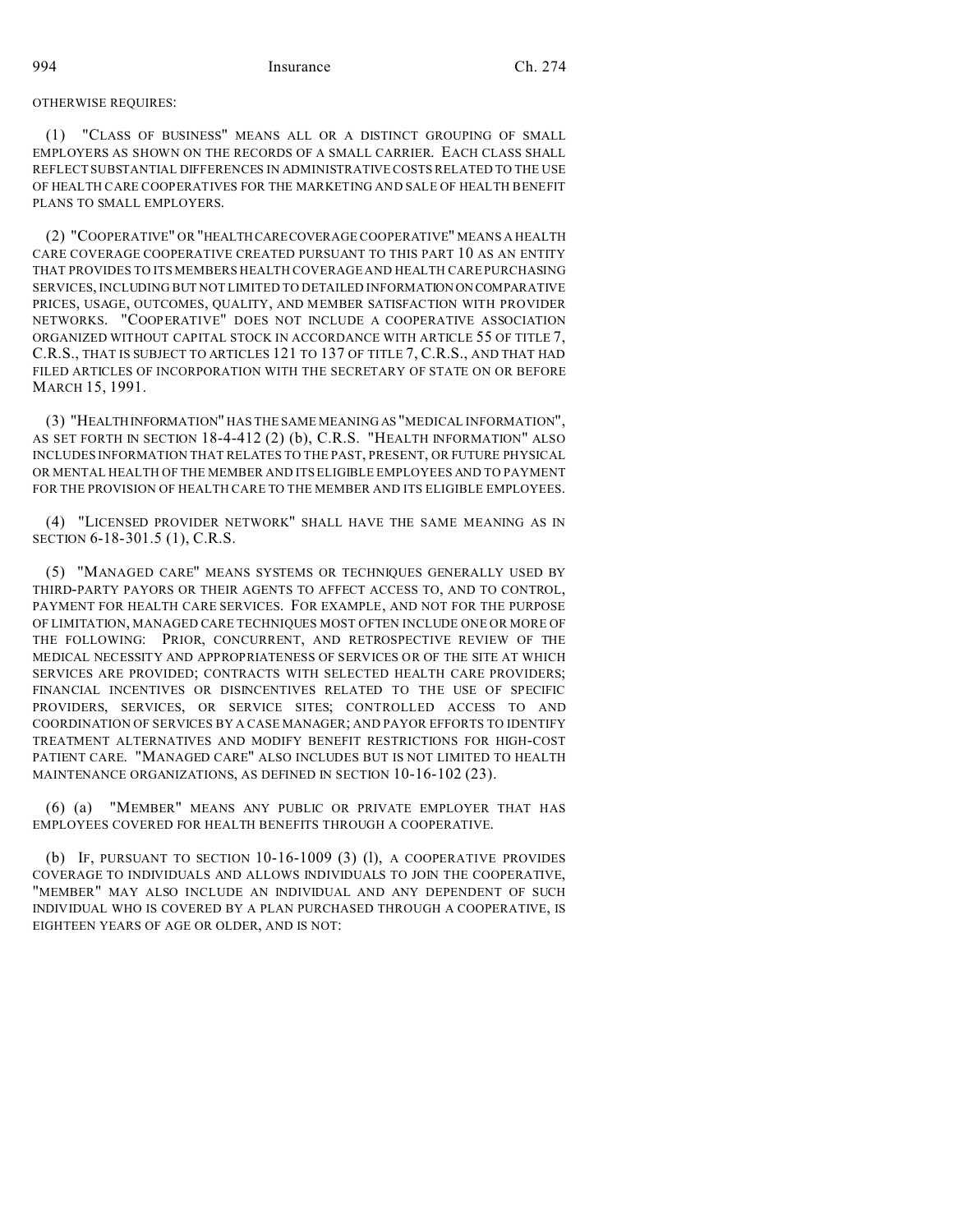OTHERWISE REQUIRES:

(1) "CLASS OF BUSINESS" MEANS ALL OR A DISTINCT GROUPING OF SMALL EMPLOYERS AS SHOWN ON THE RECORDS OF A SMALL CARRIER. EACH CLASS SHALL REFLECT SUBSTANTIAL DIFFERENCES IN ADMINISTRATIVE COSTS RELATED TO THE USE OF HEALTH CARE COOPERATIVES FOR THE MARKETING AND SALE OF HEALTH BENEFIT PLANS TO SMALL EMPLOYERS.

(2) "COOPERATIVE" OR "HEALTH CARE COVERAGE COOPERATIVE" MEANS A HEALTH CARE COVERAGE COOPERATIVE CREATED PURSUANT TO THIS PART 10 AS AN ENTITY THAT PROVIDES TO ITS MEMBERS HEALTH COVERAGE AND HEALTH CARE PURCHASING SERVICES, INCLUDING BUT NOT LIMITED TO DETAILED INFORMATION ON COMPARATIVE PRICES, USAGE, OUTCOMES, QUALITY, AND MEMBER SATISFACTION WITH PROVIDER NETWORKS. "COOPERATIVE" DOES NOT INCLUDE A COOPERATIVE ASSOCIATION ORGANIZED WITHOUT CAPITAL STOCK IN ACCORDANCE WITH ARTICLE 55 OF TITLE 7, C.R.S., THAT IS SUBJECT TO ARTICLES 121 TO 137 OF TITLE 7, C.R.S., AND THAT HAD FILED ARTICLES OF INCORPORATION WITH THE SECRETARY OF STATE ON OR BEFORE MARCH 15, 1991.

(3) "HEALTH INFORMATION" HAS THE SAME MEANING AS "MEDICAL INFORMATION", AS SET FORTH IN SECTION 18-4-412 (2) (b), C.R.S. "HEALTH INFORMATION" ALSO INCLUDES INFORMATION THAT RELATES TO THE PAST, PRESENT, OR FUTURE PHYSICAL OR MENTAL HEALTH OF THE MEMBER AND ITS ELIGIBLE EMPLOYEES AND TO PAYMENT FOR THE PROVISION OF HEALTH CARE TO THE MEMBER AND ITS ELIGIBLE EMPLOYEES.

(4) "LICENSED PROVIDER NETWORK" SHALL HAVE THE SAME MEANING AS IN SECTION 6-18-301.5 (1), C.R.S.

(5) "MANAGED CARE" MEANS SYSTEMS OR TECHNIQUES GENERALLY USED BY THIRD-PARTY PAYORS OR THEIR AGENTS TO AFFECT ACCESS TO, AND TO CONTROL, PAYMENT FOR HEALTH CARE SERVICES. FOR EXAMPLE, AND NOT FOR THE PURPOSE OF LIMITATION, MANAGED CARE TECHNIQUES MOST OFTEN INCLUDE ONE OR MORE OF THE FOLLOWING: PRIOR, CONCURRENT, AND RETROSPECTIVE REVIEW OF THE MEDICAL NECESSITY AND APPROPRIATENESS OF SERVICES OR OF THE SITE AT WHICH SERVICES ARE PROVIDED; CONTRACTS WITH SELECTED HEALTH CARE PROVIDERS; FINANCIAL INCENTIVES OR DISINCENTIVES RELATED TO THE USE OF SPECIFIC PROVIDERS, SERVICES, OR SERVICE SITES; CONTROLLED ACCESS TO AND COORDINATION OF SERVICES BY A CASE MANAGER; AND PAYOR EFFORTS TO IDENTIFY TREATMENT ALTERNATIVES AND MODIFY BENEFIT RESTRICTIONS FOR HIGH-COST PATIENT CARE. "MANAGED CARE" ALSO INCLUDES BUT IS NOT LIMITED TO HEALTH MAINTENANCE ORGANIZATIONS, AS DEFINED IN SECTION 10-16-102 (23).

(6) (a) "MEMBER" MEANS ANY PUBLIC OR PRIVATE EMPLOYER THAT HAS EMPLOYEES COVERED FOR HEALTH BENEFITS THROUGH A COOPERATIVE.

(b) IF, PURSUANT TO SECTION 10-16-1009 (3) (l), A COOPERATIVE PROVIDES COVERAGE TO INDIVIDUALS AND ALLOWS INDIVIDUALS TO JOIN THE COOPERATIVE, "MEMBER" MAY ALSO INCLUDE AN INDIVIDUAL AND ANY DEPENDENT OF SUCH INDIVIDUAL WHO IS COVERED BY A PLAN PURCHASED THROUGH A COOPERATIVE, IS EIGHTEEN YEARS OF AGE OR OLDER, AND IS NOT: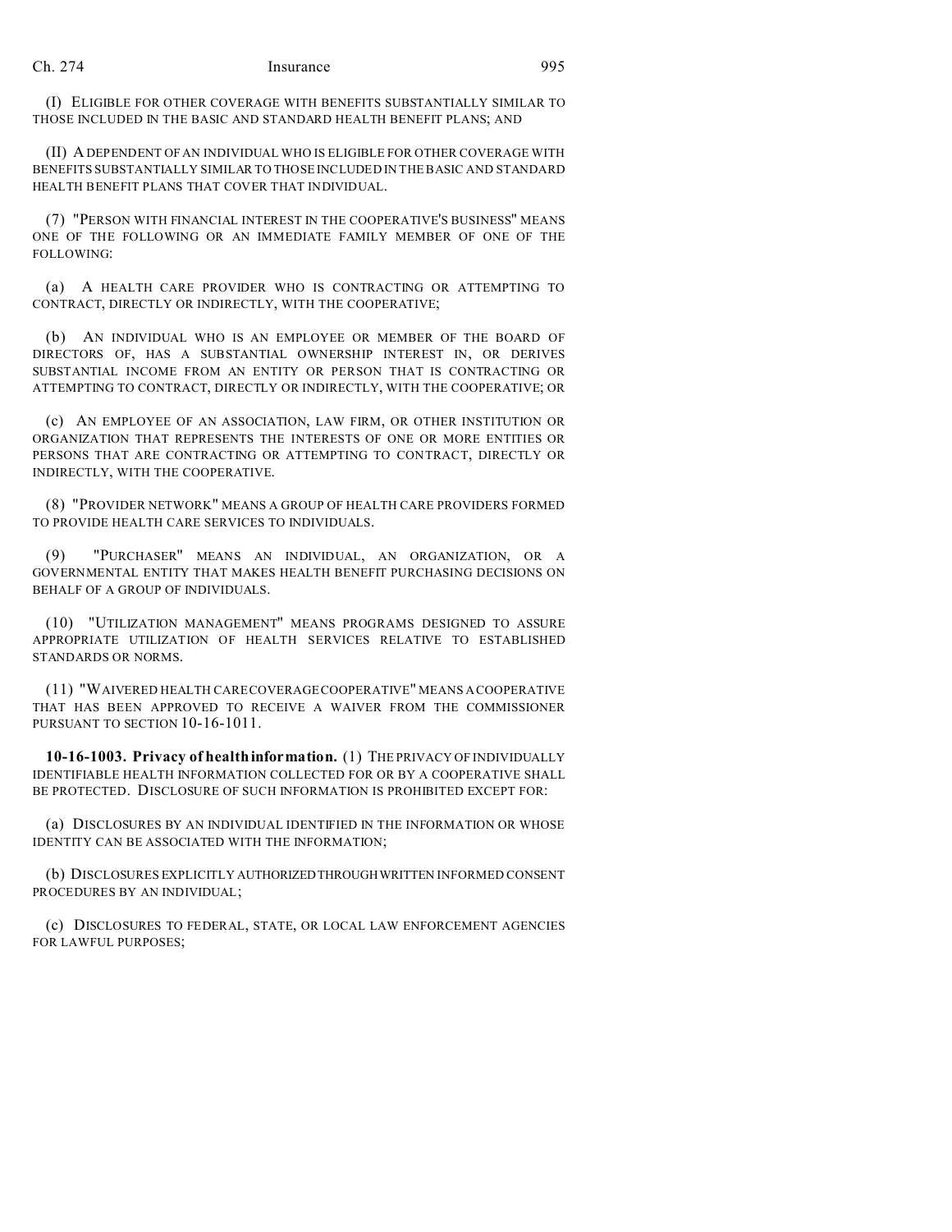(I) ELIGIBLE FOR OTHER COVERAGE WITH BENEFITS SUBSTANTIALLY SIMILAR TO THOSE INCLUDED IN THE BASIC AND STANDARD HEALTH BENEFIT PLANS; AND

(II) A DEPENDENT OF AN INDIVIDUAL WHO IS ELIGIBLE FOR OTHER COVERAGE WITH BENEFITS SUBSTANTIALLY SIMILAR TO THOSE INCLUDED IN THE BASIC AND STANDARD HEALTH BENEFIT PLANS THAT COVER THAT INDIVIDUAL.

(7) "PERSON WITH FINANCIAL INTEREST IN THE COOPERATIVE'S BUSINESS" MEANS ONE OF THE FOLLOWING OR AN IMMEDIATE FAMILY MEMBER OF ONE OF THE FOLLOWING:

(a) A HEALTH CARE PROVIDER WHO IS CONTRACTING OR ATTEMPTING TO CONTRACT, DIRECTLY OR INDIRECTLY, WITH THE COOPERATIVE;

(b) AN INDIVIDUAL WHO IS AN EMPLOYEE OR MEMBER OF THE BOARD OF DIRECTORS OF, HAS A SUBSTANTIAL OWNERSHIP INTEREST IN, OR DERIVES SUBSTANTIAL INCOME FROM AN ENTITY OR PERSON THAT IS CONTRACTING OR ATTEMPTING TO CONTRACT, DIRECTLY OR INDIRECTLY, WITH THE COOPERATIVE; OR

(c) AN EMPLOYEE OF AN ASSOCIATION, LAW FIRM, OR OTHER INSTITUTION OR ORGANIZATION THAT REPRESENTS THE INTERESTS OF ONE OR MORE ENTITIES OR PERSONS THAT ARE CONTRACTING OR ATTEMPTING TO CONTRACT, DIRECTLY OR INDIRECTLY, WITH THE COOPERATIVE.

(8) "PROVIDER NETWORK" MEANS A GROUP OF HEALTH CARE PROVIDERS FORMED TO PROVIDE HEALTH CARE SERVICES TO INDIVIDUALS.

(9) "PURCHASER" MEANS AN INDIVIDUAL, AN ORGANIZATION, OR A GOVERNMENTAL ENTITY THAT MAKES HEALTH BENEFIT PURCHASING DECISIONS ON BEHALF OF A GROUP OF INDIVIDUALS.

(10) "UTILIZATION MANAGEMENT" MEANS PROGRAMS DESIGNED TO ASSURE APPROPRIATE UTILIZATION OF HEALTH SERVICES RELATIVE TO ESTABLISHED STANDARDS OR NORMS.

(11) "WAIVERED HEALTH CARE COVERAGE COOPERATIVE" MEANS A COOPERATIVE THAT HAS BEEN APPROVED TO RECEIVE A WAIVER FROM THE COMMISSIONER PURSUANT TO SECTION 10-16-1011.

**10-16-1003. Privacy of health information.** (1) THE PRIVACY OF INDIVIDUALLY IDENTIFIABLE HEALTH INFORMATION COLLECTED FOR OR BY A COOPERATIVE SHALL BE PROTECTED. DISCLOSURE OF SUCH INFORMATION IS PROHIBITED EXCEPT FOR:

(a) DISCLOSURES BY AN INDIVIDUAL IDENTIFIED IN THE INFORMATION OR WHOSE IDENTITY CAN BE ASSOCIATED WITH THE INFORMATION;

(b) DISCLOSURES EXPLICITLY AUTHORIZED THROUGH WRITTEN INFORMED CONSENT PROCEDURES BY AN INDIVIDUAL;

(c) DISCLOSURES TO FEDERAL, STATE, OR LOCAL LAW ENFORCEMENT AGENCIES FOR LAWFUL PURPOSES;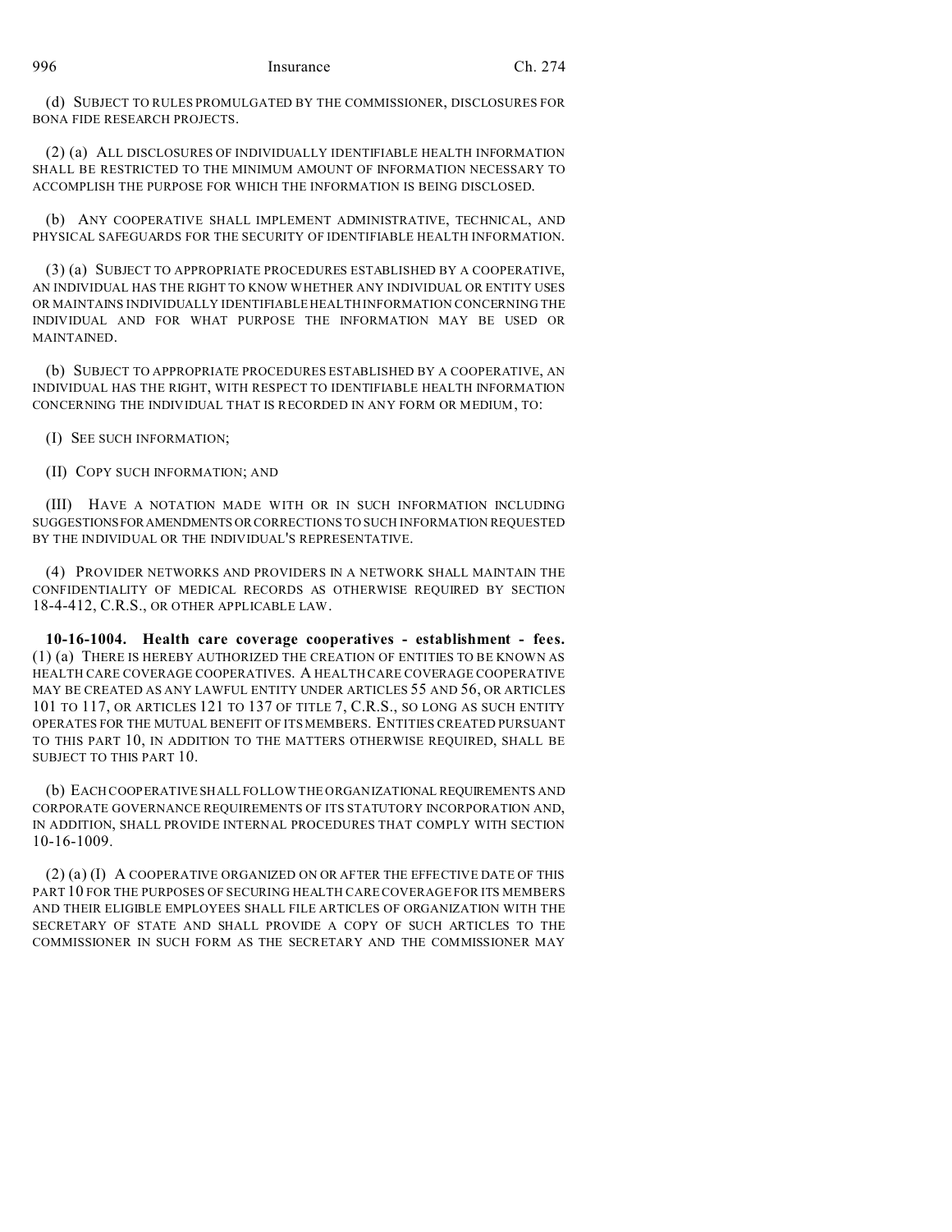(d) SUBJECT TO RULES PROMULGATED BY THE COMMISSIONER, DISCLOSURES FOR BONA FIDE RESEARCH PROJECTS.

(2) (a) ALL DISCLOSURES OF INDIVIDUALLY IDENTIFIABLE HEALTH INFORMATION SHALL BE RESTRICTED TO THE MINIMUM AMOUNT OF INFORMATION NECESSARY TO ACCOMPLISH THE PURPOSE FOR WHICH THE INFORMATION IS BEING DISCLOSED.

(b) ANY COOPERATIVE SHALL IMPLEMENT ADMINISTRATIVE, TECHNICAL, AND PHYSICAL SAFEGUARDS FOR THE SECURITY OF IDENTIFIABLE HEALTH INFORMATION.

(3) (a) SUBJECT TO APPROPRIATE PROCEDURES ESTABLISHED BY A COOPERATIVE, AN INDIVIDUAL HAS THE RIGHT TO KNOW WHETHER ANY INDIVIDUAL OR ENTITY USES OR MAINTAINS INDIVIDUALLY IDENTIFIABLE HEALTH INFORMATION CONCERNING THE INDIVIDUAL AND FOR WHAT PURPOSE THE INFORMATION MAY BE USED OR MAINTAINED.

(b) SUBJECT TO APPROPRIATE PROCEDURES ESTABLISHED BY A COOPERATIVE, AN INDIVIDUAL HAS THE RIGHT, WITH RESPECT TO IDENTIFIABLE HEALTH INFORMATION CONCERNING THE INDIVIDUAL THAT IS RECORDED IN ANY FORM OR MEDIUM, TO:

(I) SEE SUCH INFORMATION;

(II) COPY SUCH INFORMATION; AND

(III) HAVE A NOTATION MADE WITH OR IN SUCH INFORMATION INCLUDING SUGGESTIONS FOR AMENDMENTS OR CORRECTIONS TO SUCH INFORMATION REQUESTED BY THE INDIVIDUAL OR THE INDIVIDUAL'S REPRESENTATIVE.

(4) PROVIDER NETWORKS AND PROVIDERS IN A NETWORK SHALL MAINTAIN THE CONFIDENTIALITY OF MEDICAL RECORDS AS OTHERWISE REQUIRED BY SECTION 18-4-412, C.R.S., OR OTHER APPLICABLE LAW.

**10-16-1004. Health care coverage cooperatives - establishment - fees.** (1) (a) THERE IS HEREBY AUTHORIZED THE CREATION OF ENTITIES TO BE KNOWN AS HEALTH CARE COVERAGE COOPERATIVES. A HEALTH CARE COVERAGE COOPERATIVE MAY BE CREATED AS ANY LAWFUL ENTITY UNDER ARTICLES 55 AND 56, OR ARTICLES 101 TO 117, OR ARTICLES 121 TO 137 OF TITLE 7, C.R.S., SO LONG AS SUCH ENTITY OPERATES FOR THE MUTUAL BENEFIT OF ITS MEMBERS. ENTITIES CREATED PURSUANT TO THIS PART 10, IN ADDITION TO THE MATTERS OTHERWISE REQUIRED, SHALL BE SUBJECT TO THIS PART 10.

(b) EACH COOPERATIVE SHALL FOLLOW THE ORGANIZATIONAL REQUIREMENTS AND CORPORATE GOVERNANCE REQUIREMENTS OF ITS STATUTORY INCORPORATION AND, IN ADDITION, SHALL PROVIDE INTERNAL PROCEDURES THAT COMPLY WITH SECTION 10-16-1009.

(2) (a) (I) A COOPERATIVE ORGANIZED ON OR AFTER THE EFFECTIVE DATE OF THIS PART 10 FOR THE PURPOSES OF SECURING HEALTH CARE COVERAGE FOR ITS MEMBERS AND THEIR ELIGIBLE EMPLOYEES SHALL FILE ARTICLES OF ORGANIZATION WITH THE SECRETARY OF STATE AND SHALL PROVIDE A COPY OF SUCH ARTICLES TO THE COMMISSIONER IN SUCH FORM AS THE SECRETARY AND THE COMMISSIONER MAY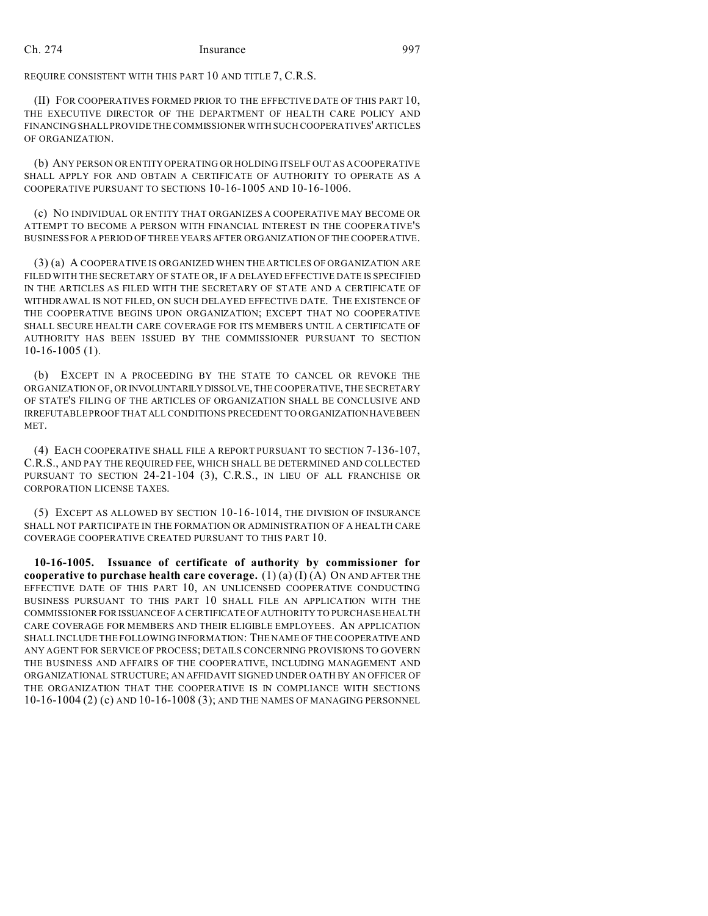REQUIRE CONSISTENT WITH THIS PART 10 AND TITLE 7, C.R.S.

(II) FOR COOPERATIVES FORMED PRIOR TO THE EFFECTIVE DATE OF THIS PART 10, THE EXECUTIVE DIRECTOR OF THE DEPARTMENT OF HEALTH CARE POLICY AND FINANCING SHALL PROVIDE THE COMMISSIONER WITH SUCH COOPERATIVES' ARTICLES OF ORGANIZATION.

(b) ANY PERSON OR ENTITY OPERATING OR HOLDING ITSELF OUT AS A COOPERATIVE SHALL APPLY FOR AND OBTAIN A CERTIFICATE OF AUTHORITY TO OPERATE AS A COOPERATIVE PURSUANT TO SECTIONS 10-16-1005 AND 10-16-1006.

(c) NO INDIVIDUAL OR ENTITY THAT ORGANIZES A COOPERATIVE MAY BECOME OR ATTEMPT TO BECOME A PERSON WITH FINANCIAL INTEREST IN THE COOPERATIVE'S BUSINESS FOR A PERIOD OF THREE YEARS AFTER ORGANIZATION OF THE COOPERATIVE.

(3) (a) A COOPERATIVE IS ORGANIZED WHEN THE ARTICLES OF ORGANIZATION ARE FILED WITH THE SECRETARY OF STATE OR, IF A DELAYED EFFECTIVE DATE IS SPECIFIED IN THE ARTICLES AS FILED WITH THE SECRETARY OF STATE AND A CERTIFICATE OF WITHDRAWAL IS NOT FILED, ON SUCH DELAYED EFFECTIVE DATE. THE EXISTENCE OF THE COOPERATIVE BEGINS UPON ORGANIZATION; EXCEPT THAT NO COOPERATIVE SHALL SECURE HEALTH CARE COVERAGE FOR ITS MEMBERS UNTIL A CERTIFICATE OF AUTHORITY HAS BEEN ISSUED BY THE COMMISSIONER PURSUANT TO SECTION 10-16-1005 (1).

(b) EXCEPT IN A PROCEEDING BY THE STATE TO CANCEL OR REVOKE THE ORGANIZATION OF, OR INVOLUNTARILY DISSOLVE, THE COOPERATIVE, THE SECRETARY OF STATE'S FILING OF THE ARTICLES OF ORGANIZATION SHALL BE CONCLUSIVE AND IRREFUTABLE PROOF THAT ALL CONDITIONS PRECEDENT TO ORGANIZATION HAVE BEEN MET.

(4) EACH COOPERATIVE SHALL FILE A REPORT PURSUANT TO SECTION 7-136-107, C.R.S., AND PAY THE REQUIRED FEE, WHICH SHALL BE DETERMINED AND COLLECTED PURSUANT TO SECTION 24-21-104 (3), C.R.S., IN LIEU OF ALL FRANCHISE OR CORPORATION LICENSE TAXES.

(5) EXCEPT AS ALLOWED BY SECTION 10-16-1014, THE DIVISION OF INSURANCE SHALL NOT PARTICIPATE IN THE FORMATION OR ADMINISTRATION OF A HEALTH CARE COVERAGE COOPERATIVE CREATED PURSUANT TO THIS PART 10.

**10-16-1005. Issuance of certificate of authority by commissioner for cooperative to purchase health care coverage.** (1) (a) (I) (A) ON AND AFTER THE EFFECTIVE DATE OF THIS PART 10, AN UNLICENSED COOPERATIVE CONDUCTING BUSINESS PURSUANT TO THIS PART 10 SHALL FILE AN APPLICATION WITH THE COMMISSIONER FOR ISSUANCE OF A CERTIFICATE OF AUTHORITY TO PURCHASE HEALTH CARE COVERAGE FOR MEMBERS AND THEIR ELIGIBLE EMPLOYEES. AN APPLICATION SHALL INCLUDE THE FOLLOWING INFORMATION: THE NAME OF THE COOPERATIVE AND ANY AGENT FOR SERVICE OF PROCESS; DETAILS CONCERNING PROVISIONS TO GOVERN THE BUSINESS AND AFFAIRS OF THE COOPERATIVE, INCLUDING MANAGEMENT AND ORGANIZATIONAL STRUCTURE; AN AFFIDAVIT SIGNED UNDER OATH BY AN OFFICER OF THE ORGANIZATION THAT THE COOPERATIVE IS IN COMPLIANCE WITH SECTIONS 10-16-1004 (2) (c) AND 10-16-1008 (3); AND THE NAMES OF MANAGING PERSONNEL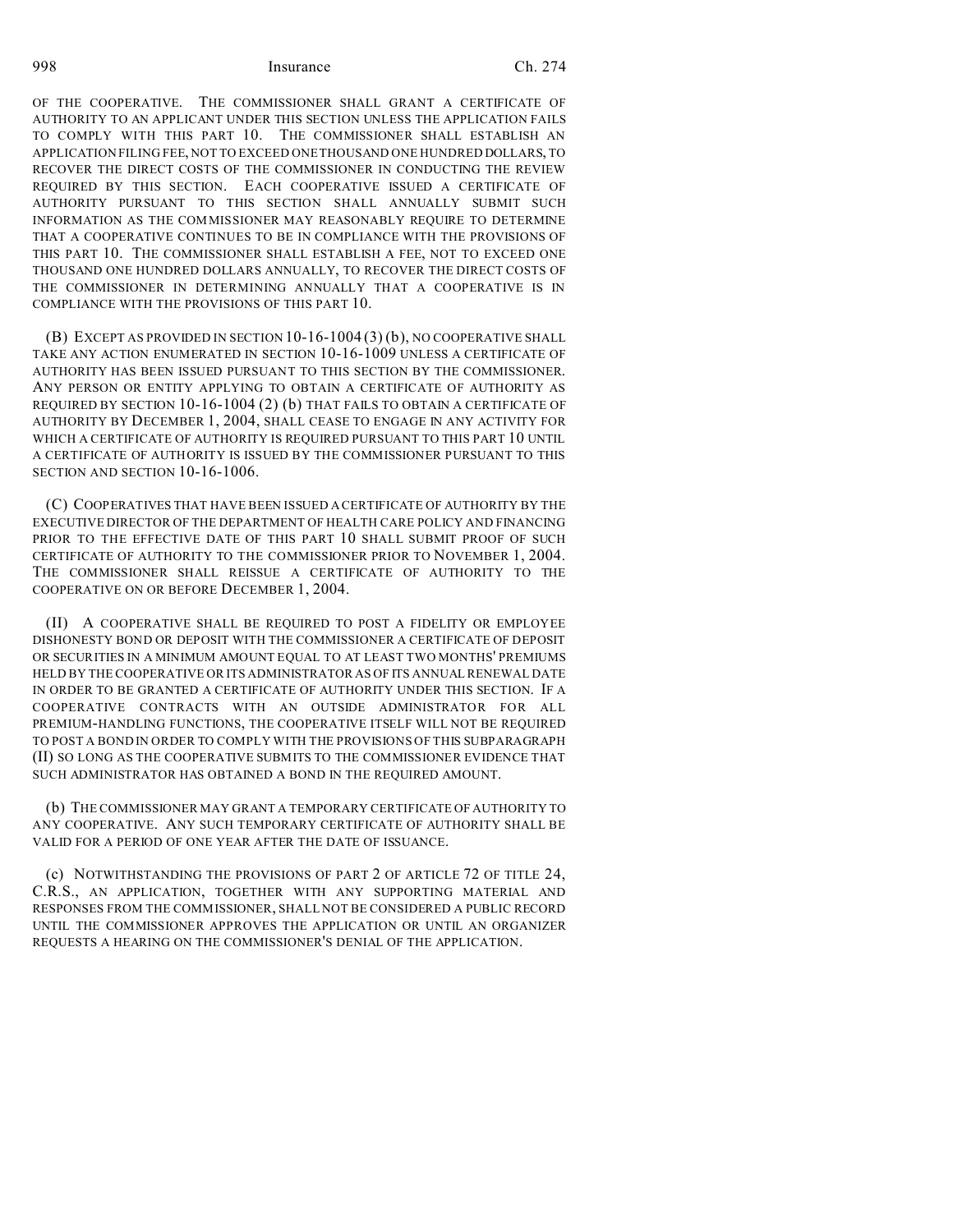OF THE COOPERATIVE. THE COMMISSIONER SHALL GRANT A CERTIFICATE OF AUTHORITY TO AN APPLICANT UNDER THIS SECTION UNLESS THE APPLICATION FAILS TO COMPLY WITH THIS PART 10. THE COMMISSIONER SHALL ESTABLISH AN APPLICATION FILING FEE, NOT TO EXCEED ONE THOUSAND ONE HUNDRED DOLLARS, TO RECOVER THE DIRECT COSTS OF THE COMMISSIONER IN CONDUCTING THE REVIEW REQUIRED BY THIS SECTION. EACH COOPERATIVE ISSUED A CERTIFICATE OF AUTHORITY PURSUANT TO THIS SECTION SHALL ANNUALLY SUBMIT SUCH INFORMATION AS THE COMMISSIONER MAY REASONABLY REQUIRE TO DETERMINE THAT A COOPERATIVE CONTINUES TO BE IN COMPLIANCE WITH THE PROVISIONS OF THIS PART 10. THE COMMISSIONER SHALL ESTABLISH A FEE, NOT TO EXCEED ONE THOUSAND ONE HUNDRED DOLLARS ANNUALLY, TO RECOVER THE DIRECT COSTS OF THE COMMISSIONER IN DETERMINING ANNUALLY THAT A COOPERATIVE IS IN COMPLIANCE WITH THE PROVISIONS OF THIS PART 10.

(B) EXCEPT AS PROVIDED IN SECTION 10-16-1004 (3) (b), NO COOPERATIVE SHALL TAKE ANY ACTION ENUMERATED IN SECTION 10-16-1009 UNLESS A CERTIFICATE OF AUTHORITY HAS BEEN ISSUED PURSUANT TO THIS SECTION BY THE COMMISSIONER. ANY PERSON OR ENTITY APPLYING TO OBTAIN A CERTIFICATE OF AUTHORITY AS REQUIRED BY SECTION 10-16-1004 (2) (b) THAT FAILS TO OBTAIN A CERTIFICATE OF AUTHORITY BY DECEMBER 1, 2004, SHALL CEASE TO ENGAGE IN ANY ACTIVITY FOR WHICH A CERTIFICATE OF AUTHORITY IS REQUIRED PURSUANT TO THIS PART 10 UNTIL A CERTIFICATE OF AUTHORITY IS ISSUED BY THE COMMISSIONER PURSUANT TO THIS SECTION AND SECTION 10-16-1006.

(C) COOPERATIVES THAT HAVE BEEN ISSUED A CERTIFICATE OF AUTHORITY BY THE EXECUTIVE DIRECTOR OF THE DEPARTMENT OF HEALTH CARE POLICY AND FINANCING PRIOR TO THE EFFECTIVE DATE OF THIS PART 10 SHALL SUBMIT PROOF OF SUCH CERTIFICATE OF AUTHORITY TO THE COMMISSIONER PRIOR TO NOVEMBER 1, 2004. THE COMMISSIONER SHALL REISSUE A CERTIFICATE OF AUTHORITY TO THE COOPERATIVE ON OR BEFORE DECEMBER 1, 2004.

(II) A COOPERATIVE SHALL BE REQUIRED TO POST A FIDELITY OR EMPLOYEE DISHONESTY BOND OR DEPOSIT WITH THE COMMISSIONER A CERTIFICATE OF DEPOSIT OR SECURITIES IN A MINIMUM AMOUNT EQUAL TO AT LEAST TWO MONTHS' PREMIUMS HELD BY THE COOPERATIVE OR ITS ADMINISTRATOR AS OF ITS ANNUAL RENEWAL DATE IN ORDER TO BE GRANTED A CERTIFICATE OF AUTHORITY UNDER THIS SECTION. IF A COOPERATIVE CONTRACTS WITH AN OUTSIDE ADMINISTRATOR FOR ALL PREMIUM-HANDLING FUNCTIONS, THE COOPERATIVE ITSELF WILL NOT BE REQUIRED TO POST A BOND IN ORDER TO COMPLY WITH THE PROVISIONS OF THIS SUBPARAGRAPH (II) SO LONG AS THE COOPERATIVE SUBMITS TO THE COMMISSIONER EVIDENCE THAT SUCH ADMINISTRATOR HAS OBTAINED A BOND IN THE REQUIRED AMOUNT.

(b) THE COMMISSIONER MAY GRANT A TEMPORARY CERTIFICATE OF AUTHORITY TO ANY COOPERATIVE. ANY SUCH TEMPORARY CERTIFICATE OF AUTHORITY SHALL BE VALID FOR A PERIOD OF ONE YEAR AFTER THE DATE OF ISSUANCE.

(c) NOTWITHSTANDING THE PROVISIONS OF PART 2 OF ARTICLE 72 OF TITLE 24, C.R.S., AN APPLICATION, TOGETHER WITH ANY SUPPORTING MATERIAL AND RESPONSES FROM THE COMMISSIONER, SHALL NOT BE CONSIDERED A PUBLIC RECORD UNTIL THE COMMISSIONER APPROVES THE APPLICATION OR UNTIL AN ORGANIZER REQUESTS A HEARING ON THE COMMISSIONER'S DENIAL OF THE APPLICATION.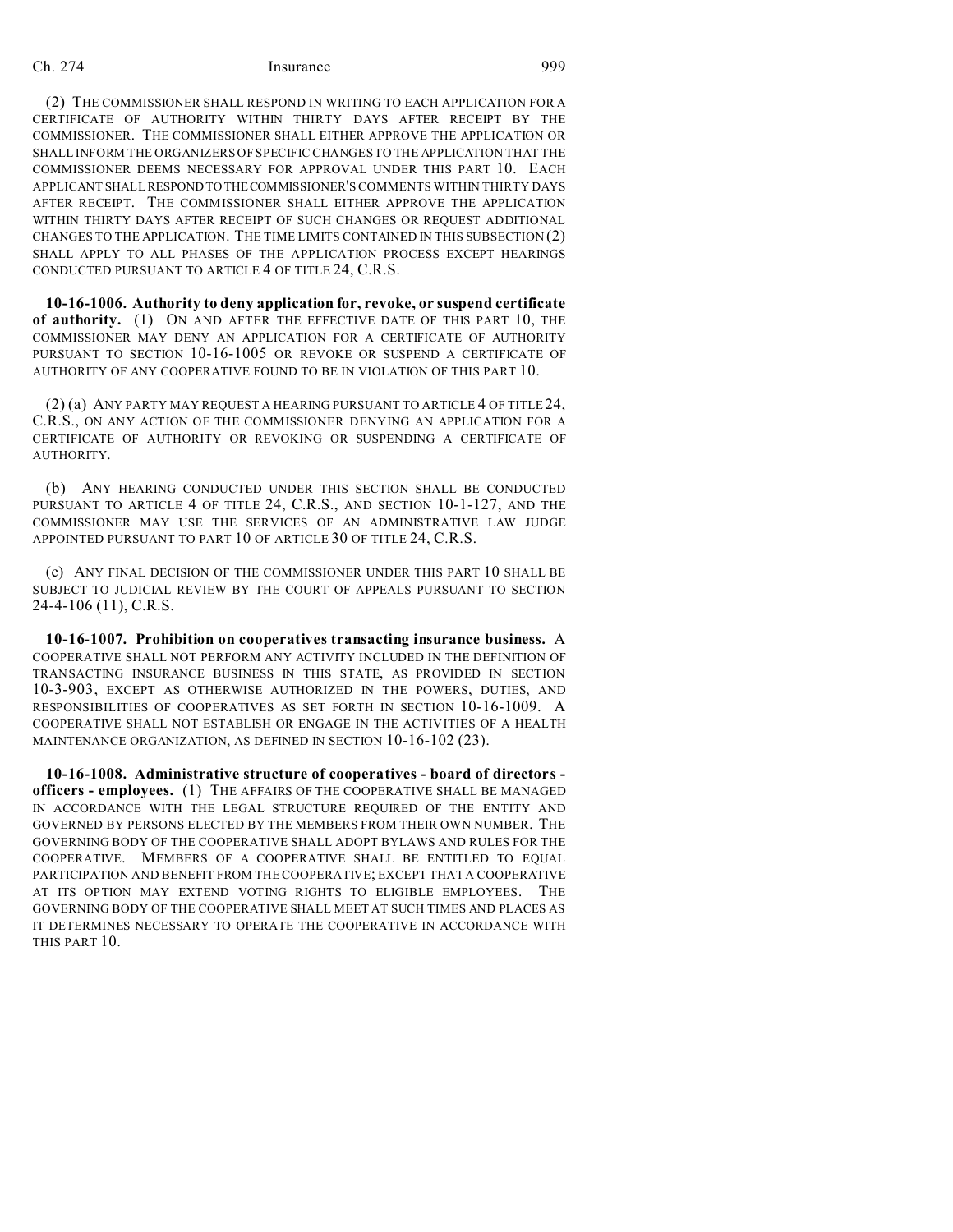(2) THE COMMISSIONER SHALL RESPOND IN WRITING TO EACH APPLICATION FOR A CERTIFICATE OF AUTHORITY WITHIN THIRTY DAYS AFTER RECEIPT BY THE COMMISSIONER. THE COMMISSIONER SHALL EITHER APPROVE THE APPLICATION OR SHALL INFORM THE ORGANIZERS OF SPECIFIC CHANGES TO THE APPLICATION THAT THE COMMISSIONER DEEMS NECESSARY FOR APPROVAL UNDER THIS PART 10. EACH APPLICANT SHALL RESPOND TO THE COMMISSIONER'S COMMENTS WITHIN THIRTY DAYS AFTER RECEIPT. THE COMMISSIONER SHALL EITHER APPROVE THE APPLICATION WITHIN THIRTY DAYS AFTER RECEIPT OF SUCH CHANGES OR REQUEST ADDITIONAL CHANGES TO THE APPLICATION. THE TIME LIMITS CONTAINED IN THIS SUBSECTION (2) SHALL APPLY TO ALL PHASES OF THE APPLICATION PROCESS EXCEPT HEARINGS CONDUCTED PURSUANT TO ARTICLE 4 OF TITLE 24, C.R.S.

**10-16-1006. Authority to deny application for, revoke, or suspend certificate of authority.** (1) ON AND AFTER THE EFFECTIVE DATE OF THIS PART 10, THE COMMISSIONER MAY DENY AN APPLICATION FOR A CERTIFICATE OF AUTHORITY PURSUANT TO SECTION 10-16-1005 OR REVOKE OR SUSPEND A CERTIFICATE OF AUTHORITY OF ANY COOPERATIVE FOUND TO BE IN VIOLATION OF THIS PART 10.

(2) (a) ANY PARTY MAY REQUEST A HEARING PURSUANT TO ARTICLE 4 OF TITLE 24, C.R.S., ON ANY ACTION OF THE COMMISSIONER DENYING AN APPLICATION FOR A CERTIFICATE OF AUTHORITY OR REVOKING OR SUSPENDING A CERTIFICATE OF AUTHORITY.

(b) ANY HEARING CONDUCTED UNDER THIS SECTION SHALL BE CONDUCTED PURSUANT TO ARTICLE 4 OF TITLE 24, C.R.S., AND SECTION 10-1-127, AND THE COMMISSIONER MAY USE THE SERVICES OF AN ADMINISTRATIVE LAW JUDGE APPOINTED PURSUANT TO PART 10 OF ARTICLE 30 OF TITLE 24, C.R.S.

(c) ANY FINAL DECISION OF THE COMMISSIONER UNDER THIS PART 10 SHALL BE SUBJECT TO JUDICIAL REVIEW BY THE COURT OF APPEALS PURSUANT TO SECTION 24-4-106 (11), C.R.S.

**10-16-1007. Prohibition on cooperatives transacting insurance business.** A COOPERATIVE SHALL NOT PERFORM ANY ACTIVITY INCLUDED IN THE DEFINITION OF TRANSACTING INSURANCE BUSINESS IN THIS STATE, AS PROVIDED IN SECTION 10-3-903, EXCEPT AS OTHERWISE AUTHORIZED IN THE POWERS, DUTIES, AND RESPONSIBILITIES OF COOPERATIVES AS SET FORTH IN SECTION 10-16-1009. A COOPERATIVE SHALL NOT ESTABLISH OR ENGAGE IN THE ACTIVITIES OF A HEALTH MAINTENANCE ORGANIZATION, AS DEFINED IN SECTION 10-16-102 (23).

**10-16-1008. Administrative structure of cooperatives - board of directors - officers - employees.** (1) THE AFFAIRS OF THE COOPERATIVE SHALL BE MANAGED IN ACCORDANCE WITH THE LEGAL STRUCTURE REQUIRED OF THE ENTITY AND GOVERNED BY PERSONS ELECTED BY THE MEMBERS FROM THEIR OWN NUMBER. THE GOVERNING BODY OF THE COOPERATIVE SHALL ADOPT BYLAWS AND RULES FOR THE COOPERATIVE. MEMBERS OF A COOPERATIVE SHALL BE ENTITLED TO EQUAL PARTICIPATION AND BENEFIT FROM THE COOPERATIVE; EXCEPT THAT A COOPERATIVE AT ITS OPTION MAY EXTEND VOTING RIGHTS TO ELIGIBLE EMPLOYEES. THE GOVERNING BODY OF THE COOPERATIVE SHALL MEET AT SUCH TIMES AND PLACES AS IT DETERMINES NECESSARY TO OPERATE THE COOPERATIVE IN ACCORDANCE WITH THIS PART 10.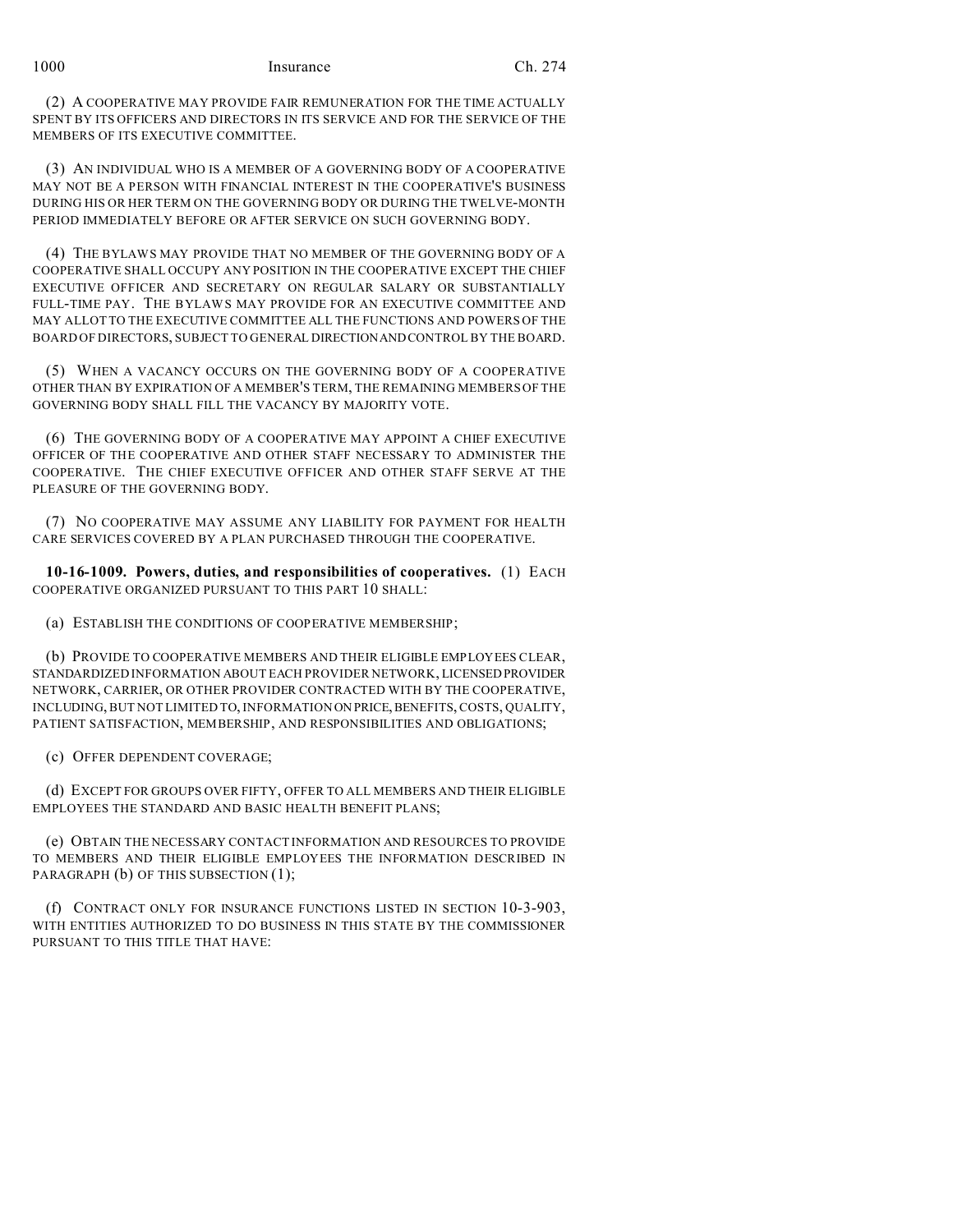(2) A COOPERATIVE MAY PROVIDE FAIR REMUNERATION FOR THE TIME ACTUALLY SPENT BY ITS OFFICERS AND DIRECTORS IN ITS SERVICE AND FOR THE SERVICE OF THE MEMBERS OF ITS EXECUTIVE COMMITTEE.

(3) AN INDIVIDUAL WHO IS A MEMBER OF A GOVERNING BODY OF A COOPERATIVE MAY NOT BE A PERSON WITH FINANCIAL INTEREST IN THE COOPERATIVE'S BUSINESS DURING HIS OR HER TERM ON THE GOVERNING BODY OR DURING THE TWELVE-MONTH PERIOD IMMEDIATELY BEFORE OR AFTER SERVICE ON SUCH GOVERNING BODY.

(4) THE BYLAWS MAY PROVIDE THAT NO MEMBER OF THE GOVERNING BODY OF A COOPERATIVE SHALL OCCUPY ANY POSITION IN THE COOPERATIVE EXCEPT THE CHIEF EXECUTIVE OFFICER AND SECRETARY ON REGULAR SALARY OR SUBSTANTIALLY FULL-TIME PAY. THE BYLAWS MAY PROVIDE FOR AN EXECUTIVE COMMITTEE AND MAY ALLOT TO THE EXECUTIVE COMMITTEE ALL THE FUNCTIONS AND POWERS OF THE BOARD OF DIRECTORS, SUBJECT TO GENERAL DIRECTION AND CONTROL BY THE BOARD.

(5) WHEN A VACANCY OCCURS ON THE GOVERNING BODY OF A COOPERATIVE OTHER THAN BY EXPIRATION OF A MEMBER'S TERM, THE REMAINING MEMBERS OF THE GOVERNING BODY SHALL FILL THE VACANCY BY MAJORITY VOTE.

(6) THE GOVERNING BODY OF A COOPERATIVE MAY APPOINT A CHIEF EXECUTIVE OFFICER OF THE COOPERATIVE AND OTHER STAFF NECESSARY TO ADMINISTER THE COOPERATIVE. THE CHIEF EXECUTIVE OFFICER AND OTHER STAFF SERVE AT THE PLEASURE OF THE GOVERNING BODY.

(7) NO COOPERATIVE MAY ASSUME ANY LIABILITY FOR PAYMENT FOR HEALTH CARE SERVICES COVERED BY A PLAN PURCHASED THROUGH THE COOPERATIVE.

**10-16-1009. Powers, duties, and responsibilities of cooperatives.** (1) EACH COOPERATIVE ORGANIZED PURSUANT TO THIS PART 10 SHALL:

(a) ESTABLISH THE CONDITIONS OF COOPERATIVE MEMBERSHIP;

(b) PROVIDE TO COOPERATIVE MEMBERS AND THEIR ELIGIBLE EMPLOYEES CLEAR, STANDARDIZED INFORMATION ABOUT EACH PROVIDER NETWORK, LICENSED PROVIDER NETWORK, CARRIER, OR OTHER PROVIDER CONTRACTED WITH BY THE COOPERATIVE, INCLUDING, BUT NOT LIMITED TO, INFORMATION ON PRICE, BENEFITS, COSTS, QUALITY, PATIENT SATISFACTION, MEMBERSHIP, AND RESPONSIBILITIES AND OBLIGATIONS;

(c) OFFER DEPENDENT COVERAGE;

(d) EXCEPT FOR GROUPS OVER FIFTY, OFFER TO ALL MEMBERS AND THEIR ELIGIBLE EMPLOYEES THE STANDARD AND BASIC HEALTH BENEFIT PLANS;

(e) OBTAIN THE NECESSARY CONTACT INFORMATION AND RESOURCES TO PROVIDE TO MEMBERS AND THEIR ELIGIBLE EMPLOYEES THE INFORMATION DESCRIBED IN PARAGRAPH (b) OF THIS SUBSECTION (1);

(f) CONTRACT ONLY FOR INSURANCE FUNCTIONS LISTED IN SECTION 10-3-903, WITH ENTITIES AUTHORIZED TO DO BUSINESS IN THIS STATE BY THE COMMISSIONER PURSUANT TO THIS TITLE THAT HAVE: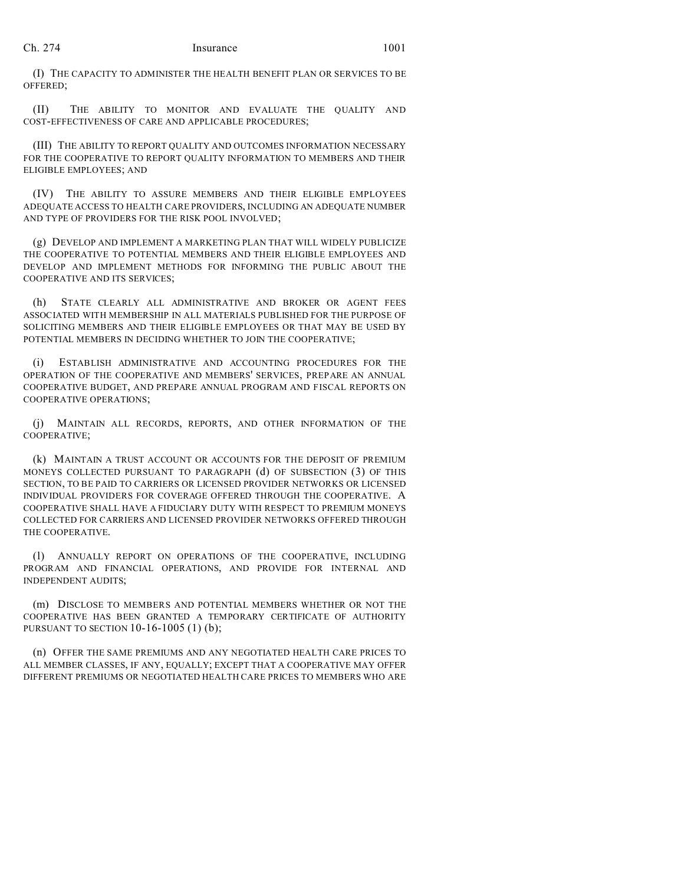(I) THE CAPACITY TO ADMINISTER THE HEALTH BENEFIT PLAN OR SERVICES TO BE OFFERED;

(II) THE ABILITY TO MONITOR AND EVALUATE THE QUALITY AND COST-EFFECTIVENESS OF CARE AND APPLICABLE PROCEDURES;

(III) THE ABILITY TO REPORT QUALITY AND OUTCOMES INFORMATION NECESSARY FOR THE COOPERATIVE TO REPORT QUALITY INFORMATION TO MEMBERS AND THEIR ELIGIBLE EMPLOYEES; AND

(IV) THE ABILITY TO ASSURE MEMBERS AND THEIR ELIGIBLE EMPLOYEES ADEQUATE ACCESS TO HEALTH CARE PROVIDERS, INCLUDING AN ADEQUATE NUMBER AND TYPE OF PROVIDERS FOR THE RISK POOL INVOLVED;

(g) DEVELOP AND IMPLEMENT A MARKETING PLAN THAT WILL WIDELY PUBLICIZE THE COOPERATIVE TO POTENTIAL MEMBERS AND THEIR ELIGIBLE EMPLOYEES AND DEVELOP AND IMPLEMENT METHODS FOR INFORMING THE PUBLIC ABOUT THE COOPERATIVE AND ITS SERVICES;

(h) STATE CLEARLY ALL ADMINISTRATIVE AND BROKER OR AGENT FEES ASSOCIATED WITH MEMBERSHIP IN ALL MATERIALS PUBLISHED FOR THE PURPOSE OF SOLICITING MEMBERS AND THEIR ELIGIBLE EMPLOYEES OR THAT MAY BE USED BY POTENTIAL MEMBERS IN DECIDING WHETHER TO JOIN THE COOPERATIVE;

(i) ESTABLISH ADMINISTRATIVE AND ACCOUNTING PROCEDURES FOR THE OPERATION OF THE COOPERATIVE AND MEMBERS' SERVICES, PREPARE AN ANNUAL COOPERATIVE BUDGET, AND PREPARE ANNUAL PROGRAM AND FISCAL REPORTS ON COOPERATIVE OPERATIONS;

(j) MAINTAIN ALL RECORDS, REPORTS, AND OTHER INFORMATION OF THE COOPERATIVE;

(k) MAINTAIN A TRUST ACCOUNT OR ACCOUNTS FOR THE DEPOSIT OF PREMIUM MONEYS COLLECTED PURSUANT TO PARAGRAPH (d) OF SUBSECTION (3) OF THIS SECTION, TO BE PAID TO CARRIERS OR LICENSED PROVIDER NETWORKS OR LICENSED INDIVIDUAL PROVIDERS FOR COVERAGE OFFERED THROUGH THE COOPERATIVE. A COOPERATIVE SHALL HAVE A FIDUCIARY DUTY WITH RESPECT TO PREMIUM MONEYS COLLECTED FOR CARRIERS AND LICENSED PROVIDER NETWORKS OFFERED THROUGH THE COOPERATIVE.

(l) ANNUALLY REPORT ON OPERATIONS OF THE COOPERATIVE, INCLUDING PROGRAM AND FINANCIAL OPERATIONS, AND PROVIDE FOR INTERNAL AND INDEPENDENT AUDITS;

(m) DISCLOSE TO MEMBERS AND POTENTIAL MEMBERS WHETHER OR NOT THE COOPERATIVE HAS BEEN GRANTED A TEMPORARY CERTIFICATE OF AUTHORITY PURSUANT TO SECTION 10-16-1005 (1) (b);

(n) OFFER THE SAME PREMIUMS AND ANY NEGOTIATED HEALTH CARE PRICES TO ALL MEMBER CLASSES, IF ANY, EQUALLY; EXCEPT THAT A COOPERATIVE MAY OFFER DIFFERENT PREMIUMS OR NEGOTIATED HEALTH CARE PRICES TO MEMBERS WHO ARE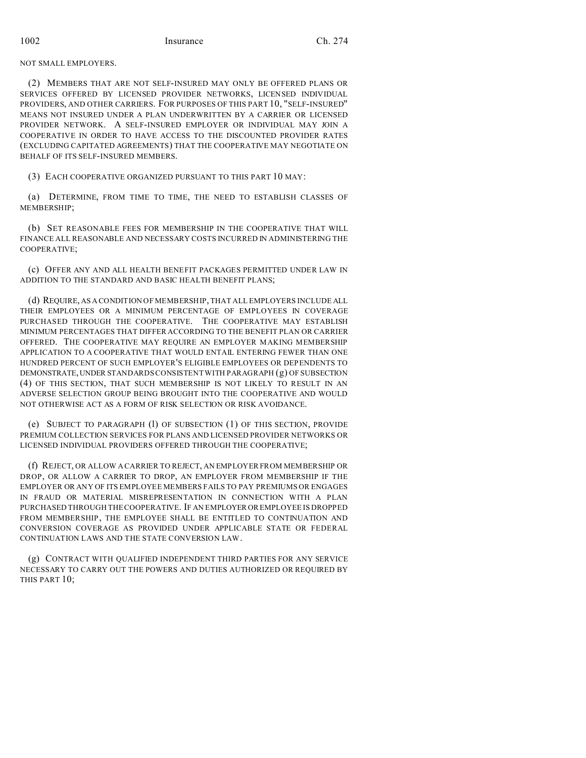NOT SMALL EMPLOYERS.

(2) MEMBERS THAT ARE NOT SELF-INSURED MAY ONLY BE OFFERED PLANS OR SERVICES OFFERED BY LICENSED PROVIDER NETWORKS, LICENSED INDIVIDUAL PROVIDERS, AND OTHER CARRIERS. FOR PURPOSES OF THIS PART 10, "SELF-INSURED" MEANS NOT INSURED UNDER A PLAN UNDERWRITTEN BY A CARRIER OR LICENSED PROVIDER NETWORK. A SELF-INSURED EMPLOYER OR INDIVIDUAL MAY JOIN A COOPERATIVE IN ORDER TO HAVE ACCESS TO THE DISCOUNTED PROVIDER RATES (EXCLUDING CAPITATED AGREEMENTS) THAT THE COOPERATIVE MAY NEGOTIATE ON BEHALF OF ITS SELF-INSURED MEMBERS.

(3) EACH COOPERATIVE ORGANIZED PURSUANT TO THIS PART 10 MAY:

(a) DETERMINE, FROM TIME TO TIME, THE NEED TO ESTABLISH CLASSES OF MEMBERSHIP;

(b) SET REASONABLE FEES FOR MEMBERSHIP IN THE COOPERATIVE THAT WILL FINANCE ALL REASONABLE AND NECESSARY COSTS INCURRED IN ADMINISTERING THE COOPERATIVE;

(c) OFFER ANY AND ALL HEALTH BENEFIT PACKAGES PERMITTED UNDER LAW IN ADDITION TO THE STANDARD AND BASIC HEALTH BENEFIT PLANS;

(d) REQUIRE, AS A CONDITION OF MEMBERSHIP, THAT ALL EMPLOYERS INCLUDE ALL THEIR EMPLOYEES OR A MINIMUM PERCENTAGE OF EMPLOYEES IN COVERAGE PURCHASED THROUGH THE COOPERATIVE. THE COOPERATIVE MAY ESTABLISH MINIMUM PERCENTAGES THAT DIFFER ACCORDING TO THE BENEFIT PLAN OR CARRIER OFFERED. THE COOPERATIVE MAY REQUIRE AN EMPLOYER MAKING MEMBERSHIP APPLICATION TO A COOPERATIVE THAT WOULD ENTAIL ENTERING FEWER THAN ONE HUNDRED PERCENT OF SUCH EMPLOYER'S ELIGIBLE EMPLOYEES OR DEPENDENTS TO DEMONSTRATE, UNDER STANDARDS CONSISTENT WITH PARAGRAPH (g) OF SUBSECTION (4) OF THIS SECTION, THAT SUCH MEMBERSHIP IS NOT LIKELY TO RESULT IN AN ADVERSE SELECTION GROUP BEING BROUGHT INTO THE COOPERATIVE AND WOULD NOT OTHERWISE ACT AS A FORM OF RISK SELECTION OR RISK AVOIDANCE.

(e) SUBJECT TO PARAGRAPH (l) OF SUBSECTION (1) OF THIS SECTION, PROVIDE PREMIUM COLLECTION SERVICES FOR PLANS AND LICENSED PROVIDER NETWORKS OR LICENSED INDIVIDUAL PROVIDERS OFFERED THROUGH THE COOPERATIVE;

(f) REJECT, OR ALLOW A CARRIER TO REJECT, AN EMPLOYER FROM MEMBERSHIP OR DROP, OR ALLOW A CARRIER TO DROP, AN EMPLOYER FROM MEMBERSHIP IF THE EMPLOYER OR ANY OF ITS EMPLOYEE MEMBERS FAILS TO PAY PREMIUMS OR ENGAGES IN FRAUD OR MATERIAL MISREPRESENTATION IN CONNECTION WITH A PLAN PURCHASED THROUGH THE COOPERATIVE. IF AN EMPLOYER OR EMPLOYEE IS DROPPED FROM MEMBERSHIP, THE EMPLOYEE SHALL BE ENTITLED TO CONTINUATION AND CONVERSION COVERAGE AS PROVIDED UNDER APPLICABLE STATE OR FEDERAL CONTINUATION LAWS AND THE STATE CONVERSION LAW.

(g) CONTRACT WITH QUALIFIED INDEPENDENT THIRD PARTIES FOR ANY SERVICE NECESSARY TO CARRY OUT THE POWERS AND DUTIES AUTHORIZED OR REQUIRED BY THIS PART 10;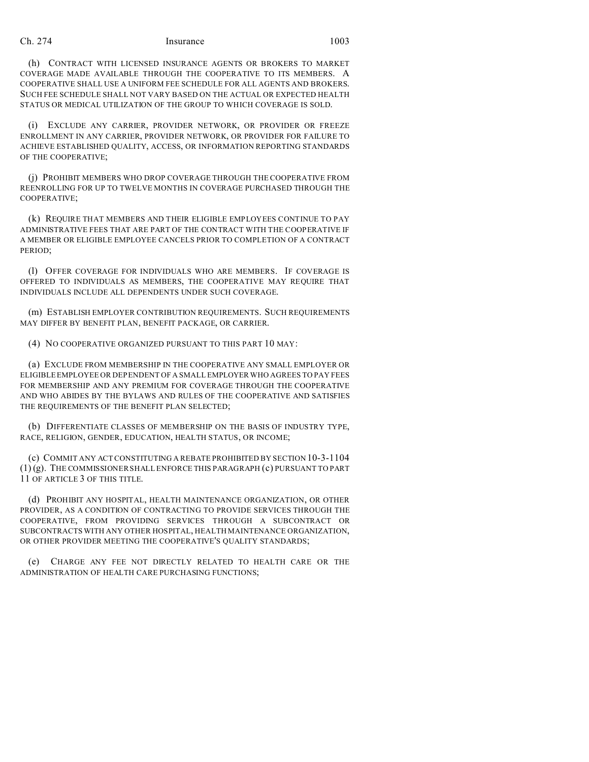(h) CONTRACT WITH LICENSED INSURANCE AGENTS OR BROKERS TO MARKET COVERAGE MADE AVAILABLE THROUGH THE COOPERATIVE TO ITS MEMBERS. A COOPERATIVE SHALL USE A UNIFORM FEE SCHEDULE FOR ALL AGENTS AND BROKERS. SUCH FEE SCHEDULE SHALL NOT VARY BASED ON THE ACTUAL OR EXPECTED HEALTH STATUS OR MEDICAL UTILIZATION OF THE GROUP TO WHICH COVERAGE IS SOLD.

(i) EXCLUDE ANY CARRIER, PROVIDER NETWORK, OR PROVIDER OR FREEZE ENROLLMENT IN ANY CARRIER, PROVIDER NETWORK, OR PROVIDER FOR FAILURE TO ACHIEVE ESTABLISHED QUALITY, ACCESS, OR INFORMATION REPORTING STANDARDS OF THE COOPERATIVE;

(j) PROHIBIT MEMBERS WHO DROP COVERAGE THROUGH THE COOPERATIVE FROM REENROLLING FOR UP TO TWELVE MONTHS IN COVERAGE PURCHASED THROUGH THE COOPERATIVE;

(k) REQUIRE THAT MEMBERS AND THEIR ELIGIBLE EMPLOYEES CONTINUE TO PAY ADMINISTRATIVE FEES THAT ARE PART OF THE CONTRACT WITH THE COOPERATIVE IF A MEMBER OR ELIGIBLE EMPLOYEE CANCELS PRIOR TO COMPLETION OF A CONTRACT PERIOD;

(l) OFFER COVERAGE FOR INDIVIDUALS WHO ARE MEMBERS. IF COVERAGE IS OFFERED TO INDIVIDUALS AS MEMBERS, THE COOPERATIVE MAY REQUIRE THAT INDIVIDUALS INCLUDE ALL DEPENDENTS UNDER SUCH COVERAGE.

(m) ESTABLISH EMPLOYER CONTRIBUTION REQUIREMENTS. SUCH REQUIREMENTS MAY DIFFER BY BENEFIT PLAN, BENEFIT PACKAGE, OR CARRIER.

(4) NO COOPERATIVE ORGANIZED PURSUANT TO THIS PART 10 MAY:

(a) EXCLUDE FROM MEMBERSHIP IN THE COOPERATIVE ANY SMALL EMPLOYER OR ELIGIBLE EMPLOYEE OR DEPENDENT OF A SMALL EMPLOYER WHO AGREES TO PAY FEES FOR MEMBERSHIP AND ANY PREMIUM FOR COVERAGE THROUGH THE COOPERATIVE AND WHO ABIDES BY THE BYLAWS AND RULES OF THE COOPERATIVE AND SATISFIES THE REQUIREMENTS OF THE BENEFIT PLAN SELECTED;

(b) DIFFERENTIATE CLASSES OF MEMBERSHIP ON THE BASIS OF INDUSTRY TYPE, RACE, RELIGION, GENDER, EDUCATION, HEALTH STATUS, OR INCOME;

(c) COMMIT ANY ACT CONSTITUTING A REBATE PROHIBITED BY SECTION 10-3-1104 (1) (g). THE COMMISSIONER SHALL ENFORCE THIS PARAGRAPH (c) PURSUANT TO PART 11 OF ARTICLE 3 OF THIS TITLE.

(d) PROHIBIT ANY HOSPITAL, HEALTH MAINTENANCE ORGANIZATION, OR OTHER PROVIDER, AS A CONDITION OF CONTRACTING TO PROVIDE SERVICES THROUGH THE COOPERATIVE, FROM PROVIDING SERVICES THROUGH A SUBCONTRACT OR SUBCONTRACTS WITH ANY OTHER HOSPITAL, HEALTH MAINTENANCE ORGANIZATION, OR OTHER PROVIDER MEETING THE COOPERATIVE'S QUALITY STANDARDS;

(e) CHARGE ANY FEE NOT DIRECTLY RELATED TO HEALTH CARE OR THE ADMINISTRATION OF HEALTH CARE PURCHASING FUNCTIONS;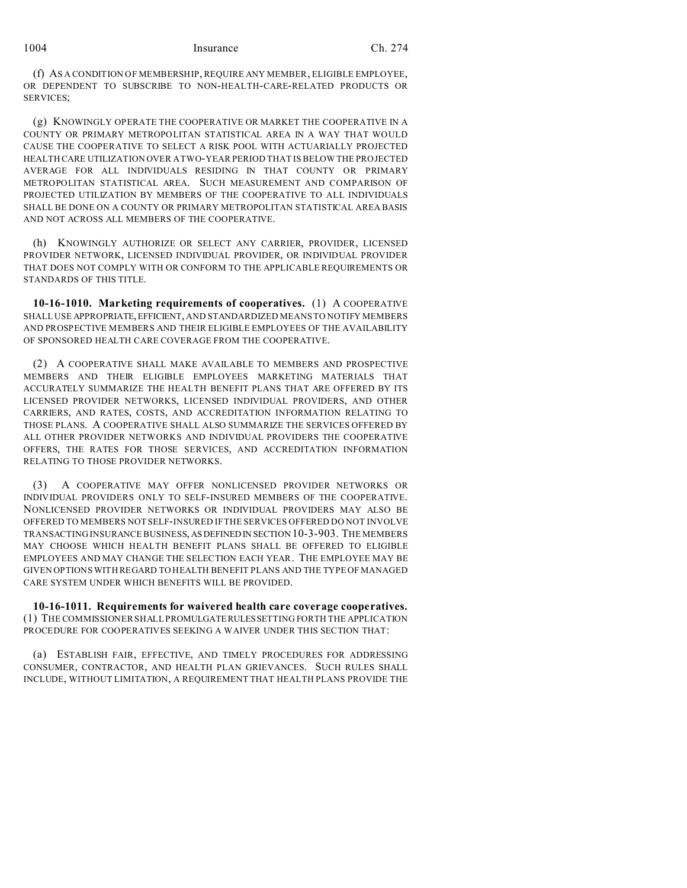(f) AS A CONDITION OF MEMBERSHIP, REQUIRE ANY MEMBER, ELIGIBLE EMPLOYEE, OR DEPENDENT TO SUBSCRIBE TO NON-HEALTH-CARE-RELATED PRODUCTS OR SERVICES;

(g) KNOWINGLY OPERATE THE COOPERATIVE OR MARKET THE COOPERATIVE IN A COUNTY OR PRIMARY METROPOLITAN STATISTICAL AREA IN A WAY THAT WOULD CAUSE THE COOPERATIVE TO SELECT A RISK POOL WITH ACTUARIALLY PROJECTED HEALTH CARE UTILIZATION OVER A TWO-YEAR PERIOD THAT IS BELOW THE PROJECTED AVERAGE FOR ALL INDIVIDUALS RESIDING IN THAT COUNTY OR PRIMARY METROPOLITAN STATISTICAL AREA. SUCH MEASUREMENT AND COMPARISON OF PROJECTED UTILIZATION BY MEMBERS OF THE COOPERATIVE TO ALL INDIVIDUALS SHALL BE DONE ON A COUNTY OR PRIMARY METROPOLITAN STATISTICAL AREA BASIS AND NOT ACROSS ALL MEMBERS OF THE COOPERATIVE.

(h) KNOWINGLY AUTHORIZE OR SELECT ANY CARRIER, PROVIDER, LICENSED PROVIDER NETWORK, LICENSED INDIVIDUAL PROVIDER, OR INDIVIDUAL PROVIDER THAT DOES NOT COMPLY WITH OR CONFORM TO THE APPLICABLE REQUIREMENTS OR STANDARDS OF THIS TITLE.

**10-16-1010. Marketing requirements of cooperatives.** (1) A COOPERATIVE SHALL USE APPROPRIATE, EFFICIENT, AND STANDARDIZED MEANS TO NOTIFY MEMBERS AND PROSPECTIVE MEMBERS AND THEIR ELIGIBLE EMPLOYEES OF THE AVAILABILITY OF SPONSORED HEALTH CARE COVERAGE FROM THE COOPERATIVE.

(2) A COOPERATIVE SHALL MAKE AVAILABLE TO MEMBERS AND PROSPECTIVE MEMBERS AND THEIR ELIGIBLE EMPLOYEES MARKETING MATERIALS THAT ACCURATELY SUMMARIZE THE HEALTH BENEFIT PLANS THAT ARE OFFERED BY ITS LICENSED PROVIDER NETWORKS, LICENSED INDIVIDUAL PROVIDERS, AND OTHER CARRIERS, AND RATES, COSTS, AND ACCREDITATION INFORMATION RELATING TO THOSE PLANS. A COOPERATIVE SHALL ALSO SUMMARIZE THE SERVICES OFFERED BY ALL OTHER PROVIDER NETWORKS AND INDIVIDUAL PROVIDERS THE COOPERATIVE OFFERS, THE RATES FOR THOSE SERVICES, AND ACCREDITATION INFORMATION RELATING TO THOSE PROVIDER NETWORKS.

(3) A COOPERATIVE MAY OFFER NONLICENSED PROVIDER NETWORKS OR INDIVIDUAL PROVIDERS ONLY TO SELF-INSURED MEMBERS OF THE COOPERATIVE. NONLICENSED PROVIDER NETWORKS OR INDIVIDUAL PROVIDERS MAY ALSO BE OFFERED TO MEMBERS NOT SELF-INSURED IF THE SERVICES OFFERED DO NOT INVOLVE TRANSACTING INSURANCE BUSINESS, AS DEFINED IN SECTION 10-3-903. THE MEMBERS MAY CHOOSE WHICH HEALTH BENEFIT PLANS SHALL BE OFFERED TO ELIGIBLE EMPLOYEES AND MAY CHANGE THE SELECTION EACH YEAR. THE EMPLOYEE MAY BE GIVEN OPTIONS WITH REGARD TO HEALTH BENEFIT PLANS AND THE TYPE OF MANAGED CARE SYSTEM UNDER WHICH BENEFITS WILL BE PROVIDED.

**10-16-1011. Requirements for waivered health care coverage cooperatives.** (1) THE COMMISSIONER SHALL PROMULGATE RULES SETTING FORTH THE APPLICATION PROCEDURE FOR COOPERATIVES SEEKING A WAIVER UNDER THIS SECTION THAT:

(a) ESTABLISH FAIR, EFFECTIVE, AND TIMELY PROCEDURES FOR ADDRESSING CONSUMER, CONTRACTOR, AND HEALTH PLAN GRIEVANCES. SUCH RULES SHALL INCLUDE, WITHOUT LIMITATION, A REQUIREMENT THAT HEALTH PLANS PROVIDE THE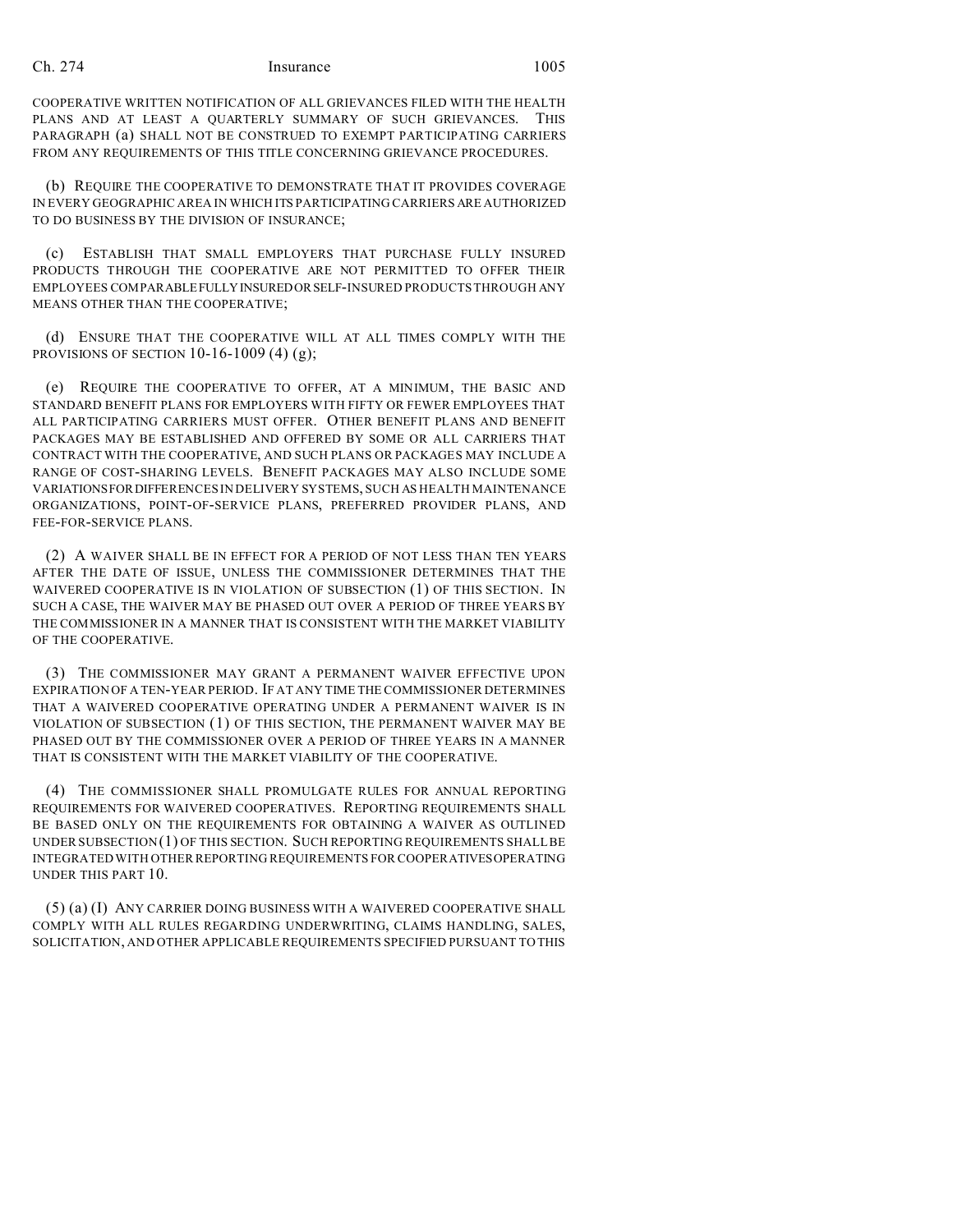COOPERATIVE WRITTEN NOTIFICATION OF ALL GRIEVANCES FILED WITH THE HEALTH PLANS AND AT LEAST A QUARTERLY SUMMARY OF SUCH GRIEVANCES. THIS PARAGRAPH (a) SHALL NOT BE CONSTRUED TO EXEMPT PARTICIPATING CARRIERS FROM ANY REQUIREMENTS OF THIS TITLE CONCERNING GRIEVANCE PROCEDURES.

(b) REQUIRE THE COOPERATIVE TO DEMONSTRATE THAT IT PROVIDES COVERAGE IN EVERY GEOGRAPHIC AREA IN WHICH ITS PARTICIPATING CARRIERS ARE AUTHORIZED TO DO BUSINESS BY THE DIVISION OF INSURANCE;

(c) ESTABLISH THAT SMALL EMPLOYERS THAT PURCHASE FULLY INSURED PRODUCTS THROUGH THE COOPERATIVE ARE NOT PERMITTED TO OFFER THEIR EMPLOYEES COMPARABLE FULLY INSURED OR SELF-INSURED PRODUCTS THROUGH ANY MEANS OTHER THAN THE COOPERATIVE;

(d) ENSURE THAT THE COOPERATIVE WILL AT ALL TIMES COMPLY WITH THE PROVISIONS OF SECTION 10-16-1009 (4) (g);

(e) REQUIRE THE COOPERATIVE TO OFFER, AT A MINIMUM, THE BASIC AND STANDARD BENEFIT PLANS FOR EMPLOYERS WITH FIFTY OR FEWER EMPLOYEES THAT ALL PARTICIPATING CARRIERS MUST OFFER. OTHER BENEFIT PLANS AND BENEFIT PACKAGES MAY BE ESTABLISHED AND OFFERED BY SOME OR ALL CARRIERS THAT CONTRACT WITH THE COOPERATIVE, AND SUCH PLANS OR PACKAGES MAY INCLUDE A RANGE OF COST-SHARING LEVELS. BENEFIT PACKAGES MAY ALSO INCLUDE SOME VARIATIONS FOR DIFFERENCES IN DELIVERY SYSTEMS, SUCH AS HEALTH MAINTENANCE ORGANIZATIONS, POINT-OF-SERVICE PLANS, PREFERRED PROVIDER PLANS, AND FEE-FOR-SERVICE PLANS.

(2) A WAIVER SHALL BE IN EFFECT FOR A PERIOD OF NOT LESS THAN TEN YEARS AFTER THE DATE OF ISSUE, UNLESS THE COMMISSIONER DETERMINES THAT THE WAIVERED COOPERATIVE IS IN VIOLATION OF SUBSECTION (1) OF THIS SECTION. IN SUCH A CASE, THE WAIVER MAY BE PHASED OUT OVER A PERIOD OF THREE YEARS BY THE COMMISSIONER IN A MANNER THAT IS CONSISTENT WITH THE MARKET VIABILITY OF THE COOPERATIVE.

(3) THE COMMISSIONER MAY GRANT A PERMANENT WAIVER EFFECTIVE UPON EXPIRATION OF A TEN-YEAR PERIOD. IF AT ANY TIME THE COMMISSIONER DETERMINES THAT A WAIVERED COOPERATIVE OPERATING UNDER A PERMANENT WAIVER IS IN VIOLATION OF SUBSECTION (1) OF THIS SECTION, THE PERMANENT WAIVER MAY BE PHASED OUT BY THE COMMISSIONER OVER A PERIOD OF THREE YEARS IN A MANNER THAT IS CONSISTENT WITH THE MARKET VIABILITY OF THE COOPERATIVE.

(4) THE COMMISSIONER SHALL PROMULGATE RULES FOR ANNUAL REPORTING REQUIREMENTS FOR WAIVERED COOPERATIVES. REPORTING REQUIREMENTS SHALL BE BASED ONLY ON THE REQUIREMENTS FOR OBTAINING A WAIVER AS OUTLINED UNDER SUBSECTION (1) OF THIS SECTION. SUCH REPORTING REQUIREMENTS SHALL BE INTEGRATED WITH OTHER REPORTING REQUIREMENTS FOR COOPERATIVES OPERATING UNDER THIS PART 10.

(5) (a) (I) ANY CARRIER DOING BUSINESS WITH A WAIVERED COOPERATIVE SHALL COMPLY WITH ALL RULES REGARDING UNDERWRITING, CLAIMS HANDLING, SALES, SOLICITATION, AND OTHER APPLICABLE REQUIREMENTS SPECIFIED PURSUANT TO THIS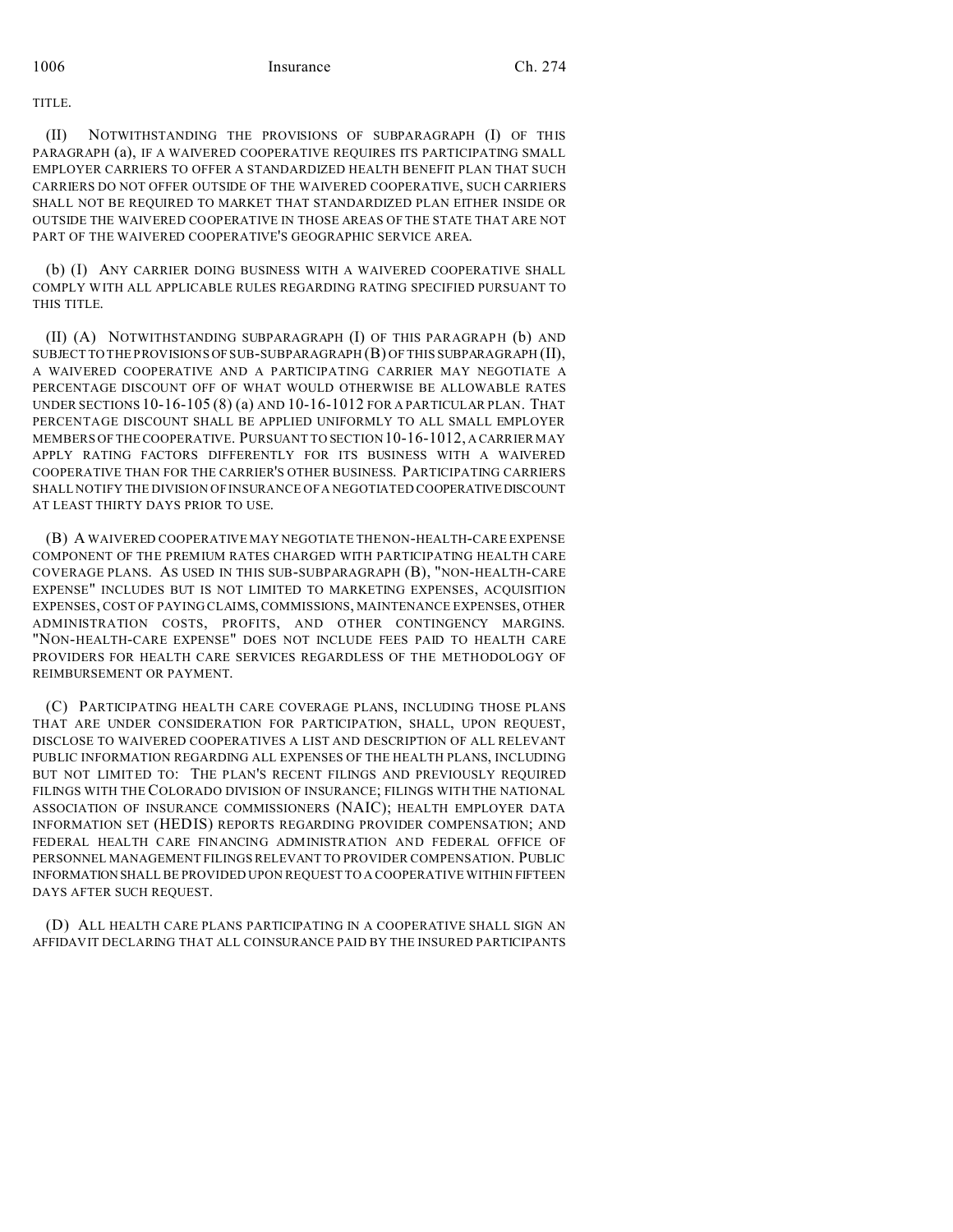TITLE.

(II) NOTWITHSTANDING THE PROVISIONS OF SUBPARAGRAPH (I) OF THIS PARAGRAPH (a), IF A WAIVERED COOPERATIVE REQUIRES ITS PARTICIPATING SMALL EMPLOYER CARRIERS TO OFFER A STANDARDIZED HEALTH BENEFIT PLAN THAT SUCH CARRIERS DO NOT OFFER OUTSIDE OF THE WAIVERED COOPERATIVE, SUCH CARRIERS SHALL NOT BE REQUIRED TO MARKET THAT STANDARDIZED PLAN EITHER INSIDE OR OUTSIDE THE WAIVERED COOPERATIVE IN THOSE AREAS OF THE STATE THAT ARE NOT PART OF THE WAIVERED COOPERATIVE'S GEOGRAPHIC SERVICE AREA.

(b) (I) ANY CARRIER DOING BUSINESS WITH A WAIVERED COOPERATIVE SHALL COMPLY WITH ALL APPLICABLE RULES REGARDING RATING SPECIFIED PURSUANT TO THIS TITLE.

(II) (A) NOTWITHSTANDING SUBPARAGRAPH (I) OF THIS PARAGRAPH (b) AND SUBJECT TO THE PROVISIONS OF SUB-SUBPARAGRAPH (B) OF THIS SUBPARAGRAPH (II), A WAIVERED COOPERATIVE AND A PARTICIPATING CARRIER MAY NEGOTIATE A PERCENTAGE DISCOUNT OFF OF WHAT WOULD OTHERWISE BE ALLOWABLE RATES UNDER SECTIONS 10-16-105 (8) (a) AND 10-16-1012 FOR A PARTICULAR PLAN. THAT PERCENTAGE DISCOUNT SHALL BE APPLIED UNIFORMLY TO ALL SMALL EMPLOYER MEMBERS OF THE COOPERATIVE. PURSUANT TO SECTION 10-16-1012, A CARRIER MAY APPLY RATING FACTORS DIFFERENTLY FOR ITS BUSINESS WITH A WAIVERED COOPERATIVE THAN FOR THE CARRIER'S OTHER BUSINESS. PARTICIPATING CARRIERS SHALL NOTIFY THE DIVISION OF INSURANCE OF A NEGOTIATED COOPERATIVE DISCOUNT AT LEAST THIRTY DAYS PRIOR TO USE.

(B) A WAIVERED COOPERATIVE MAY NEGOTIATE THE NON-HEALTH-CARE EXPENSE COMPONENT OF THE PREMIUM RATES CHARGED WITH PARTICIPATING HEALTH CARE COVERAGE PLANS. AS USED IN THIS SUB-SUBPARAGRAPH (B), "NON-HEALTH-CARE EXPENSE" INCLUDES BUT IS NOT LIMITED TO MARKETING EXPENSES, ACQUISITION EXPENSES, COST OF PAYING CLAIMS, COMMISSIONS, MAINTENANCE EXPENSES, OTHER ADMINISTRATION COSTS, PROFITS, AND OTHER CONTINGENCY MARGINS. "NON-HEALTH-CARE EXPENSE" DOES NOT INCLUDE FEES PAID TO HEALTH CARE PROVIDERS FOR HEALTH CARE SERVICES REGARDLESS OF THE METHODOLOGY OF REIMBURSEMENT OR PAYMENT.

(C) PARTICIPATING HEALTH CARE COVERAGE PLANS, INCLUDING THOSE PLANS THAT ARE UNDER CONSIDERATION FOR PARTICIPATION, SHALL, UPON REQUEST, DISCLOSE TO WAIVERED COOPERATIVES A LIST AND DESCRIPTION OF ALL RELEVANT PUBLIC INFORMATION REGARDING ALL EXPENSES OF THE HEALTH PLANS, INCLUDING BUT NOT LIMITED TO: THE PLAN'S RECENT FILINGS AND PREVIOUSLY REQUIRED FILINGS WITH THE COLORADO DIVISION OF INSURANCE; FILINGS WITH THE NATIONAL ASSOCIATION OF INSURANCE COMMISSIONERS (NAIC); HEALTH EMPLOYER DATA INFORMATION SET (HEDIS) REPORTS REGARDING PROVIDER COMPENSATION; AND FEDERAL HEALTH CARE FINANCING ADMINISTRATION AND FEDERAL OFFICE OF PERSONNEL MANAGEMENT FILINGS RELEVANT TO PROVIDER COMPENSATION. PUBLIC INFORMATION SHALL BE PROVIDED UPON REQUEST TO A COOPERATIVE WITHIN FIFTEEN DAYS AFTER SUCH REQUEST.

(D) ALL HEALTH CARE PLANS PARTICIPATING IN A COOPERATIVE SHALL SIGN AN AFFIDAVIT DECLARING THAT ALL COINSURANCE PAID BY THE INSURED PARTICIPANTS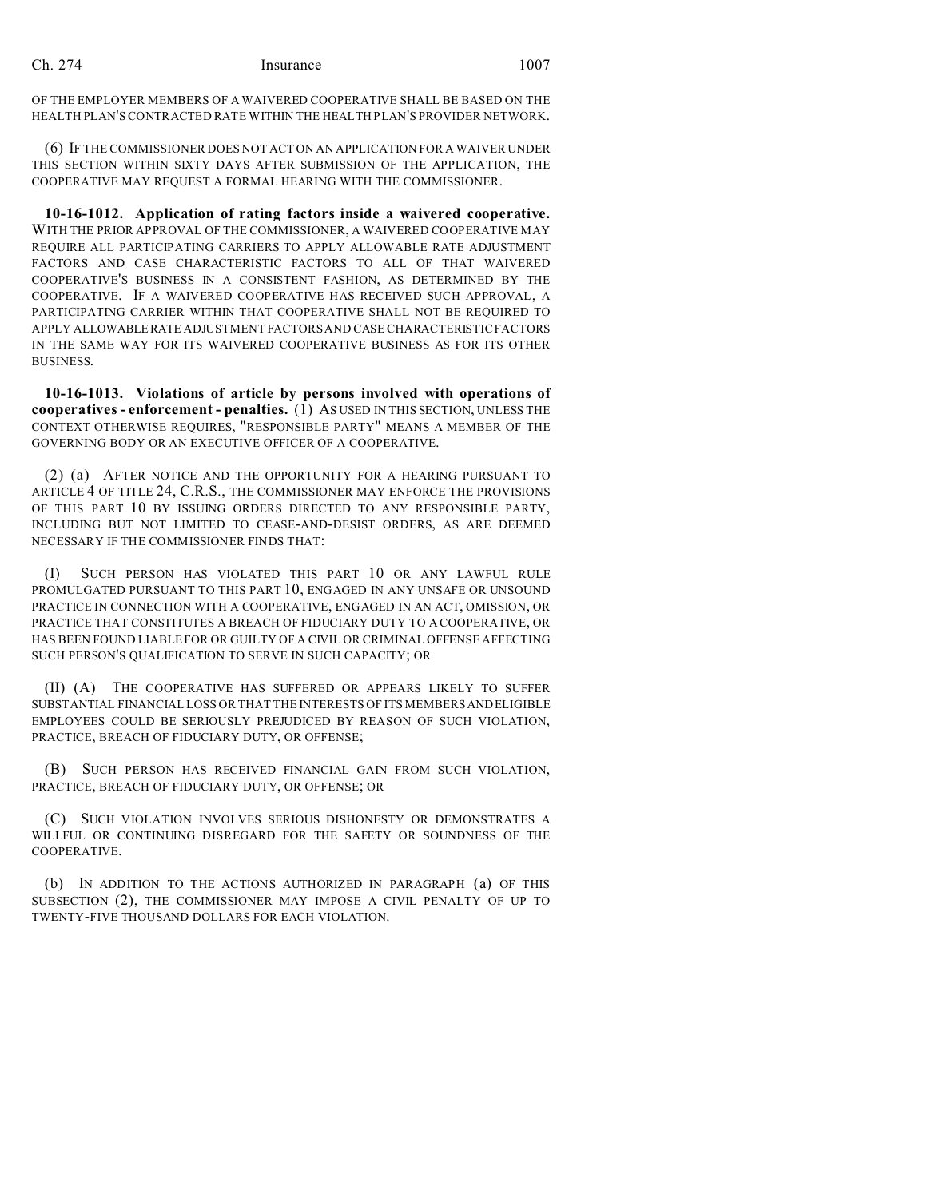OF THE EMPLOYER MEMBERS OF A WAIVERED COOPERATIVE SHALL BE BASED ON THE HEALTH PLAN'S CONTRACTED RATE WITHIN THE HEALTH PLAN'S PROVIDER NETWORK.

(6) IF THE COMMISSIONER DOES NOT ACT ON AN APPLICATION FOR A WAIVER UNDER THIS SECTION WITHIN SIXTY DAYS AFTER SUBMISSION OF THE APPLICATION, THE COOPERATIVE MAY REQUEST A FORMAL HEARING WITH THE COMMISSIONER.

**10-16-1012. Application of rating factors inside a waivered cooperative.** WITH THE PRIOR APPROVAL OF THE COMMISSIONER, A WAIVERED COOPERATIVE MAY REQUIRE ALL PARTICIPATING CARRIERS TO APPLY ALLOWABLE RATE ADJUSTMENT FACTORS AND CASE CHARACTERISTIC FACTORS TO ALL OF THAT WAIVERED COOPERATIVE'S BUSINESS IN A CONSISTENT FASHION, AS DETERMINED BY THE COOPERATIVE. IF A WAIVERED COOPERATIVE HAS RECEIVED SUCH APPROVAL, A PARTICIPATING CARRIER WITHIN THAT COOPERATIVE SHALL NOT BE REQUIRED TO APPLY ALLOWABLE RATE ADJUSTMENT FACTORS AND CASE CHARACTERISTIC FACTORS IN THE SAME WAY FOR ITS WAIVERED COOPERATIVE BUSINESS AS FOR ITS OTHER BUSINESS.

**10-16-1013. Violations of article by persons involved with operations of cooperatives - enforcement - penalties.** (1) AS USED IN THIS SECTION, UNLESS THE CONTEXT OTHERWISE REQUIRES, "RESPONSIBLE PARTY" MEANS A MEMBER OF THE GOVERNING BODY OR AN EXECUTIVE OFFICER OF A COOPERATIVE.

(2) (a) AFTER NOTICE AND THE OPPORTUNITY FOR A HEARING PURSUANT TO ARTICLE 4 OF TITLE 24, C.R.S., THE COMMISSIONER MAY ENFORCE THE PROVISIONS OF THIS PART 10 BY ISSUING ORDERS DIRECTED TO ANY RESPONSIBLE PARTY, INCLUDING BUT NOT LIMITED TO CEASE-AND-DESIST ORDERS, AS ARE DEEMED NECESSARY IF THE COMMISSIONER FINDS THAT:

(I) SUCH PERSON HAS VIOLATED THIS PART 10 OR ANY LAWFUL RULE PROMULGATED PURSUANT TO THIS PART 10, ENGAGED IN ANY UNSAFE OR UNSOUND PRACTICE IN CONNECTION WITH A COOPERATIVE, ENGAGED IN AN ACT, OMISSION, OR PRACTICE THAT CONSTITUTES A BREACH OF FIDUCIARY DUTY TO A COOPERATIVE, OR HAS BEEN FOUND LIABLE FOR OR GUILTY OF A CIVIL OR CRIMINAL OFFENSE AFFECTING SUCH PERSON'S QUALIFICATION TO SERVE IN SUCH CAPACITY; OR

(II) (A) THE COOPERATIVE HAS SUFFERED OR APPEARS LIKELY TO SUFFER SUBSTANTIAL FINANCIAL LOSS OR THAT THE INTERESTS OF ITS MEMBERS AND ELIGIBLE EMPLOYEES COULD BE SERIOUSLY PREJUDICED BY REASON OF SUCH VIOLATION, PRACTICE, BREACH OF FIDUCIARY DUTY, OR OFFENSE;

(B) SUCH PERSON HAS RECEIVED FINANCIAL GAIN FROM SUCH VIOLATION, PRACTICE, BREACH OF FIDUCIARY DUTY, OR OFFENSE; OR

(C) SUCH VIOLATION INVOLVES SERIOUS DISHONESTY OR DEMONSTRATES A WILLFUL OR CONTINUING DISREGARD FOR THE SAFETY OR SOUNDNESS OF THE COOPERATIVE.

(b) IN ADDITION TO THE ACTIONS AUTHORIZED IN PARAGRAPH (a) OF THIS SUBSECTION (2), THE COMMISSIONER MAY IMPOSE A CIVIL PENALTY OF UP TO TWENTY-FIVE THOUSAND DOLLARS FOR EACH VIOLATION.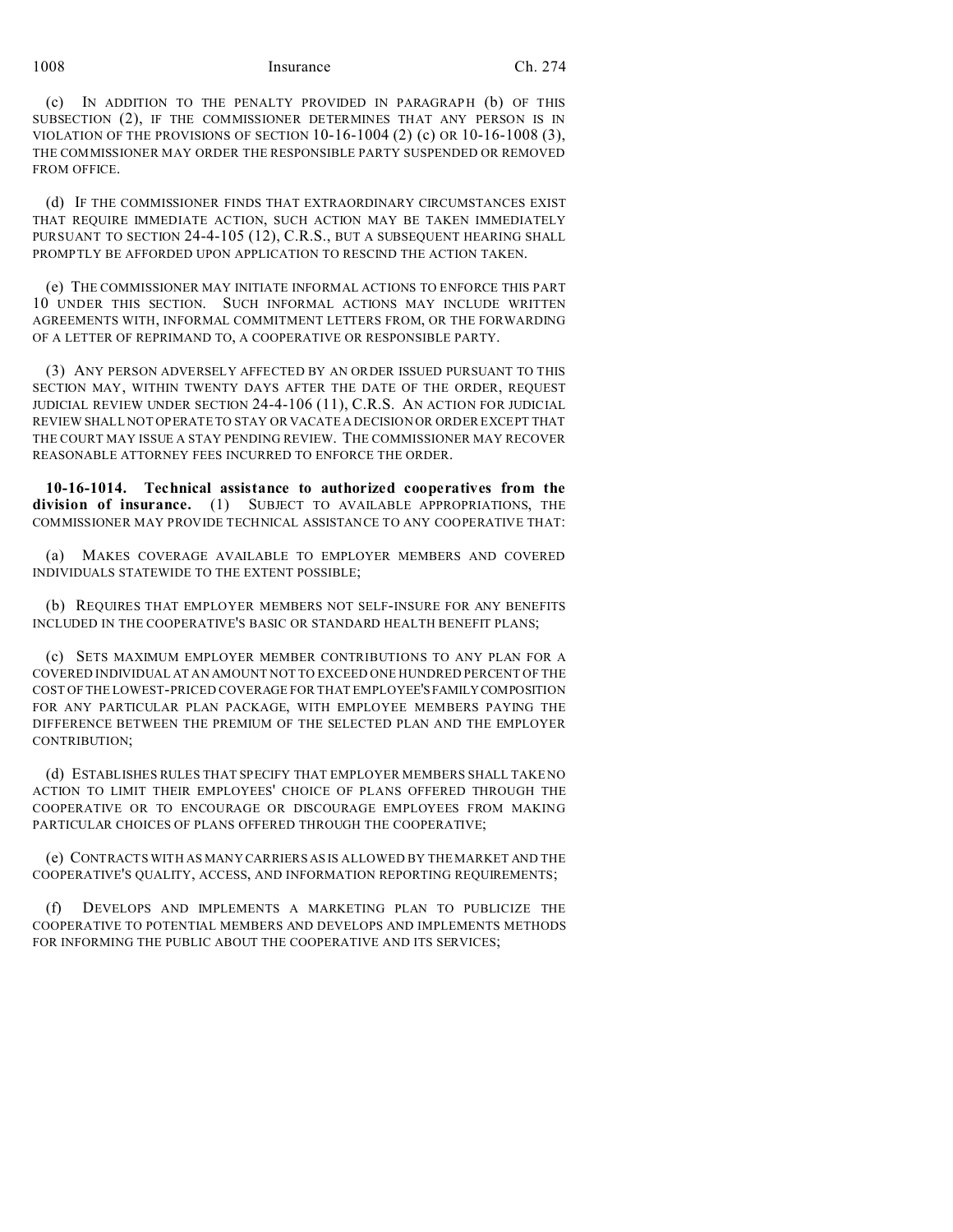(c) IN ADDITION TO THE PENALTY PROVIDED IN PARAGRAPH (b) OF THIS SUBSECTION (2), IF THE COMMISSIONER DETERMINES THAT ANY PERSON IS IN VIOLATION OF THE PROVISIONS OF SECTION 10-16-1004 (2) (c) OR 10-16-1008 (3), THE COMMISSIONER MAY ORDER THE RESPONSIBLE PARTY SUSPENDED OR REMOVED FROM OFFICE.

(d) IF THE COMMISSIONER FINDS THAT EXTRAORDINARY CIRCUMSTANCES EXIST THAT REQUIRE IMMEDIATE ACTION, SUCH ACTION MAY BE TAKEN IMMEDIATELY PURSUANT TO SECTION 24-4-105 (12), C.R.S., BUT A SUBSEQUENT HEARING SHALL PROMPTLY BE AFFORDED UPON APPLICATION TO RESCIND THE ACTION TAKEN.

(e) THE COMMISSIONER MAY INITIATE INFORMAL ACTIONS TO ENFORCE THIS PART 10 UNDER THIS SECTION. SUCH INFORMAL ACTIONS MAY INCLUDE WRITTEN AGREEMENTS WITH, INFORMAL COMMITMENT LETTERS FROM, OR THE FORWARDING OF A LETTER OF REPRIMAND TO, A COOPERATIVE OR RESPONSIBLE PARTY.

(3) ANY PERSON ADVERSELY AFFECTED BY AN ORDER ISSUED PURSUANT TO THIS SECTION MAY, WITHIN TWENTY DAYS AFTER THE DATE OF THE ORDER, REQUEST JUDICIAL REVIEW UNDER SECTION 24-4-106 (11), C.R.S. AN ACTION FOR JUDICIAL REVIEW SHALL NOT OPERATE TO STAY OR VACATE A DECISION OR ORDER EXCEPT THAT THE COURT MAY ISSUE A STAY PENDING REVIEW. THE COMMISSIONER MAY RECOVER REASONABLE ATTORNEY FEES INCURRED TO ENFORCE THE ORDER.

**10-16-1014. Technical assistance to authorized cooperatives from the division of insurance.** (1) SUBJECT TO AVAILABLE APPROPRIATIONS, THE COMMISSIONER MAY PROVIDE TECHNICAL ASSISTANCE TO ANY COOPERATIVE THAT:

(a) MAKES COVERAGE AVAILABLE TO EMPLOYER MEMBERS AND COVERED INDIVIDUALS STATEWIDE TO THE EXTENT POSSIBLE;

(b) REQUIRES THAT EMPLOYER MEMBERS NOT SELF-INSURE FOR ANY BENEFITS INCLUDED IN THE COOPERATIVE'S BASIC OR STANDARD HEALTH BENEFIT PLANS;

(c) SETS MAXIMUM EMPLOYER MEMBER CONTRIBUTIONS TO ANY PLAN FOR A COVERED INDIVIDUAL AT AN AMOUNT NOT TO EXCEED ONE HUNDRED PERCENT OF THE COST OF THE LOWEST-PRICED COVERAGE FOR THAT EMPLOYEE'S FAMILY COMPOSITION FOR ANY PARTICULAR PLAN PACKAGE, WITH EMPLOYEE MEMBERS PAYING THE DIFFERENCE BETWEEN THE PREMIUM OF THE SELECTED PLAN AND THE EMPLOYER CONTRIBUTION;

(d) ESTABLISHES RULES THAT SPECIFY THAT EMPLOYER MEMBERS SHALL TAKE NO ACTION TO LIMIT THEIR EMPLOYEES' CHOICE OF PLANS OFFERED THROUGH THE COOPERATIVE OR TO ENCOURAGE OR DISCOURAGE EMPLOYEES FROM MAKING PARTICULAR CHOICES OF PLANS OFFERED THROUGH THE COOPERATIVE;

(e) CONTRACTS WITH AS MANY CARRIERS AS IS ALLOWED BY THE MARKET AND THE COOPERATIVE'S QUALITY, ACCESS, AND INFORMATION REPORTING REQUIREMENTS;

(f) DEVELOPS AND IMPLEMENTS A MARKETING PLAN TO PUBLICIZE THE COOPERATIVE TO POTENTIAL MEMBERS AND DEVELOPS AND IMPLEMENTS METHODS FOR INFORMING THE PUBLIC ABOUT THE COOPERATIVE AND ITS SERVICES;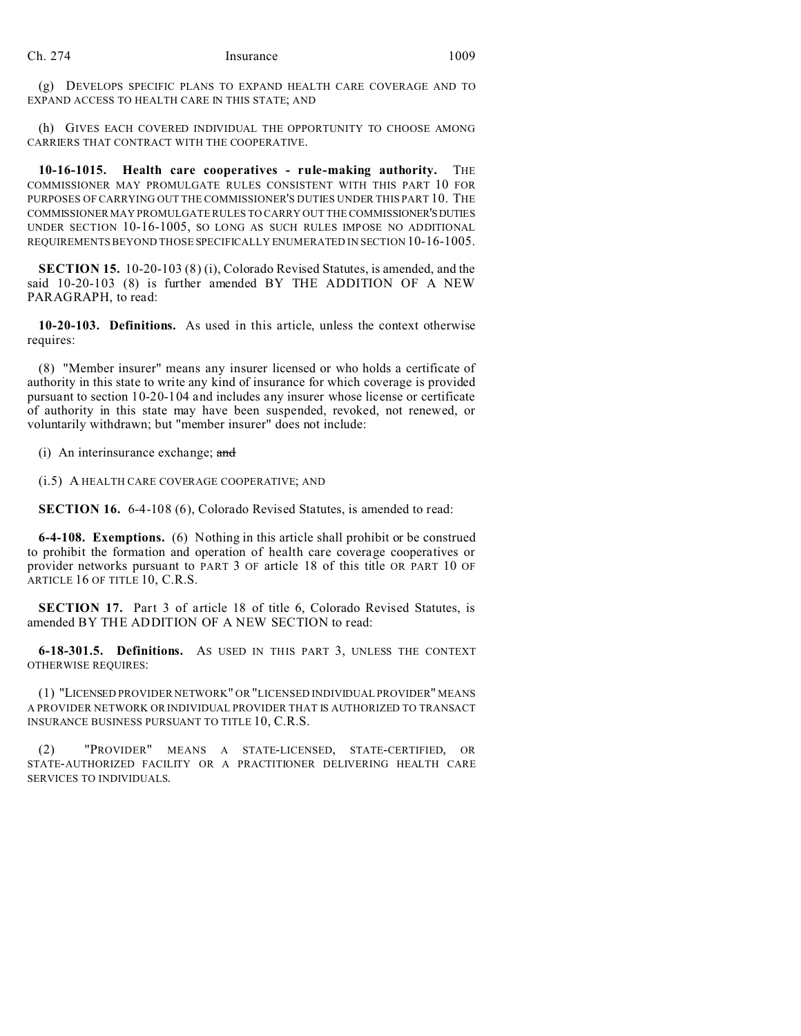(g) DEVELOPS SPECIFIC PLANS TO EXPAND HEALTH CARE COVERAGE AND TO EXPAND ACCESS TO HEALTH CARE IN THIS STATE; AND

(h) GIVES EACH COVERED INDIVIDUAL THE OPPORTUNITY TO CHOOSE AMONG CARRIERS THAT CONTRACT WITH THE COOPERATIVE.

**10-16-1015. Health care cooperatives - rule-making authority.** THE COMMISSIONER MAY PROMULGATE RULES CONSISTENT WITH THIS PART 10 FOR PURPOSES OF CARRYING OUT THE COMMISSIONER'S DUTIES UNDER THIS PART 10. THE COMMISSIONER MAY PROMULGATE RULES TO CARRY OUT THE COMMISSIONER'S DUTIES UNDER SECTION 10-16-1005, SO LONG AS SUCH RULES IMPOSE NO ADDITIONAL REQUIREMENTS BEYOND THOSE SPECIFICALLY ENUMERATED IN SECTION 10-16-1005.

**SECTION 15.** 10-20-103 (8) (i), Colorado Revised Statutes, is amended, and the said 10-20-103 (8) is further amended BY THE ADDITION OF A NEW PARAGRAPH, to read:

**10-20-103. Definitions.** As used in this article, unless the context otherwise requires:

(8) "Member insurer" means any insurer licensed or who holds a certificate of authority in this state to write any kind of insurance for which coverage is provided pursuant to section 10-20-104 and includes any insurer whose license or certificate of authority in this state may have been suspended, revoked, not renewed, or voluntarily withdrawn; but "member insurer" does not include:

(i) An interinsurance exchange; ~~and~~

(i.5) A HEALTH CARE COVERAGE COOPERATIVE; AND

**SECTION 16.** 6-4-108 (6), Colorado Revised Statutes, is amended to read:

**6-4-108. Exemptions.** (6) Nothing in this article shall prohibit or be construed to prohibit the formation and operation of health care coverage cooperatives or provider networks pursuant to PART 3 OF article 18 of this title OR PART 10 OF ARTICLE 16 OF TITLE 10, C.R.S.

**SECTION 17.** Part 3 of article 18 of title 6, Colorado Revised Statutes, is amended BY THE ADDITION OF A NEW SECTION to read:

**6-18-301.5. Definitions.** AS USED IN THIS PART 3, UNLESS THE CONTEXT OTHERWISE REQUIRES:

(1) "LICENSED PROVIDER NETWORK" OR "LICENSED INDIVIDUAL PROVIDER" MEANS A PROVIDER NETWORK OR INDIVIDUAL PROVIDER THAT IS AUTHORIZED TO TRANSACT INSURANCE BUSINESS PURSUANT TO TITLE 10, C.R.S.

(2) "PROVIDER" MEANS A STATE-LICENSED, STATE-CERTIFIED, OR STATE-AUTHORIZED FACILITY OR A PRACTITIONER DELIVERING HEALTH CARE SERVICES TO INDIVIDUALS.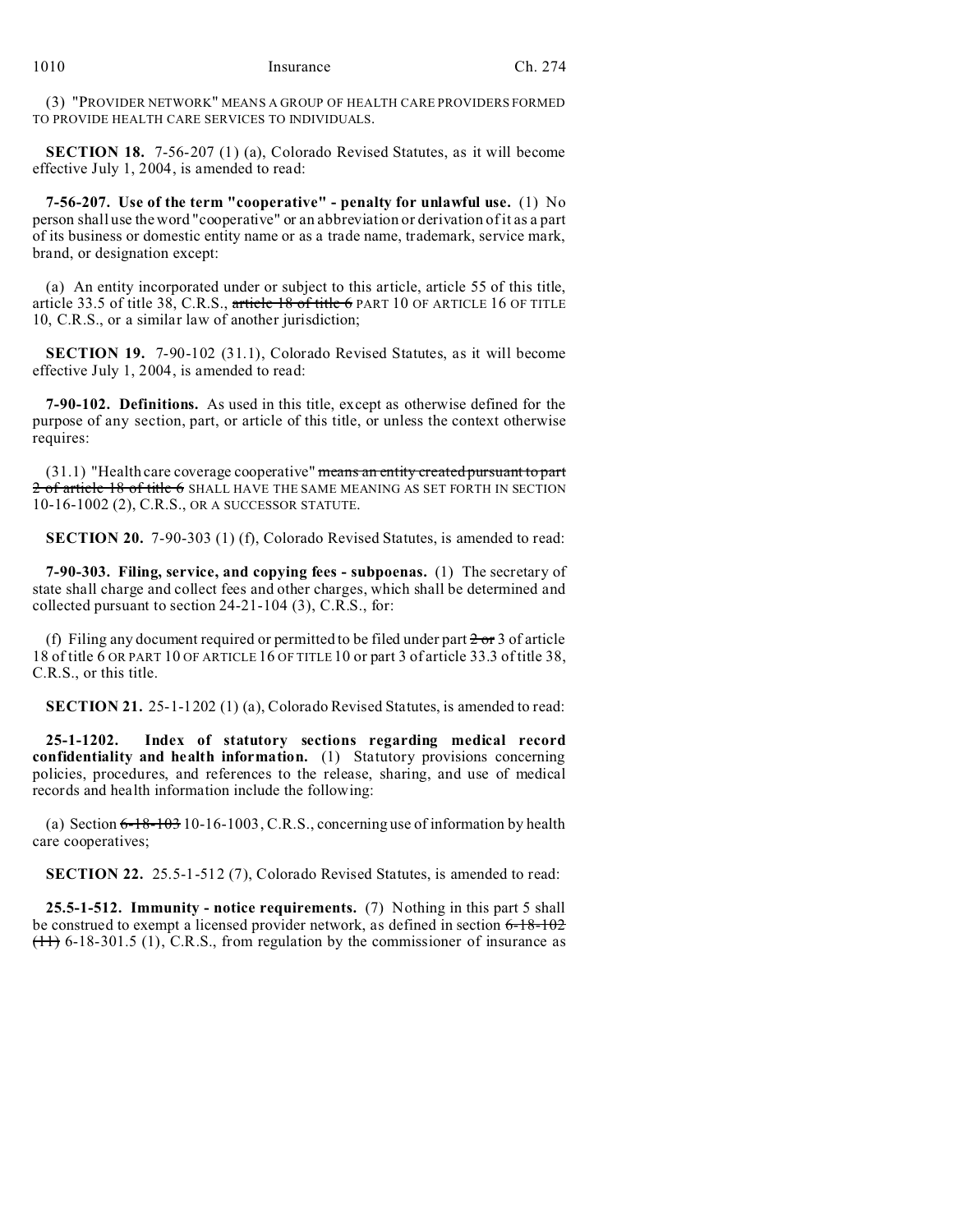(3) "PROVIDER NETWORK" MEANS A GROUP OF HEALTH CARE PROVIDERS FORMED TO PROVIDE HEALTH CARE SERVICES TO INDIVIDUALS.

**SECTION 18.** 7-56-207 (1) (a), Colorado Revised Statutes, as it will become effective July 1, 2004, is amended to read:

**7-56-207. Use of the term "cooperative" - penalty for unlawful use.** (1) No person shall use the word "cooperative" or an abbreviation or derivation of it as a part of its business or domestic entity name or as a trade name, trademark, service mark, brand, or designation except:

(a) An entity incorporated under or subject to this article, article 55 of this title, article 33.5 of title 38, C.R.S., ~~article 18 of title 6~~ PART 10 OF ARTICLE 16 OF TITLE 10, C.R.S., or a similar law of another jurisdiction;

**SECTION 19.** 7-90-102 (31.1), Colorado Revised Statutes, as it will become effective July 1, 2004, is amended to read:

**7-90-102. Definitions.** As used in this title, except as otherwise defined for the purpose of any section, part, or article of this title, or unless the context otherwise requires:

(31.1) "Health care coverage cooperative" ~~means an entity created pursuant to part 2 of article 18 of title 6~~ SHALL HAVE THE SAME MEANING AS SET FORTH IN SECTION 10-16-1002 (2), C.R.S., OR A SUCCESSOR STATUTE.

**SECTION 20.** 7-90-303 (1) (f), Colorado Revised Statutes, is amended to read:

**7-90-303. Filing, service, and copying fees - subpoenas.** (1) The secretary of state shall charge and collect fees and other charges, which shall be determined and collected pursuant to section 24-21-104 (3), C.R.S., for:

(f) Filing any document required or permitted to be filed under part ~~2 or~~ 3 of article 18 of title 6 OR PART 10 OF ARTICLE 16 OF TITLE 10 or part 3 of article 33.3 of title 38, C.R.S., or this title.

**SECTION 21.** 25-1-1202 (1) (a), Colorado Revised Statutes, is amended to read:

**25-1-1202. Index of statutory sections regarding medical record confidentiality and health information.** (1) Statutory provisions concerning policies, procedures, and references to the release, sharing, and use of medical records and health information include the following:

(a) Section ~~6-18-103~~ 10-16-1003, C.R.S., concerning use of information by health care cooperatives;

**SECTION 22.** 25.5-1-512 (7), Colorado Revised Statutes, is amended to read:

**25.5-1-512. Immunity - notice requirements.** (7) Nothing in this part 5 shall be construed to exempt a licensed provider network, as defined in section ~~6-18-102 (11)~~ 6-18-301.5 (1), C.R.S., from regulation by the commissioner of insurance as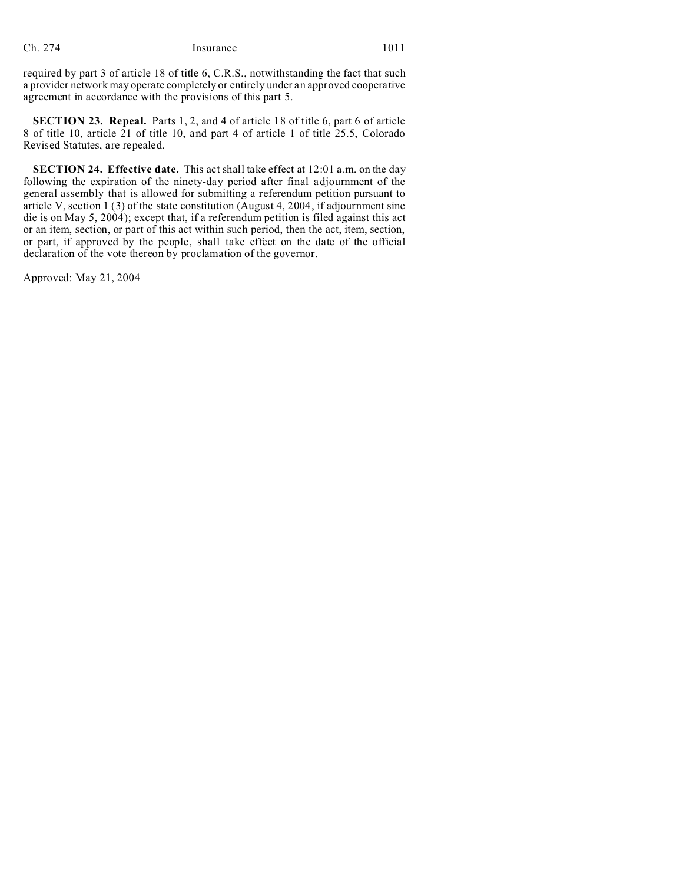required by part 3 of article 18 of title 6, C.R.S., notwithstanding the fact that such a provider network may operate completely or entirely under an approved cooperative agreement in accordance with the provisions of this part 5.

**SECTION 23. Repeal.** Parts 1, 2, and 4 of article 18 of title 6, part 6 of article 8 of title 10, article 21 of title 10, and part 4 of article 1 of title 25.5, Colorado Revised Statutes, are repealed.

**SECTION 24. Effective date.** This act shall take effect at 12:01 a.m. on the day following the expiration of the ninety-day period after final adjournment of the general assembly that is allowed for submitting a referendum petition pursuant to article V, section 1 (3) of the state constitution (August 4, 2004, if adjournment sine die is on May 5, 2004); except that, if a referendum petition is filed against this act or an item, section, or part of this act within such period, then the act, item, section, or part, if approved by the people, shall take effect on the date of the official declaration of the vote thereon by proclamation of the governor.

Approved: May 21, 2004